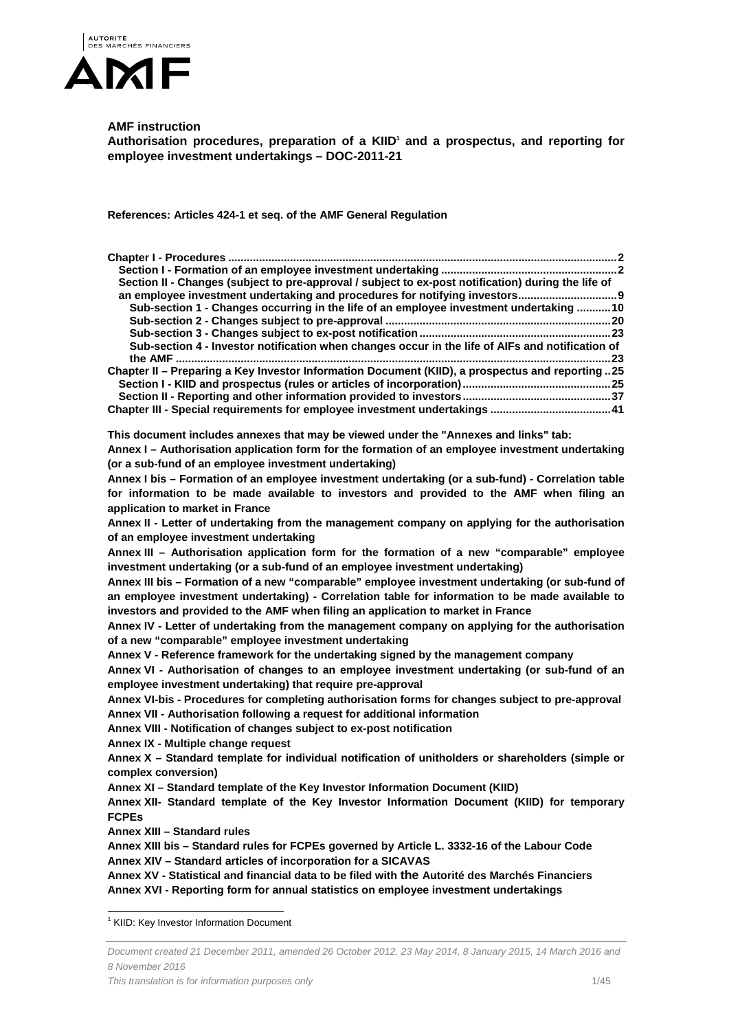**AMF instruction**

**Authorisation procedures, preparation of a KIID[1] and a prospectus, and reporting for employee investment undertakings – DOC-2011-21**

**References: Articles 424-1 et seq. of the AMF General Regulation**

- **Chapter I - Procedures** ..... 2
  - **Section I - Formation of an employee investment undertaking** ..... 2
  - **Section II - Changes (subject to pre-approval / subject to ex-post notification) during the life of an employee investment undertaking and procedures for notifying investors** ..... 9
    - **Sub-section 1 - Changes occurring in the life of an employee investment undertaking** ..... 10
    - **Sub-section 2 - Changes subject to pre-approval** ..... 20
    - **Sub-section 3 - Changes subject to ex-post notification** ..... 23
    - **Sub-section 4 - Investor notification when changes occur in the life of AIFs and notification of the AMF** ..... 23
- **Chapter II – Preparing a Key Investor Information Document (KIID), a prospectus and reporting** ..... 25
  - **Section I - KIID and prospectus (rules or articles of incorporation)** ..... 25
  - **Section II - Reporting and other information provided to investors** ..... 37
- **Chapter III - Special requirements for employee investment undertakings** ..... 41

**This document includes annexes that may be viewed under the "Annexes and links" tab:**

**Annex I – Authorisation application form for the formation of an employee investment undertaking (or a sub-fund of an employee investment undertaking)**

**Annex I bis – Formation of an employee investment undertaking (or a sub-fund) - Correlation table for information to be made available to investors and provided to the AMF when filing an application to market in France**

**Annex II - Letter of undertaking from the management company on applying for the authorisation of an employee investment undertaking**

**Annex III – Authorisation application form for the formation of a new "comparable" employee investment undertaking (or a sub-fund of an employee investment undertaking)**

**Annex III bis – Formation of a new "comparable" employee investment undertaking (or sub-fund of an employee investment undertaking) - Correlation table for information to be made available to investors and provided to the AMF when filing an application to market in France**

**Annex IV - Letter of undertaking from the management company on applying for the authorisation of a new "comparable" employee investment undertaking**

**Annex V - Reference framework for the undertaking signed by the management company**

**Annex VI - Authorisation of changes to an employee investment undertaking (or sub-fund of an employee investment undertaking) that require pre-approval**

**Annex VI-bis - Procedures for completing authorisation forms for changes subject to pre-approval**

**Annex VII - Authorisation following a request for additional information**

**Annex VIII - Notification of changes subject to ex-post notification**

**Annex IX - Multiple change request**

**Annex X – Standard template for individual notification of unitholders or shareholders (simple or complex conversion)**

**Annex XI – Standard template of the Key Investor Information Document (KIID)**

**Annex XII- Standard template of the Key Investor Information Document (KIID) for temporary FCPEs**

**Annex XIII – Standard rules**

**Annex XIII bis – Standard rules for FCPEs governed by Article L. 3332-16 of the Labour Code**

**Annex XIV – Standard articles of incorporation for a SICAVAS**

**Annex XV - Statistical and financial data to be filed with the Autorité des Marchés Financiers**

**Annex XVI - Reporting form for annual statistics on employee investment undertakings**

[1] KIID: Key Investor Information Document

*Document created 21 December 2011, amended 26 October 2012, 23 May 2014, 8 January 2015, 14 March 2016 and 8 November 2016*

*This translation is for information purposes only*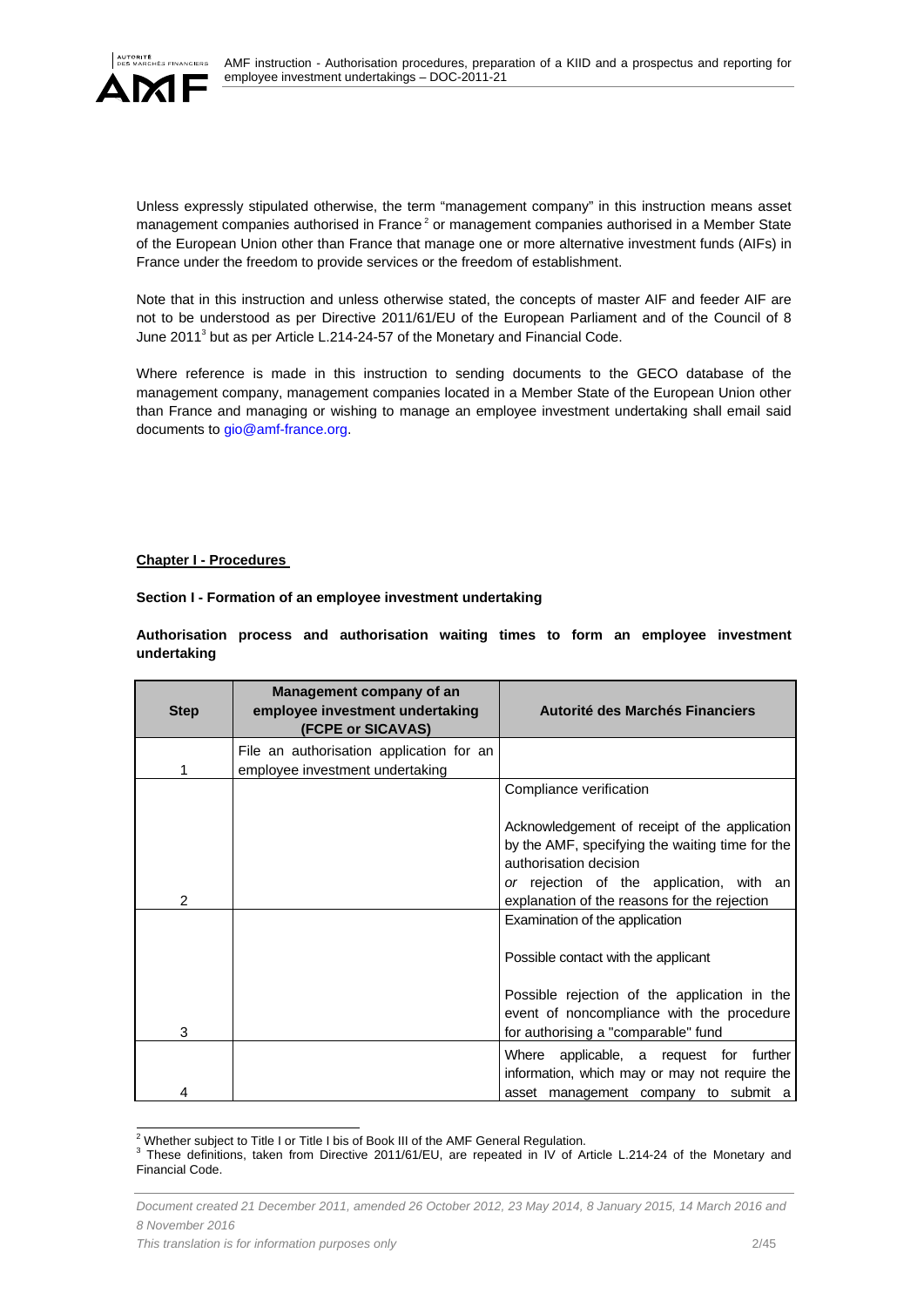Unless expressly stipulated otherwise, the term "management company" in this instruction means asset management companies authorised in France[2] or management companies authorised in a Member State of the European Union other than France that manage one or more alternative investment funds (AIFs) in France under the freedom to provide services or the freedom of establishment.

Note that in this instruction and unless otherwise stated, the concepts of master AIF and feeder AIF are not to be understood as per Directive 2011/61/EU of the European Parliament and of the Council of 8 June 2011[3] but as per Article L.214-24-57 of the Monetary and Financial Code.

Where reference is made in this instruction to sending documents to the GECO database of the management company, management companies located in a Member State of the European Union other than France and managing or wishing to manage an employee investment undertaking shall email said documents to gio@amf-france.org.

## Chapter I - Procedures

### Section I - Formation of an employee investment undertaking

**Authorisation process and authorisation waiting times to form an employee investment undertaking**

| Step | Management company of an employee investment undertaking (FCPE or SICAVAS) | Autorité des Marchés Financiers |
|---|---|---|
| 1 | File an authorisation application for an employee investment undertaking | |
| 2 | | Compliance verification<br><br>Acknowledgement of receipt of the application by the AMF, specifying the waiting time for the authorisation decision<br>*or* rejection of the application, with an explanation of the reasons for the rejection |
| 3 | | Examination of the application<br><br>Possible contact with the applicant<br><br>Possible rejection of the application in the event of noncompliance with the procedure for authorising a "comparable" fund |
| 4 | | Where applicable, a request for further information, which may or may not require the asset management company to submit a |

[2] Whether subject to Title I or Title I bis of Book III of the AMF General Regulation.

[3] These definitions, taken from Directive 2011/61/EU, are repeated in IV of Article L.214-24 of the Monetary and Financial Code.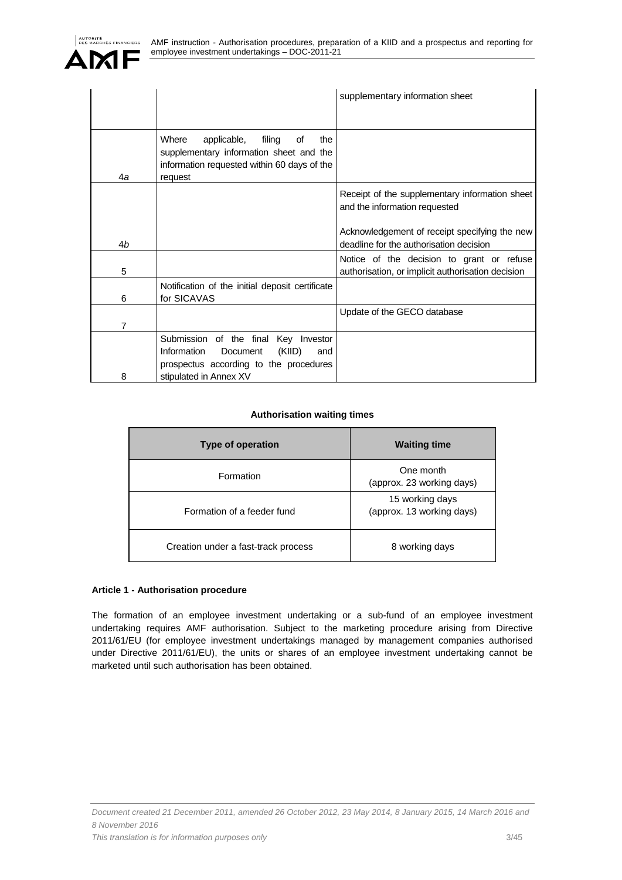| | | supplementary information sheet |
|---|---|---|
| 4*a* | Where applicable, filing of the supplementary information sheet and the information requested within 60 days of the request | |
| 4*b* | | Receipt of the supplementary information sheet and the information requested<br><br>Acknowledgement of receipt specifying the new deadline for the authorisation decision |
| 5 | | Notice of the decision to grant or refuse authorisation, or implicit authorisation decision |
| 6 | Notification of the initial deposit certificate for SICAVAS | |
| 7 | | Update of the GECO database |
| 8 | Submission of the final Key Investor Information Document (KIID) and prospectus according to the procedures stipulated in Annex XV | |

**Authorisation waiting times**

| Type of operation | Waiting time |
|---|---|
| Formation | One month<br>(approx. 23 working days) |
| Formation of a feeder fund | 15 working days<br>(approx. 13 working days) |
| Creation under a fast-track process | 8 working days |

#### Article 1 - Authorisation procedure

The formation of an employee investment undertaking or a sub-fund of an employee investment undertaking requires AMF authorisation. Subject to the marketing procedure arising from Directive 2011/61/EU (for employee investment undertakings managed by management companies authorised under Directive 2011/61/EU), the units or shares of an employee investment undertaking cannot be marketed until such authorisation has been obtained.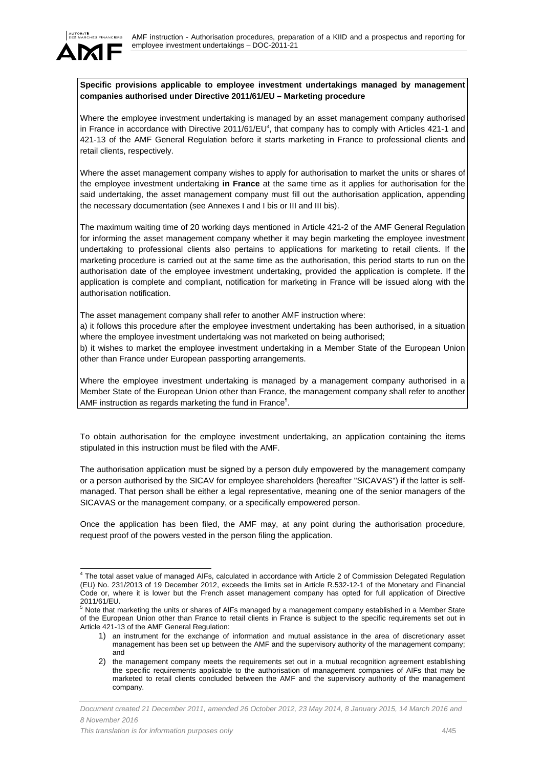**Specific provisions applicable to employee investment undertakings managed by management companies authorised under Directive 2011/61/EU – Marketing procedure**

Where the employee investment undertaking is managed by an asset management company authorised in France in accordance with Directive 2011/61/EU[4], that company has to comply with Articles 421-1 and 421-13 of the AMF General Regulation before it starts marketing in France to professional clients and retail clients, respectively.

Where the asset management company wishes to apply for authorisation to market the units or shares of the employee investment undertaking **in France** at the same time as it applies for authorisation for the said undertaking, the asset management company must fill out the authorisation application, appending the necessary documentation (see Annexes I and I bis or III and III bis).

The maximum waiting time of 20 working days mentioned in Article 421-2 of the AMF General Regulation for informing the asset management company whether it may begin marketing the employee investment undertaking to professional clients also pertains to applications for marketing to retail clients. If the marketing procedure is carried out at the same time as the authorisation, this period starts to run on the authorisation date of the employee investment undertaking, provided the application is complete. If the application is complete and compliant, notification for marketing in France will be issued along with the authorisation notification.

The asset management company shall refer to another AMF instruction where:

a) it follows this procedure after the employee investment undertaking has been authorised, in a situation where the employee investment undertaking was not marketed on being authorised;

b) it wishes to market the employee investment undertaking in a Member State of the European Union other than France under European passporting arrangements.

Where the employee investment undertaking is managed by a management company authorised in a Member State of the European Union other than France, the management company shall refer to another AMF instruction as regards marketing the fund in France[5].

To obtain authorisation for the employee investment undertaking, an application containing the items stipulated in this instruction must be filed with the AMF.

The authorisation application must be signed by a person duly empowered by the management company or a person authorised by the SICAV for employee shareholders (hereafter "SICAVAS") if the latter is self-managed. That person shall be either a legal representative, meaning one of the senior managers of the SICAVAS or the management company, or a specifically empowered person.

Once the application has been filed, the AMF may, at any point during the authorisation procedure, request proof of the powers vested in the person filing the application.

---

[4] The total asset value of managed AIFs, calculated in accordance with Article 2 of Commission Delegated Regulation (EU) No. 231/2013 of 19 December 2012, exceeds the limits set in Article R.532-12-1 of the Monetary and Financial Code or, where it is lower but the French asset management company has opted for full application of Directive 2011/61/EU.

[5] Note that marketing the units or shares of AIFs managed by a management company established in a Member State of the European Union other than France to retail clients in France is subject to the specific requirements set out in Article 421-13 of the AMF General Regulation:

1) an instrument for the exchange of information and mutual assistance in the area of discretionary asset management has been set up between the AMF and the supervisory authority of the management company; and
2) the management company meets the requirements set out in a mutual recognition agreement establishing the specific requirements applicable to the authorisation of management companies of AIFs that may be marketed to retail clients concluded between the AMF and the supervisory authority of the management company.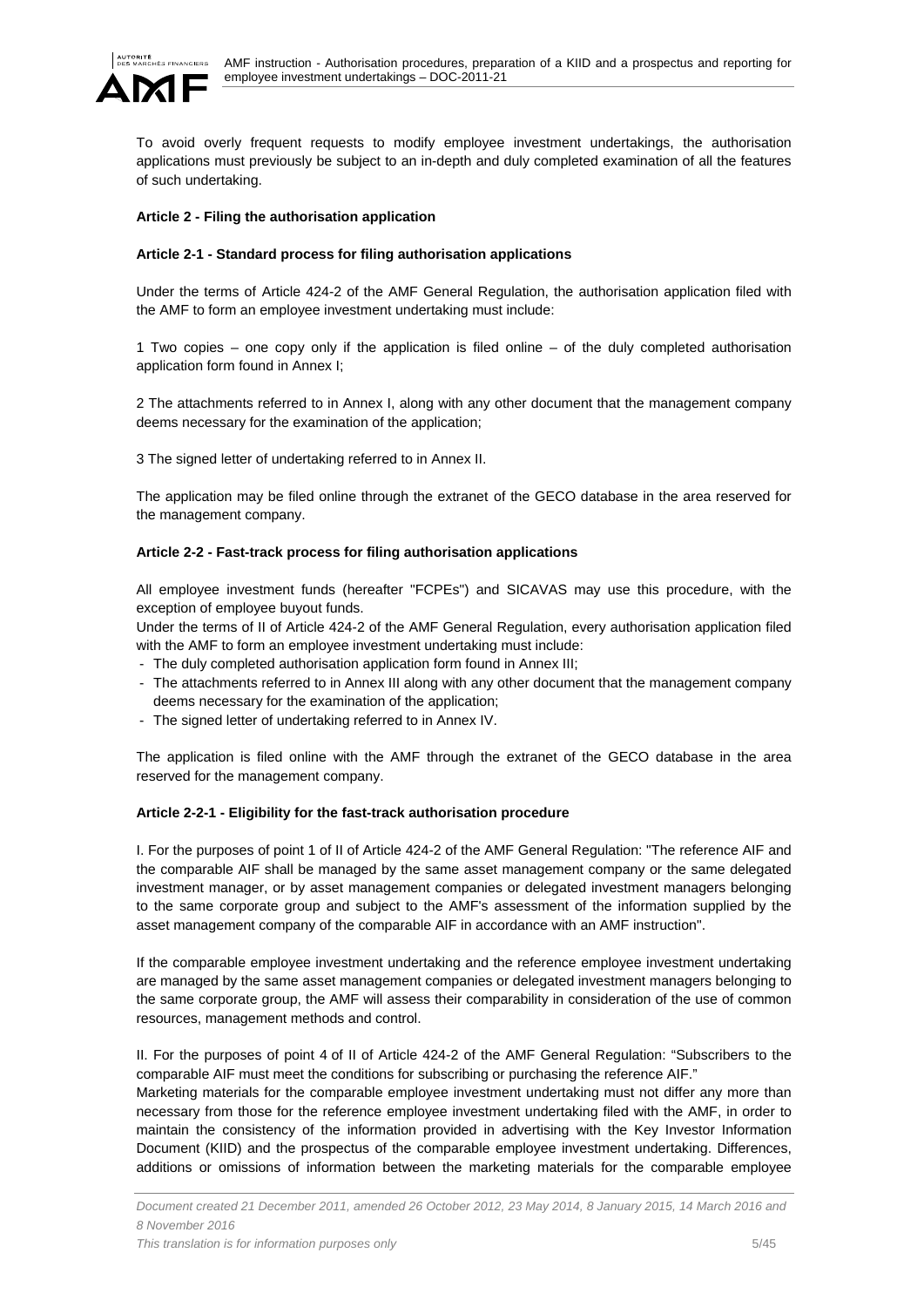To avoid overly frequent requests to modify employee investment undertakings, the authorisation applications must previously be subject to an in-depth and duly completed examination of all the features of such undertaking.

**Article 2 - Filing the authorisation application**

**Article 2-1 - Standard process for filing authorisation applications**

Under the terms of Article 424-2 of the AMF General Regulation, the authorisation application filed with the AMF to form an employee investment undertaking must include:

1 Two copies – one copy only if the application is filed online – of the duly completed authorisation application form found in Annex I;

2 The attachments referred to in Annex I, along with any other document that the management company deems necessary for the examination of the application;

3 The signed letter of undertaking referred to in Annex II.

The application may be filed online through the extranet of the GECO database in the area reserved for the management company.

**Article 2-2 - Fast-track process for filing authorisation applications**

All employee investment funds (hereafter "FCPEs") and SICAVAS may use this procedure, with the exception of employee buyout funds.

Under the terms of II of Article 424-2 of the AMF General Regulation, every authorisation application filed with the AMF to form an employee investment undertaking must include:

- The duly completed authorisation application form found in Annex III;
- The attachments referred to in Annex III along with any other document that the management company deems necessary for the examination of the application;
- The signed letter of undertaking referred to in Annex IV.

The application is filed online with the AMF through the extranet of the GECO database in the area reserved for the management company.

**Article 2-2-1 - Eligibility for the fast-track authorisation procedure**

I. For the purposes of point 1 of II of Article 424-2 of the AMF General Regulation: "The reference AIF and the comparable AIF shall be managed by the same asset management company or the same delegated investment manager, or by asset management companies or delegated investment managers belonging to the same corporate group and subject to the AMF's assessment of the information supplied by the asset management company of the comparable AIF in accordance with an AMF instruction".

If the comparable employee investment undertaking and the reference employee investment undertaking are managed by the same asset management companies or delegated investment managers belonging to the same corporate group, the AMF will assess their comparability in consideration of the use of common resources, management methods and control.

II. For the purposes of point 4 of II of Article 424-2 of the AMF General Regulation: "Subscribers to the comparable AIF must meet the conditions for subscribing or purchasing the reference AIF."

Marketing materials for the comparable employee investment undertaking must not differ any more than necessary from those for the reference employee investment undertaking filed with the AMF, in order to maintain the consistency of the information provided in advertising with the Key Investor Information Document (KIID) and the prospectus of the comparable employee investment undertaking. Differences, additions or omissions of information between the marketing materials for the comparable employee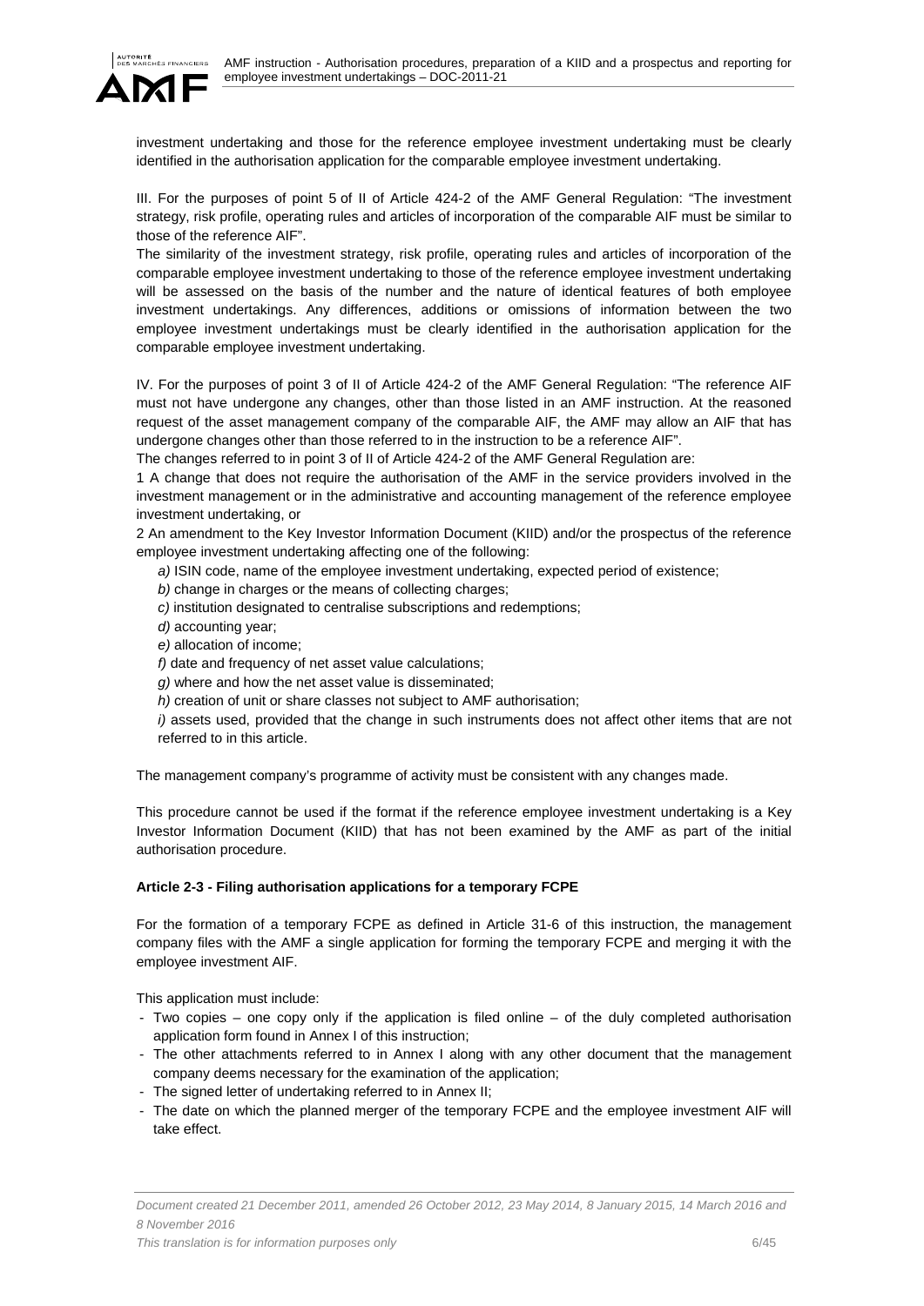investment undertaking and those for the reference employee investment undertaking must be clearly identified in the authorisation application for the comparable employee investment undertaking.

III. For the purposes of point 5 of II of Article 424-2 of the AMF General Regulation: "The investment strategy, risk profile, operating rules and articles of incorporation of the comparable AIF must be similar to those of the reference AIF".

The similarity of the investment strategy, risk profile, operating rules and articles of incorporation of the comparable employee investment undertaking to those of the reference employee investment undertaking will be assessed on the basis of the number and the nature of identical features of both employee investment undertakings. Any differences, additions or omissions of information between the two employee investment undertakings must be clearly identified in the authorisation application for the comparable employee investment undertaking.

IV. For the purposes of point 3 of II of Article 424-2 of the AMF General Regulation: "The reference AIF must not have undergone any changes, other than those listed in an AMF instruction. At the reasoned request of the asset management company of the comparable AIF, the AMF may allow an AIF that has undergone changes other than those referred to in the instruction to be a reference AIF".

The changes referred to in point 3 of II of Article 424-2 of the AMF General Regulation are:

1 A change that does not require the authorisation of the AMF in the service providers involved in the investment management or in the administrative and accounting management of the reference employee investment undertaking, or

2 An amendment to the Key Investor Information Document (KIID) and/or the prospectus of the reference employee investment undertaking affecting one of the following:

*a)* ISIN code, name of the employee investment undertaking, expected period of existence;

*b)* change in charges or the means of collecting charges;

*c)* institution designated to centralise subscriptions and redemptions;

*d)* accounting year;

*e)* allocation of income;

*f)* date and frequency of net asset value calculations;

*g)* where and how the net asset value is disseminated;

*h)* creation of unit or share classes not subject to AMF authorisation;

*i)* assets used, provided that the change in such instruments does not affect other items that are not referred to in this article.

The management company's programme of activity must be consistent with any changes made.

This procedure cannot be used if the format if the reference employee investment undertaking is a Key Investor Information Document (KIID) that has not been examined by the AMF as part of the initial authorisation procedure.

**Article 2-3 - Filing authorisation applications for a temporary FCPE**

For the formation of a temporary FCPE as defined in Article 31-6 of this instruction, the management company files with the AMF a single application for forming the temporary FCPE and merging it with the employee investment AIF.

This application must include:

- Two copies – one copy only if the application is filed online – of the duly completed authorisation application form found in Annex I of this instruction;
- The other attachments referred to in Annex I along with any other document that the management company deems necessary for the examination of the application;
- The signed letter of undertaking referred to in Annex II;
- The date on which the planned merger of the temporary FCPE and the employee investment AIF will take effect.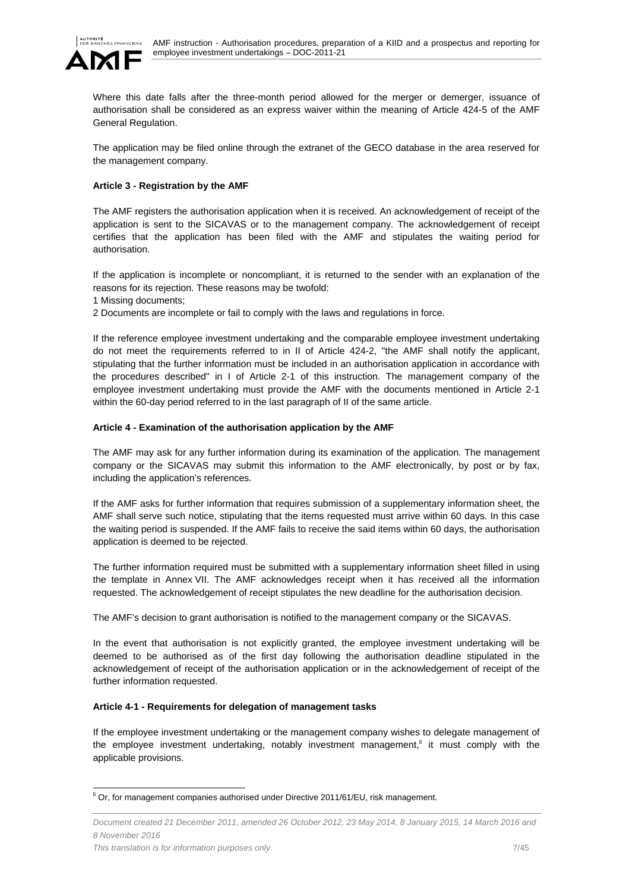Where this date falls after the three-month period allowed for the merger or demerger, issuance of authorisation shall be considered as an express waiver within the meaning of Article 424-5 of the AMF General Regulation.

The application may be filed online through the extranet of the GECO database in the area reserved for the management company.

**Article 3 - Registration by the AMF**

The AMF registers the authorisation application when it is received. An acknowledgement of receipt of the application is sent to the SICAVAS or to the management company. The acknowledgement of receipt certifies that the application has been filed with the AMF and stipulates the waiting period for authorisation.

If the application is incomplete or noncompliant, it is returned to the sender with an explanation of the reasons for its rejection. These reasons may be twofold:
1 Missing documents;
2 Documents are incomplete or fail to comply with the laws and regulations in force.

If the reference employee investment undertaking and the comparable employee investment undertaking do not meet the requirements referred to in II of Article 424-2, "the AMF shall notify the applicant, stipulating that the further information must be included in an authorisation application in accordance with the procedures described" in I of Article 2-1 of this instruction. The management company of the employee investment undertaking must provide the AMF with the documents mentioned in Article 2-1 within the 60-day period referred to in the last paragraph of II of the same article.

**Article 4 - Examination of the authorisation application by the AMF**

The AMF may ask for any further information during its examination of the application. The management company or the SICAVAS may submit this information to the AMF electronically, by post or by fax, including the application's references.

If the AMF asks for further information that requires submission of a supplementary information sheet, the AMF shall serve such notice, stipulating that the items requested must arrive within 60 days. In this case the waiting period is suspended. If the AMF fails to receive the said items within 60 days, the authorisation application is deemed to be rejected.

The further information required must be submitted with a supplementary information sheet filled in using the template in Annex VII. The AMF acknowledges receipt when it has received all the information requested. The acknowledgement of receipt stipulates the new deadline for the authorisation decision.

The AMF's decision to grant authorisation is notified to the management company or the SICAVAS.

In the event that authorisation is not explicitly granted, the employee investment undertaking will be deemed to be authorised as of the first day following the authorisation deadline stipulated in the acknowledgement of receipt of the authorisation application or in the acknowledgement of receipt of the further information requested.

**Article 4-1 - Requirements for delegation of management tasks**

If the employee investment undertaking or the management company wishes to delegate management of the employee investment undertaking, notably investment management,[6] it must comply with the applicable provisions.

[6] Or, for management companies authorised under Directive 2011/61/EU, risk management.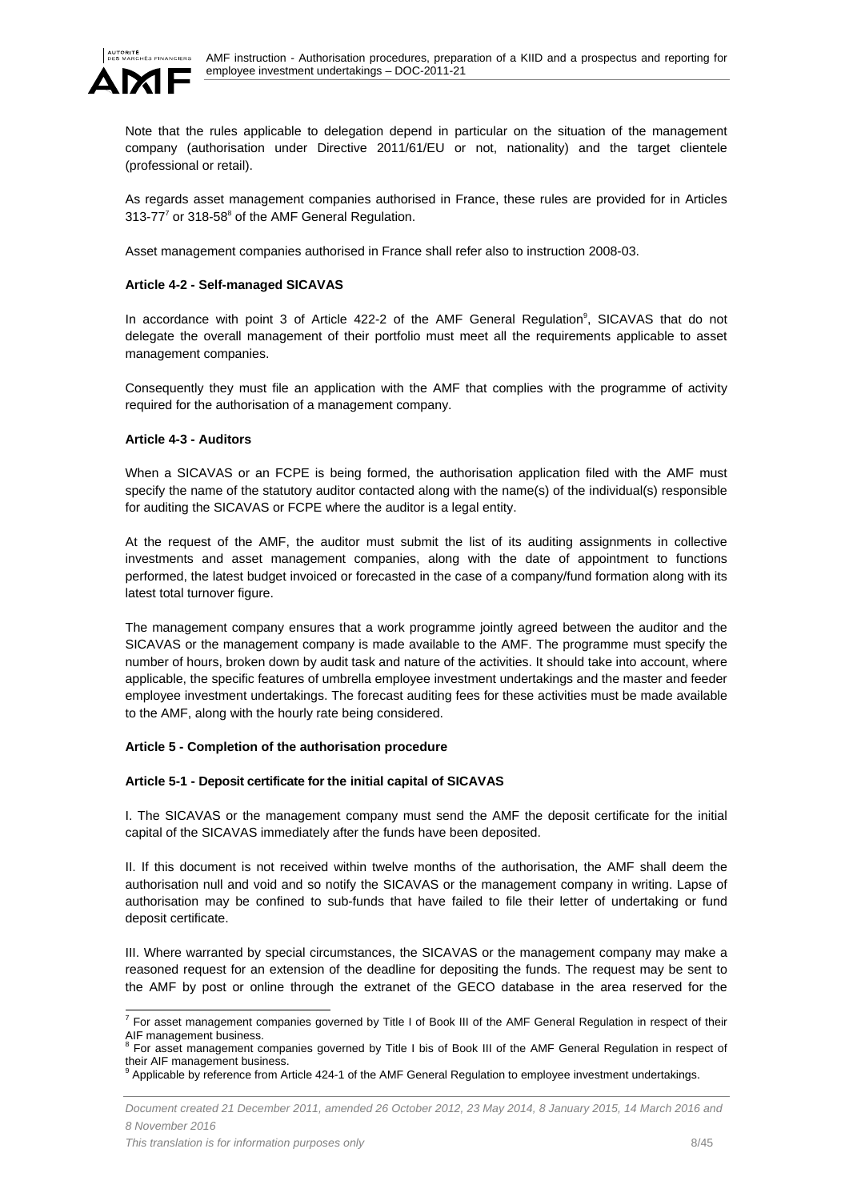Note that the rules applicable to delegation depend in particular on the situation of the management company (authorisation under Directive 2011/61/EU or not, nationality) and the target clientele (professional or retail).

As regards asset management companies authorised in France, these rules are provided for in Articles 313-77[7] or 318-58[8] of the AMF General Regulation.

Asset management companies authorised in France shall refer also to instruction 2008-03.

**Article 4-2 - Self-managed SICAVAS**

In accordance with point 3 of Article 422-2 of the AMF General Regulation[9], SICAVAS that do not delegate the overall management of their portfolio must meet all the requirements applicable to asset management companies.

Consequently they must file an application with the AMF that complies with the programme of activity required for the authorisation of a management company.

**Article 4-3 - Auditors**

When a SICAVAS or an FCPE is being formed, the authorisation application filed with the AMF must specify the name of the statutory auditor contacted along with the name(s) of the individual(s) responsible for auditing the SICAVAS or FCPE where the auditor is a legal entity.

At the request of the AMF, the auditor must submit the list of its auditing assignments in collective investments and asset management companies, along with the date of appointment to functions performed, the latest budget invoiced or forecasted in the case of a company/fund formation along with its latest total turnover figure.

The management company ensures that a work programme jointly agreed between the auditor and the SICAVAS or the management company is made available to the AMF. The programme must specify the number of hours, broken down by audit task and nature of the activities. It should take into account, where applicable, the specific features of umbrella employee investment undertakings and the master and feeder employee investment undertakings. The forecast auditing fees for these activities must be made available to the AMF, along with the hourly rate being considered.

**Article 5 - Completion of the authorisation procedure**

**Article 5-1 - Deposit certificate for the initial capital of SICAVAS**

I. The SICAVAS or the management company must send the AMF the deposit certificate for the initial capital of the SICAVAS immediately after the funds have been deposited.

II. If this document is not received within twelve months of the authorisation, the AMF shall deem the authorisation null and void and so notify the SICAVAS or the management company in writing. Lapse of authorisation may be confined to sub-funds that have failed to file their letter of undertaking or fund deposit certificate.

III. Where warranted by special circumstances, the SICAVAS or the management company may make a reasoned request for an extension of the deadline for depositing the funds. The request may be sent to the AMF by post or online through the extranet of the GECO database in the area reserved for the

---

[7] For asset management companies governed by Title I of Book III of the AMF General Regulation in respect of their AIF management business.

[8] For asset management companies governed by Title I bis of Book III of the AMF General Regulation in respect of their AIF management business.

[9] Applicable by reference from Article 424-1 of the AMF General Regulation to employee investment undertakings.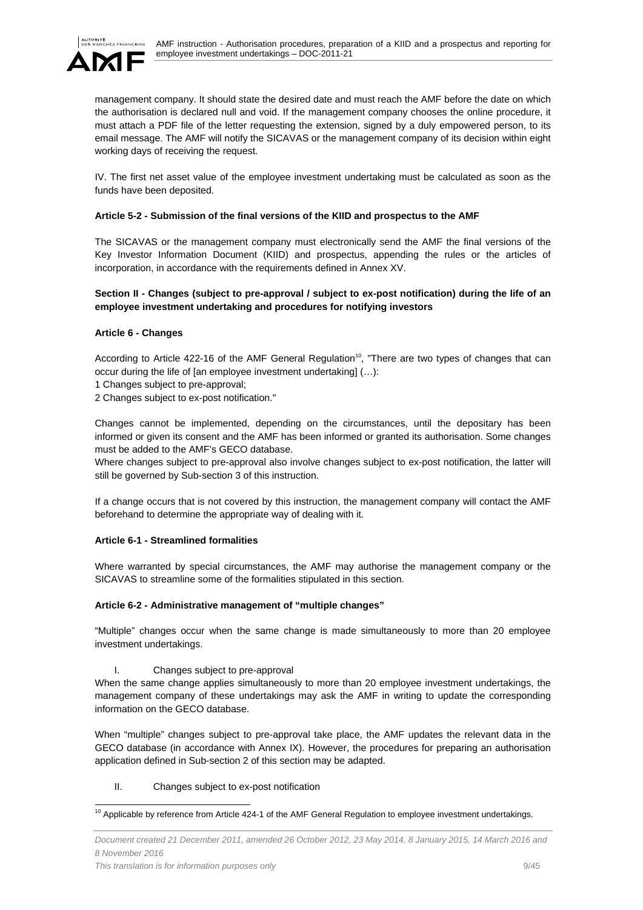management company. It should state the desired date and must reach the AMF before the date on which the authorisation is declared null and void. If the management company chooses the online procedure, it must attach a PDF file of the letter requesting the extension, signed by a duly empowered person, to its email message. The AMF will notify the SICAVAS or the management company of its decision within eight working days of receiving the request.

IV. The first net asset value of the employee investment undertaking must be calculated as soon as the funds have been deposited.

**Article 5-2 - Submission of the final versions of the KIID and prospectus to the AMF**

The SICAVAS or the management company must electronically send the AMF the final versions of the Key Investor Information Document (KIID) and prospectus, appending the rules or the articles of incorporation, in accordance with the requirements defined in Annex XV.

**Section II - Changes (subject to pre-approval / subject to ex-post notification) during the life of an employee investment undertaking and procedures for notifying investors**

**Article 6 - Changes**

According to Article 422-16 of the AMF General Regulation[10], "There are two types of changes that can occur during the life of [an employee investment undertaking] (…):

1 Changes subject to pre-approval;

2 Changes subject to ex-post notification."

Changes cannot be implemented, depending on the circumstances, until the depositary has been informed or given its consent and the AMF has been informed or granted its authorisation. Some changes must be added to the AMF's GECO database.

Where changes subject to pre-approval also involve changes subject to ex-post notification, the latter will still be governed by Sub-section 3 of this instruction.

If a change occurs that is not covered by this instruction, the management company will contact the AMF beforehand to determine the appropriate way of dealing with it.

**Article 6-1 - Streamlined formalities**

Where warranted by special circumstances, the AMF may authorise the management company or the SICAVAS to streamline some of the formalities stipulated in this section.

**Article 6-2 - Administrative management of "multiple changes"**

"Multiple" changes occur when the same change is made simultaneously to more than 20 employee investment undertakings.

I. Changes subject to pre-approval

When the same change applies simultaneously to more than 20 employee investment undertakings, the management company of these undertakings may ask the AMF in writing to update the corresponding information on the GECO database.

When "multiple" changes subject to pre-approval take place, the AMF updates the relevant data in the GECO database (in accordance with Annex IX). However, the procedures for preparing an authorisation application defined in Sub-section 2 of this section may be adapted.

II. Changes subject to ex-post notification

[10] Applicable by reference from Article 424-1 of the AMF General Regulation to employee investment undertakings.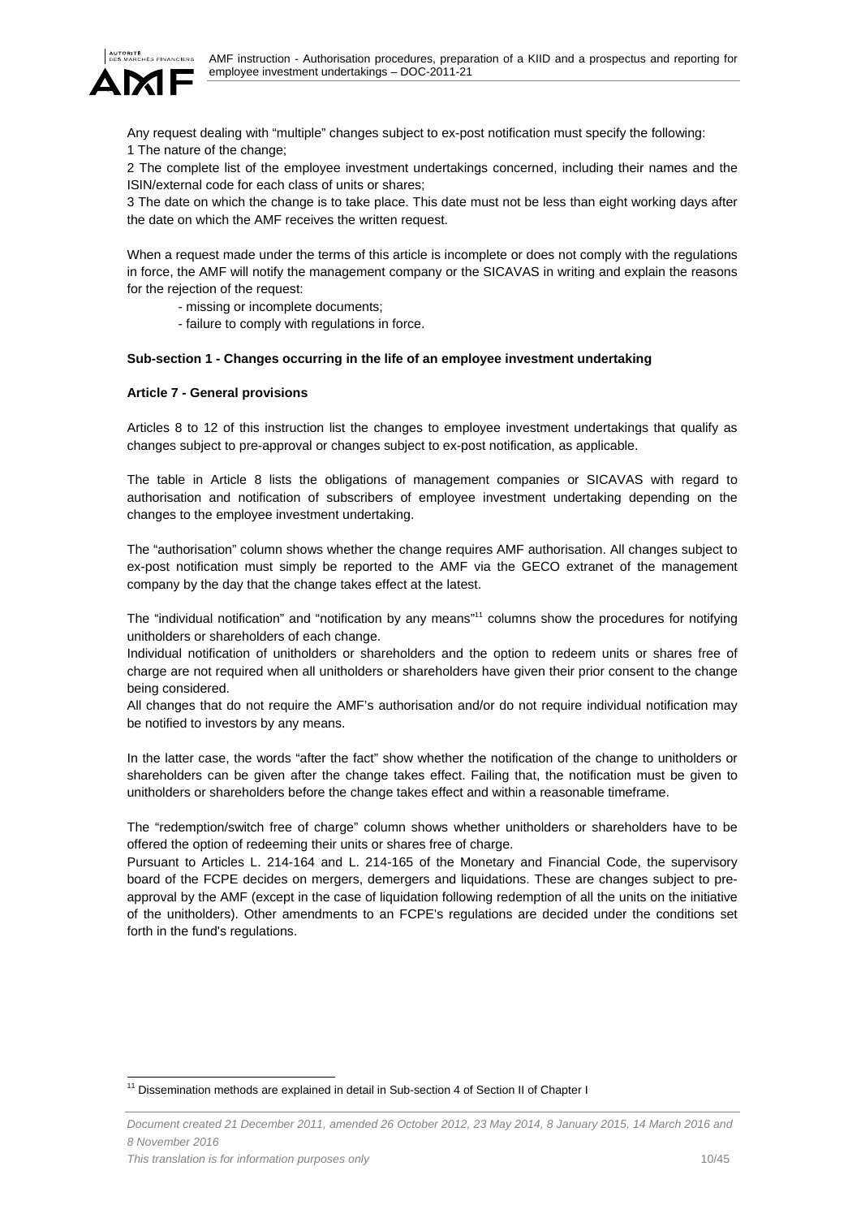Any request dealing with "multiple" changes subject to ex-post notification must specify the following:

1 The nature of the change;

2 The complete list of the employee investment undertakings concerned, including their names and the ISIN/external code for each class of units or shares;

3 The date on which the change is to take place. This date must not be less than eight working days after the date on which the AMF receives the written request.

When a request made under the terms of this article is incomplete or does not comply with the regulations in force, the AMF will notify the management company or the SICAVAS in writing and explain the reasons for the rejection of the request:

- missing or incomplete documents;
- failure to comply with regulations in force.

**Sub-section 1 - Changes occurring in the life of an employee investment undertaking**

**Article 7 - General provisions**

Articles 8 to 12 of this instruction list the changes to employee investment undertakings that qualify as changes subject to pre-approval or changes subject to ex-post notification, as applicable.

The table in Article 8 lists the obligations of management companies or SICAVAS with regard to authorisation and notification of subscribers of employee investment undertaking depending on the changes to the employee investment undertaking.

The "authorisation" column shows whether the change requires AMF authorisation. All changes subject to ex-post notification must simply be reported to the AMF via the GECO extranet of the management company by the day that the change takes effect at the latest.

The "individual notification" and "notification by any means"[11] columns show the procedures for notifying unitholders or shareholders of each change.

Individual notification of unitholders or shareholders and the option to redeem units or shares free of charge are not required when all unitholders or shareholders have given their prior consent to the change being considered.

All changes that do not require the AMF's authorisation and/or do not require individual notification may be notified to investors by any means.

In the latter case, the words "after the fact" show whether the notification of the change to unitholders or shareholders can be given after the change takes effect. Failing that, the notification must be given to unitholders or shareholders before the change takes effect and within a reasonable timeframe.

The "redemption/switch free of charge" column shows whether unitholders or shareholders have to be offered the option of redeeming their units or shares free of charge.

Pursuant to Articles L. 214-164 and L. 214-165 of the Monetary and Financial Code, the supervisory board of the FCPE decides on mergers, demergers and liquidations. These are changes subject to pre-approval by the AMF (except in the case of liquidation following redemption of all the units on the initiative of the unitholders). Other amendments to an FCPE's regulations are decided under the conditions set forth in the fund's regulations.

[11] Dissemination methods are explained in detail in Sub-section 4 of Section II of Chapter I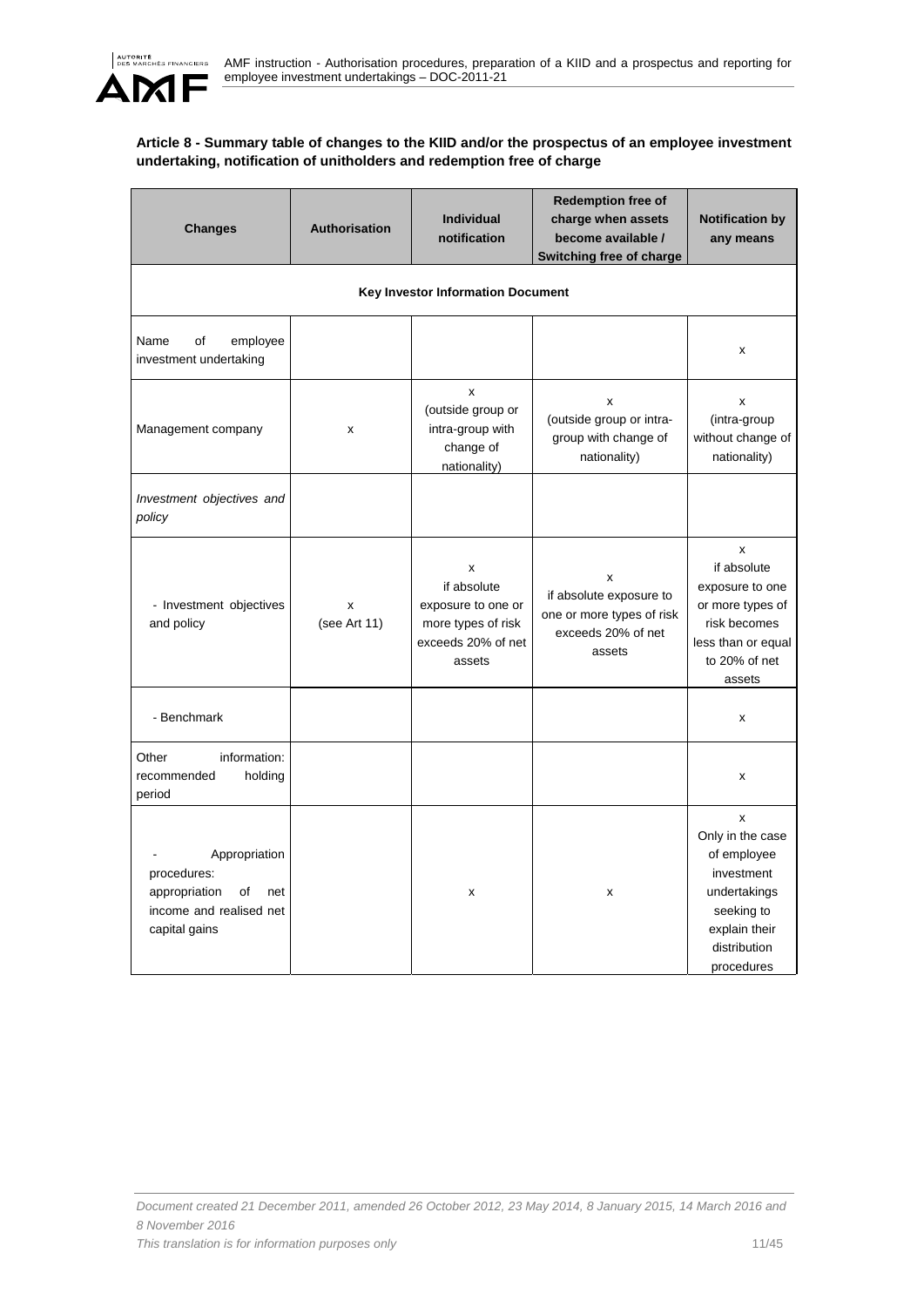**Article 8 - Summary table of changes to the KIID and/or the prospectus of an employee investment undertaking, notification of unitholders and redemption free of charge**

| Changes | Authorisation | Individual notification | Redemption free of charge when assets become available / Switching free of charge | Notification by any means |
|---|---|---|---|---|
| **Key Investor Information Document** | | | | |
| Name of employee investment undertaking | | | | x |
| Management company | x | x (outside group or intra-group with change of nationality) | x (outside group or intra-group with change of nationality) | x (intra-group without change of nationality) |
| *Investment objectives and policy* | | | | |
| - Investment objectives and policy | x (see Art 11) | x if absolute exposure to one or more types of risk exceeds 20% of net assets | x if absolute exposure to one or more types of risk exceeds 20% of net assets | x if absolute exposure to one or more types of risk becomes less than or equal to 20% of net assets |
| - Benchmark | | | | x |
| Other information: recommended holding period | | | | x |
| - Appropriation procedures: appropriation of net income and realised net capital gains | | x | x | x Only in the case of employee investment undertakings seeking to explain their distribution procedures |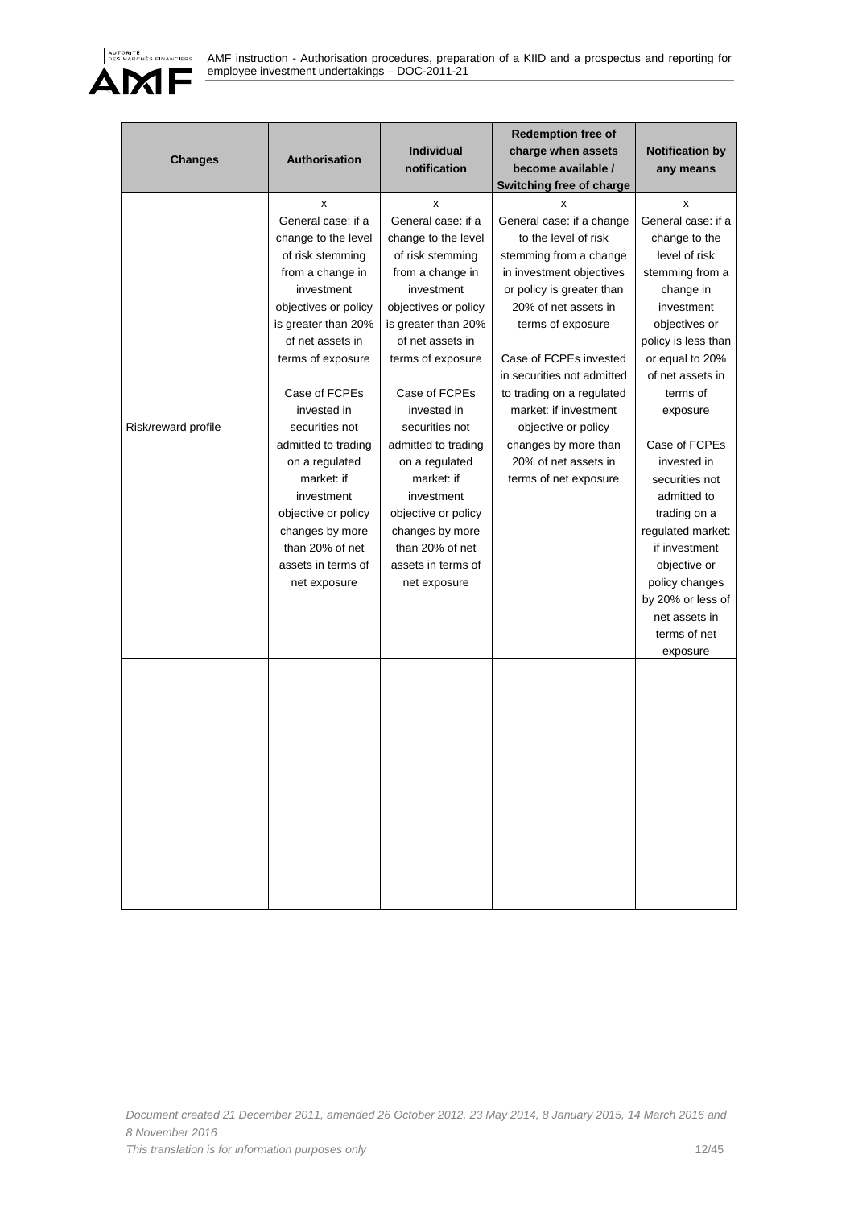| Changes | Authorisation | Individual notification | Redemption free of charge when assets become available / Switching free of charge | Notification by any means |
|---|---|---|---|---|
| Risk/reward profile | x<br>General case: if a change to the level of risk stemming from a change in investment objectives or policy is greater than 20% of net assets in terms of exposure<br><br>Case of FCPEs invested in securities not admitted to trading on a regulated market: if investment objective or policy changes by more than 20% of net assets in terms of net exposure | x<br>General case: if a change to the level of risk stemming from a change in investment objectives or policy is greater than 20% of net assets in terms of exposure<br><br>Case of FCPEs invested in securities not admitted to trading on a regulated market: if investment objective or policy changes by more than 20% of net assets in terms of net exposure | x<br>General case: if a change to the level of risk stemming from a change in investment objectives or policy is greater than 20% of net assets in terms of exposure<br><br>Case of FCPEs invested in securities not admitted to trading on a regulated market: if investment objective or policy changes by more than 20% of net assets in terms of net exposure | x<br>General case: if a change to the level of risk stemming from a change in investment objectives or policy is less than or equal to 20% of net assets in terms of exposure<br><br>Case of FCPEs invested in securities not admitted to trading on a regulated market: if investment objective or policy changes by 20% or less of net assets in terms of net exposure |
| | | | | |

*Document created 21 December 2011, amended 26 October 2012, 23 May 2014, 8 January 2015, 14 March 2016 and 8 November 2016*

*This translation is for information purposes only*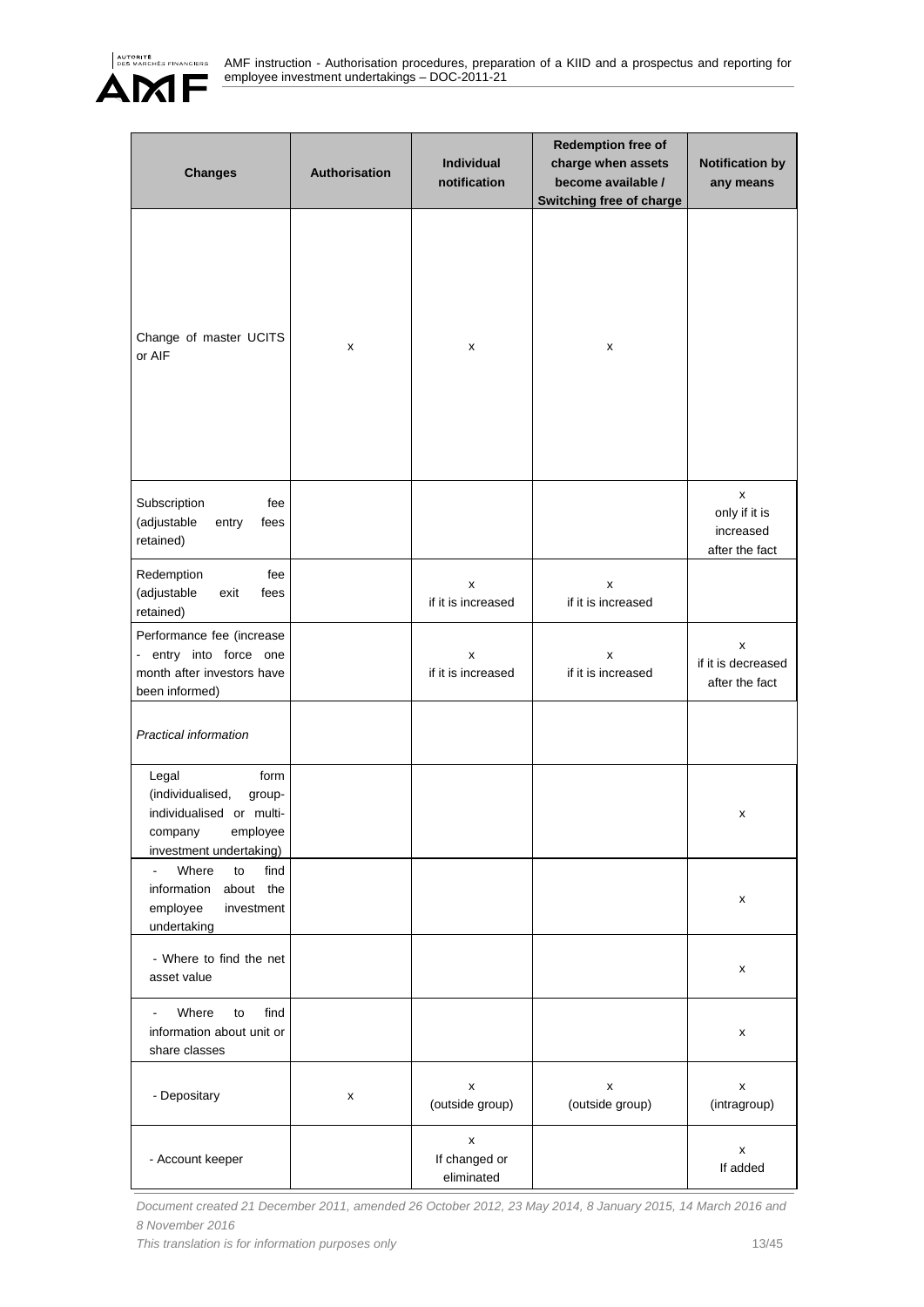| Changes | Authorisation | Individual notification | Redemption free of charge when assets become available / Switching free of charge | Notification by any means |
|---|---|---|---|---|
| Change of master UCITS or AIF | x | x | x | |
| Subscription fee (adjustable entry fees retained) | | | | x only if it is increased after the fact |
| Redemption fee (adjustable exit fees retained) | | x if it is increased | x if it is increased | |
| Performance fee (increase - entry into force one month after investors have been informed) | | x if it is increased | x if it is increased | x if it is decreased after the fact |
| *Practical information* | | | | |
| Legal form (individualised, group-individualised or multi-company employee investment undertaking) | | | | x |
| - Where to find information about the employee investment undertaking | | | | x |
| - Where to find the net asset value | | | | x |
| - Where to find information about unit or share classes | | | | x |
| - Depositary | x | x (outside group) | x (outside group) | x (intragroup) |
| - Account keeper | | x If changed or eliminated | | x If added |

*Document created 21 December 2011, amended 26 October 2012, 23 May 2014, 8 January 2015, 14 March 2016 and 8 November 2016*

*This translation is for information purposes only*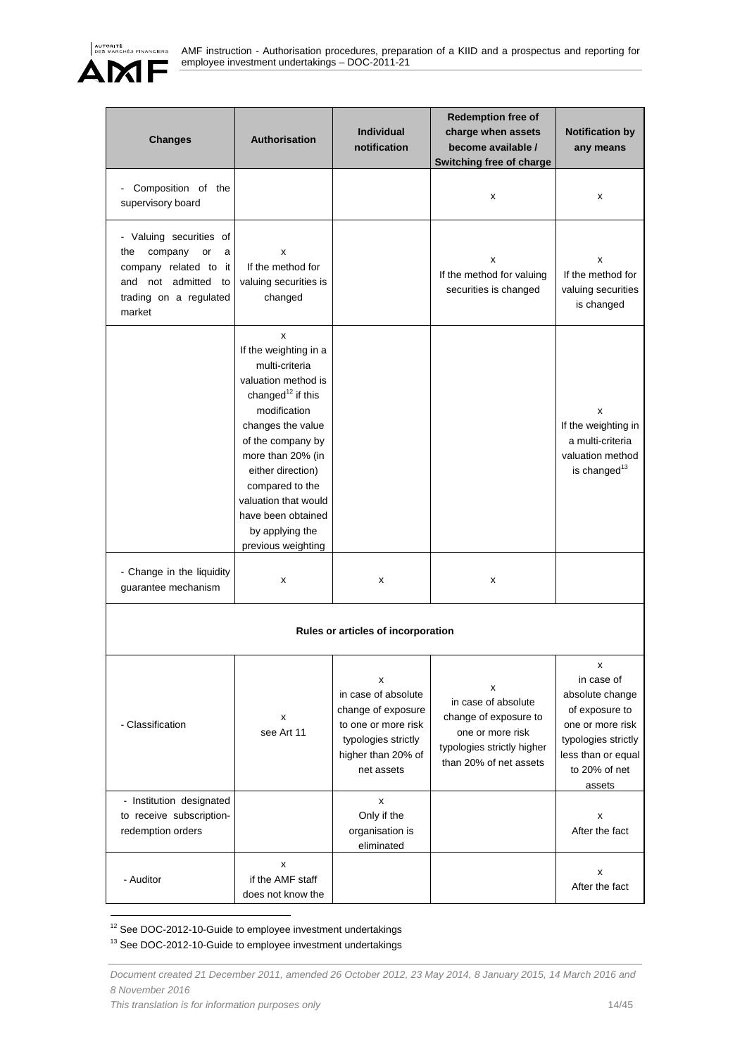| Changes | Authorisation | Individual notification | Redemption free of charge when assets become available / Switching free of charge | Notification by any means |
|---|---|---|---|---|
| - Composition of the supervisory board | | | x | x |
| - Valuing securities of the company or a company related to it and not admitted to trading on a regulated market | x If the method for valuing securities is changed | | x If the method for valuing securities is changed | x If the method for valuing securities is changed |
| | x If the weighting in a multi-criteria valuation method is changed[12] if this modification changes the value of the company by more than 20% (in either direction) compared to the valuation that would have been obtained by applying the previous weighting | | | x If the weighting in a multi-criteria valuation method is changed[13] |
| - Change in the liquidity guarantee mechanism | x | x | x | |
| **Rules or articles of incorporation** | | | | |
| - Classification | x see Art 11 | x in case of absolute change of exposure to one or more risk typologies strictly higher than 20% of net assets | x in case of absolute change of exposure to one or more risk typologies strictly higher than 20% of net assets | x in case of absolute change of exposure to one or more risk typologies strictly less than or equal to 20% of net assets |
| - Institution designated to receive subscription-redemption orders | | x Only if the organisation is eliminated | | x After the fact |
| - Auditor | x if the AMF staff does not know the | | | x After the fact |

[12] See DOC-2012-10-Guide to employee investment undertakings

[13] See DOC-2012-10-Guide to employee investment undertakings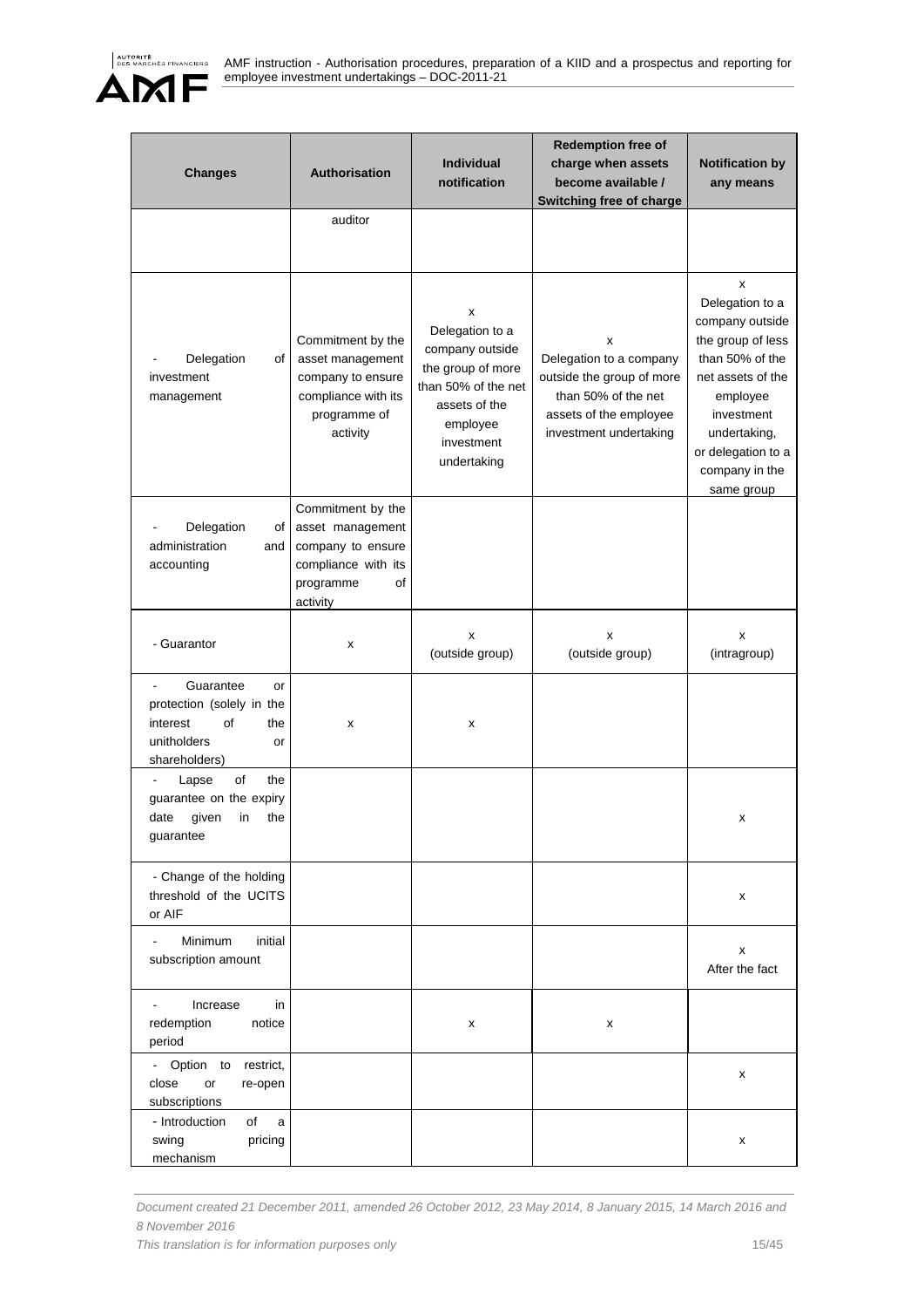| Changes | Authorisation | Individual notification | Redemption free of charge when assets become available / Switching free of charge | Notification by any means |
|---|---|---|---|---|
| | auditor | | | |
| - Delegation of investment management | Commitment by the asset management company to ensure compliance with its programme of activity | x Delegation to a company outside the group of more than 50% of the net assets of the employee investment undertaking | x Delegation to a company outside the group of more than 50% of the net assets of the employee investment undertaking | x Delegation to a company outside the group of less than 50% of the net assets of the employee investment undertaking, or delegation to a company in the same group |
| - Delegation of administration and accounting | Commitment by the asset management company to ensure compliance with its programme of activity | | | |
| - Guarantor | x | x (outside group) | x (outside group) | x (intragroup) |
| - Guarantee or protection (solely in the interest of the unitholders or shareholders) | x | x | | |
| - Lapse of the guarantee on the expiry date given in the guarantee | | | | x |
| - Change of the holding threshold of the UCITS or AIF | | | | x |
| - Minimum initial subscription amount | | | | x After the fact |
| - Increase in redemption notice period | | x | x | |
| - Option to restrict, close or re-open subscriptions | | | | x |
| - Introduction of a swing pricing mechanism | | | | x |

*Document created 21 December 2011, amended 26 October 2012, 23 May 2014, 8 January 2015, 14 March 2016 and 8 November 2016*

*This translation is for information purposes only*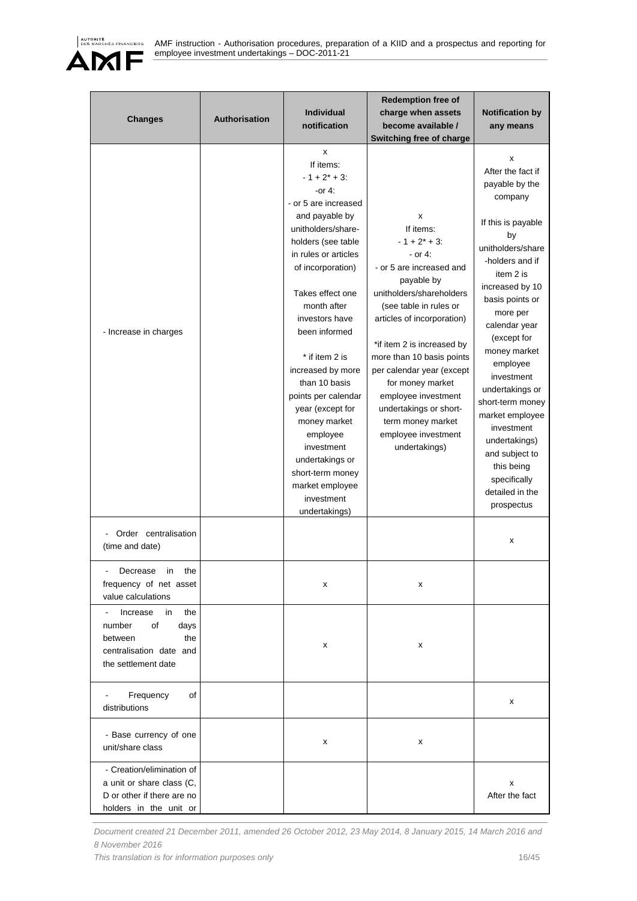| Changes | Authorisation | Individual notification | Redemption free of charge when assets become available / Switching free of charge | Notification by any means |
|---|---|---|---|---|
| - Increase in charges | | x<br>If items:<br>- 1 + 2* + 3:<br>-or 4:<br>- or 5 are increased and payable by unitholders/share-holders (see table in rules or articles of incorporation)<br><br>Takes effect one month after investors have been informed<br><br>* if item 2 is increased by more than 10 basis points per calendar year (except for money market employee investment undertakings or short-term money market employee investment undertakings) | x<br>If items:<br>- 1 + 2* + 3:<br>- or 4:<br>- or 5 are increased and payable by unitholders/shareholders (see table in rules or articles of incorporation)<br><br>*if item 2 is increased by more than 10 basis points per calendar year (except for money market employee investment undertakings or short-term money market employee investment undertakings) | x<br>After the fact if payable by the company<br><br>If this is payable by unitholders/shareholders and if item 2 is increased by 10 basis points or more per calendar year (except for money market employee investment undertakings or short-term money market employee investment undertakings) and subject to this being specifically detailed in the prospectus |
| - Order centralisation (time and date) | | | | x |
| - Decrease in the frequency of net asset value calculations | | x | x | |
| - Increase in the number of days between the centralisation date and the settlement date | | x | x | |
| - Frequency of distributions | | | | x |
| - Base currency of one unit/share class | | x | x | |
| - Creation/elimination of a unit or share class (C, D or other if there are no holders in the unit or | | | | x<br>After the fact |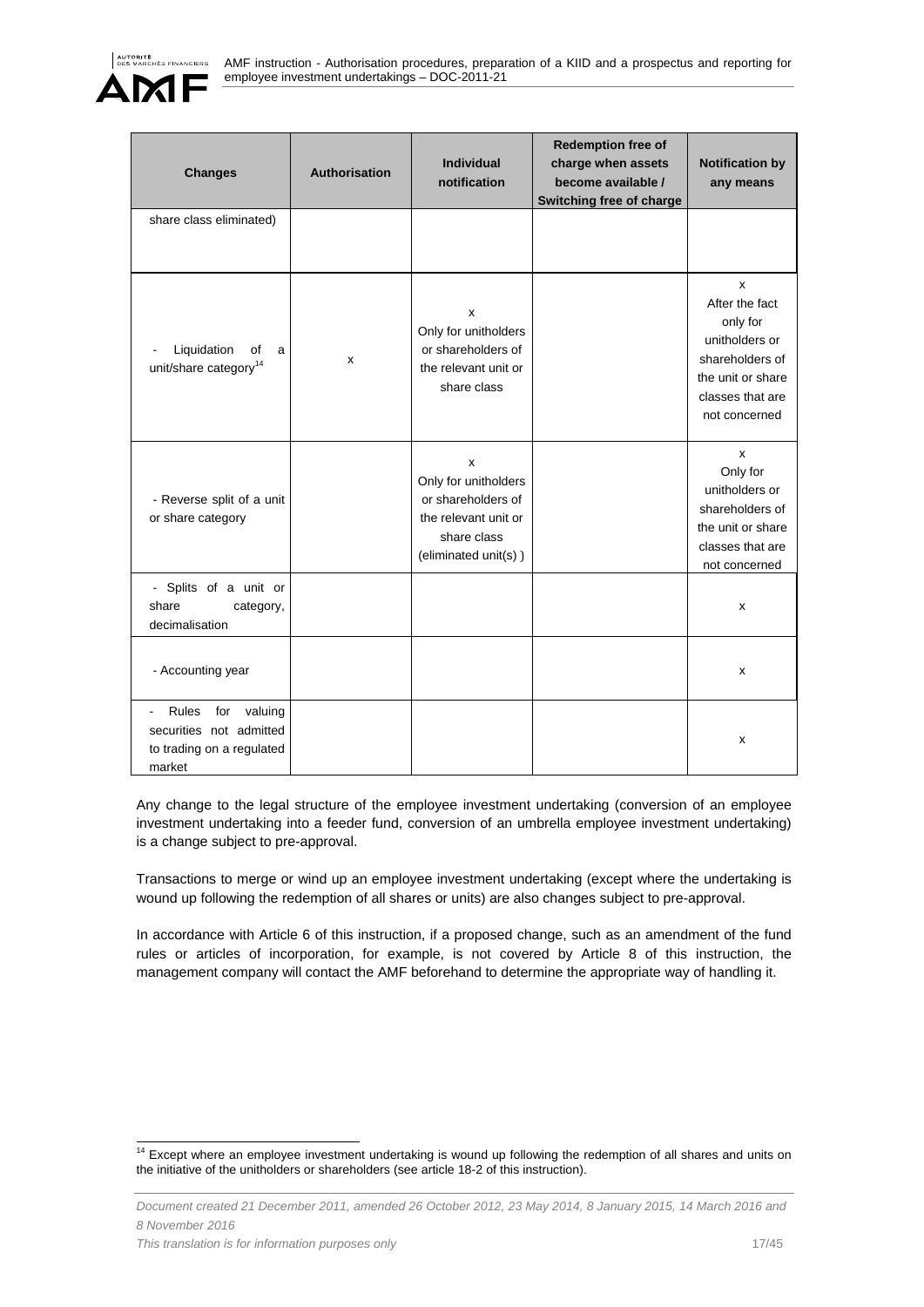| Changes | Authorisation | Individual notification | Redemption free of charge when assets become available / Switching free of charge | Notification by any means |
|---|---|---|---|---|
| share class eliminated) | | | | |
| - Liquidation of a unit/share category[14] | x | x Only for unitholders or shareholders of the relevant unit or share class | | x After the fact only for unitholders or shareholders of the unit or share classes that are not concerned |
| - Reverse split of a unit or share category | | x Only for unitholders or shareholders of the relevant unit or share class (eliminated unit(s) ) | | x Only for unitholders or shareholders of the unit or share classes that are not concerned |
| - Splits of a unit or share category, decimalisation | | | | x |
| - Accounting year | | | | x |
| - Rules for valuing securities not admitted to trading on a regulated market | | | | x |

Any change to the legal structure of the employee investment undertaking (conversion of an employee investment undertaking into a feeder fund, conversion of an umbrella employee investment undertaking) is a change subject to pre-approval.

Transactions to merge or wind up an employee investment undertaking (except where the undertaking is wound up following the redemption of all shares or units) are also changes subject to pre-approval.

In accordance with Article 6 of this instruction, if a proposed change, such as an amendment of the fund rules or articles of incorporation, for example, is not covered by Article 8 of this instruction, the management company will contact the AMF beforehand to determine the appropriate way of handling it.

[14] Except where an employee investment undertaking is wound up following the redemption of all shares and units on the initiative of the unitholders or shareholders (see article 18-2 of this instruction).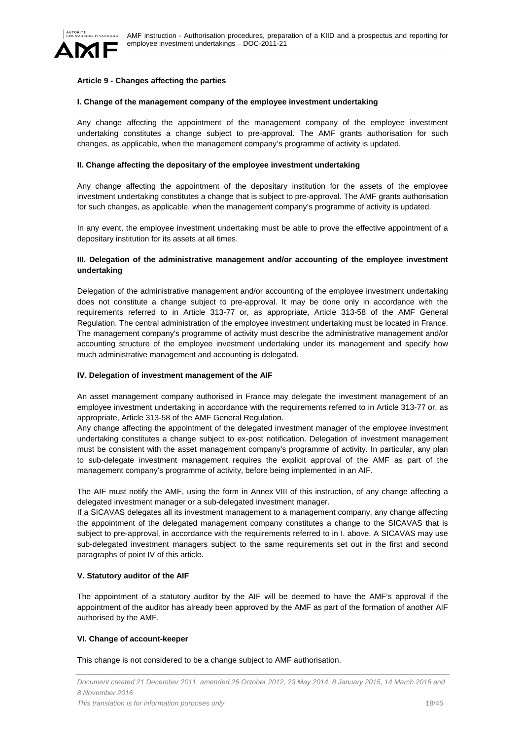### Article 9 - Changes affecting the parties

#### I. Change of the management company of the employee investment undertaking

Any change affecting the appointment of the management company of the employee investment undertaking constitutes a change subject to pre-approval. The AMF grants authorisation for such changes, as applicable, when the management company's programme of activity is updated.

#### II. Change affecting the depositary of the employee investment undertaking

Any change affecting the appointment of the depositary institution for the assets of the employee investment undertaking constitutes a change that is subject to pre-approval. The AMF grants authorisation for such changes, as applicable, when the management company's programme of activity is updated.

In any event, the employee investment undertaking must be able to prove the effective appointment of a depositary institution for its assets at all times.

#### III. Delegation of the administrative management and/or accounting of the employee investment undertaking

Delegation of the administrative management and/or accounting of the employee investment undertaking does not constitute a change subject to pre-approval. It may be done only in accordance with the requirements referred to in Article 313-77 or, as appropriate, Article 313-58 of the AMF General Regulation. The central administration of the employee investment undertaking must be located in France. The management company's programme of activity must describe the administrative management and/or accounting structure of the employee investment undertaking under its management and specify how much administrative management and accounting is delegated.

#### IV. Delegation of investment management of the AIF

An asset management company authorised in France may delegate the investment management of an employee investment undertaking in accordance with the requirements referred to in Article 313-77 or, as appropriate, Article 313-58 of the AMF General Regulation.

Any change affecting the appointment of the delegated investment manager of the employee investment undertaking constitutes a change subject to ex-post notification. Delegation of investment management must be consistent with the asset management company's programme of activity. In particular, any plan to sub-delegate investment management requires the explicit approval of the AMF as part of the management company's programme of activity, before being implemented in an AIF.

The AIF must notify the AMF, using the form in Annex VIII of this instruction, of any change affecting a delegated investment manager or a sub-delegated investment manager.

If a SICAVAS delegates all its investment management to a management company, any change affecting the appointment of the delegated management company constitutes a change to the SICAVAS that is subject to pre-approval, in accordance with the requirements referred to in I. above. A SICAVAS may use sub-delegated investment managers subject to the same requirements set out in the first and second paragraphs of point IV of this article.

#### V. Statutory auditor of the AIF

The appointment of a statutory auditor by the AIF will be deemed to have the AMF's approval if the appointment of the auditor has already been approved by the AMF as part of the formation of another AIF authorised by the AMF.

#### VI. Change of account-keeper

This change is not considered to be a change subject to AMF authorisation.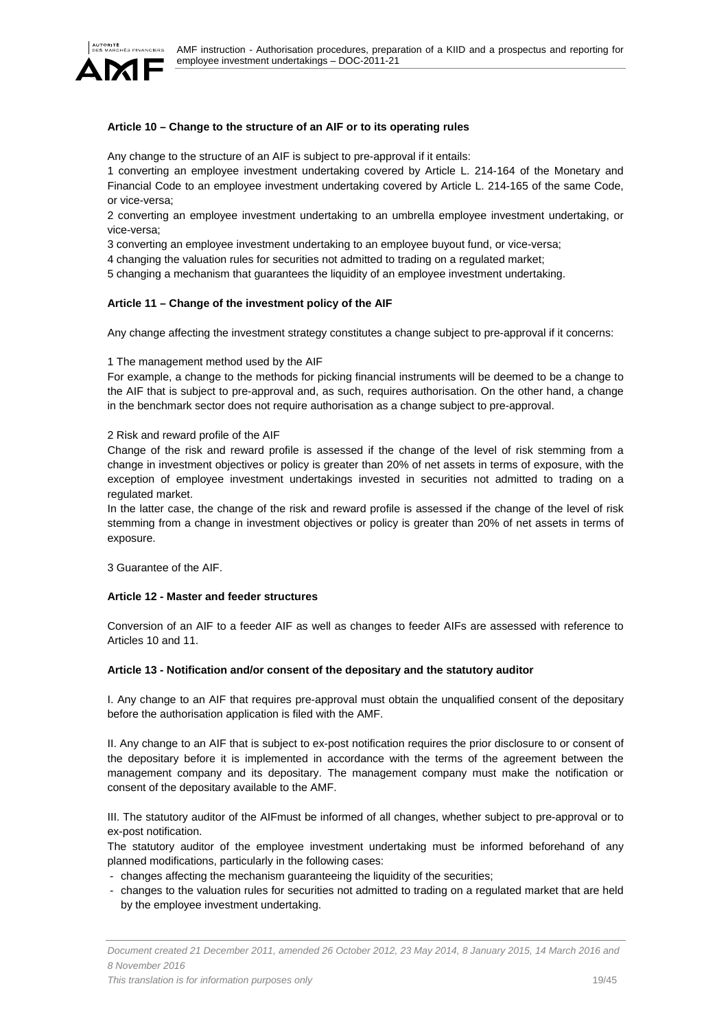**Article 10 – Change to the structure of an AIF or to its operating rules**

Any change to the structure of an AIF is subject to pre-approval if it entails:

1 converting an employee investment undertaking covered by Article L. 214-164 of the Monetary and Financial Code to an employee investment undertaking covered by Article L. 214-165 of the same Code, or vice-versa;

2 converting an employee investment undertaking to an umbrella employee investment undertaking, or vice-versa;

3 converting an employee investment undertaking to an employee buyout fund, or vice-versa;

4 changing the valuation rules for securities not admitted to trading on a regulated market;

5 changing a mechanism that guarantees the liquidity of an employee investment undertaking.

**Article 11 – Change of the investment policy of the AIF**

Any change affecting the investment strategy constitutes a change subject to pre-approval if it concerns:

1 The management method used by the AIF

For example, a change to the methods for picking financial instruments will be deemed to be a change to the AIF that is subject to pre-approval and, as such, requires authorisation. On the other hand, a change in the benchmark sector does not require authorisation as a change subject to pre-approval.

2 Risk and reward profile of the AIF

Change of the risk and reward profile is assessed if the change of the level of risk stemming from a change in investment objectives or policy is greater than 20% of net assets in terms of exposure, with the exception of employee investment undertakings invested in securities not admitted to trading on a regulated market.

In the latter case, the change of the risk and reward profile is assessed if the change of the level of risk stemming from a change in investment objectives or policy is greater than 20% of net assets in terms of exposure.

3 Guarantee of the AIF.

**Article 12 - Master and feeder structures**

Conversion of an AIF to a feeder AIF as well as changes to feeder AIFs are assessed with reference to Articles 10 and 11.

**Article 13 - Notification and/or consent of the depositary and the statutory auditor**

I. Any change to an AIF that requires pre-approval must obtain the unqualified consent of the depositary before the authorisation application is filed with the AMF.

II. Any change to an AIF that is subject to ex-post notification requires the prior disclosure to or consent of the depositary before it is implemented in accordance with the terms of the agreement between the management company and its depositary. The management company must make the notification or consent of the depositary available to the AMF.

III. The statutory auditor of the AIFmust be informed of all changes, whether subject to pre-approval or to ex-post notification.

The statutory auditor of the employee investment undertaking must be informed beforehand of any planned modifications, particularly in the following cases:

- changes affecting the mechanism guaranteeing the liquidity of the securities;
- changes to the valuation rules for securities not admitted to trading on a regulated market that are held by the employee investment undertaking.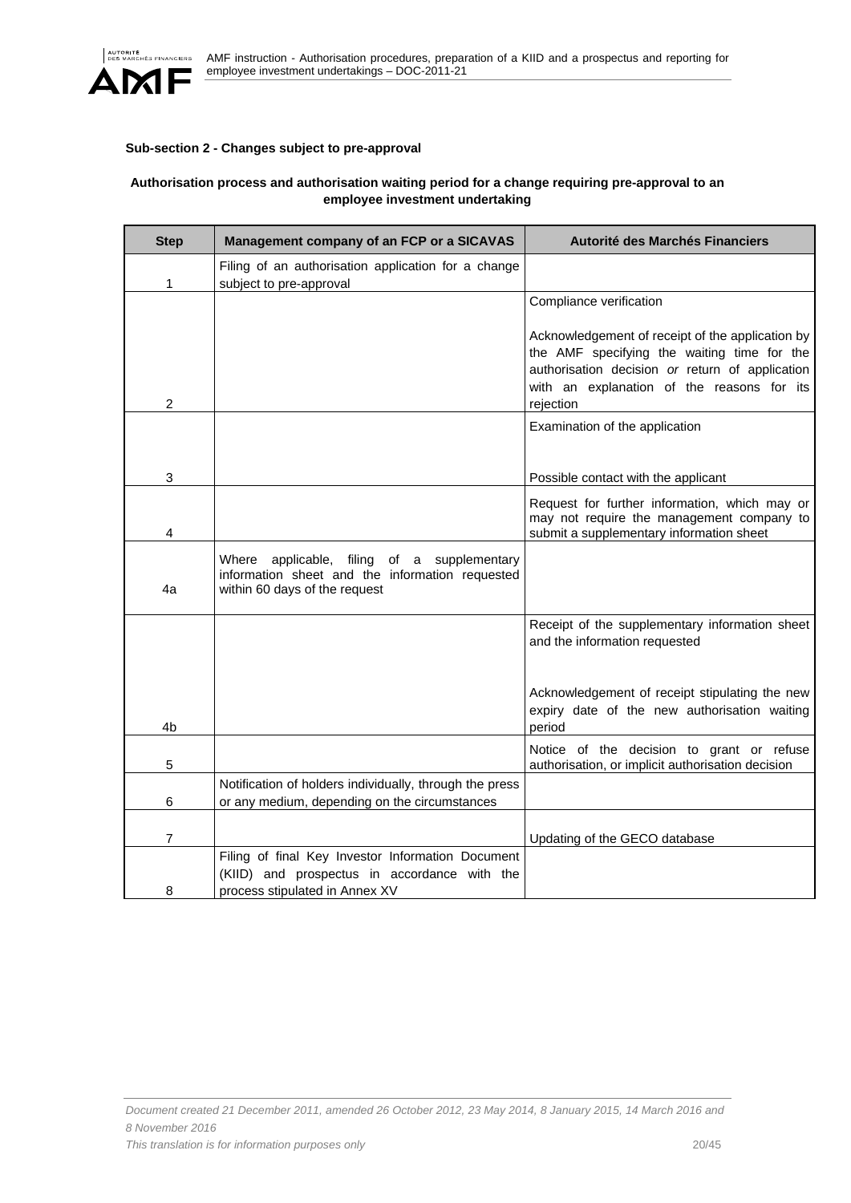**Sub-section 2 - Changes subject to pre-approval**

**Authorisation process and authorisation waiting period for a change requiring pre-approval to an employee investment undertaking**

| Step | Management company of an FCP or a SICAVAS | Autorité des Marchés Financiers |
|---|---|---|
| 1 | Filing of an authorisation application for a change subject to pre-approval | |
| 2 | | Compliance verification<br><br>Acknowledgement of receipt of the application by the AMF specifying the waiting time for the authorisation decision *or* return of application with an explanation of the reasons for its rejection |
| 3 | | Examination of the application<br><br>Possible contact with the applicant |
| 4 | | Request for further information, which may or may not require the management company to submit a supplementary information sheet |
| 4a | Where applicable, filing of a supplementary information sheet and the information requested within 60 days of the request | |
| 4b | | Receipt of the supplementary information sheet and the information requested<br><br>Acknowledgement of receipt stipulating the new expiry date of the new authorisation waiting period |
| 5 | | Notice of the decision to grant or refuse authorisation, or implicit authorisation decision |
| 6 | Notification of holders individually, through the press or any medium, depending on the circumstances | |
| 7 | | Updating of the GECO database |
| 8 | Filing of final Key Investor Information Document (KIID) and prospectus in accordance with the process stipulated in Annex XV | |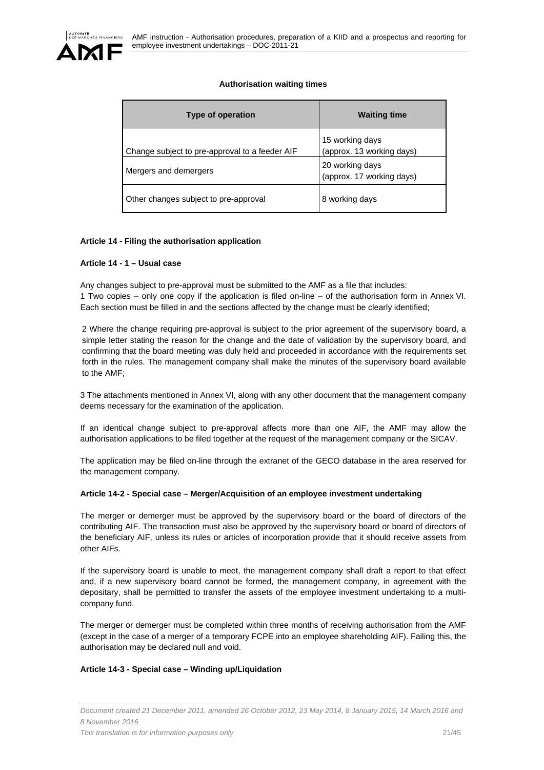**Authorisation waiting times**

| Type of operation | Waiting time |
| --- | --- |
| Change subject to pre-approval to a feeder AIF | 15 working days (approx. 13 working days) |
| Mergers and demergers | 20 working days (approx. 17 working days) |
| Other changes subject to pre-approval | 8 working days |

**Article 14 - Filing the authorisation application**

**Article 14 - 1 – Usual case**

Any changes subject to pre-approval must be submitted to the AMF as a file that includes:

1 Two copies – only one copy if the application is filed on-line – of the authorisation form in Annex VI. Each section must be filled in and the sections affected by the change must be clearly identified;

2 Where the change requiring pre-approval is subject to the prior agreement of the supervisory board, a simple letter stating the reason for the change and the date of validation by the supervisory board, and confirming that the board meeting was duly held and proceeded in accordance with the requirements set forth in the rules. The management company shall make the minutes of the supervisory board available to the AMF;

3 The attachments mentioned in Annex VI, along with any other document that the management company deems necessary for the examination of the application.

If an identical change subject to pre-approval affects more than one AIF, the AMF may allow the authorisation applications to be filed together at the request of the management company or the SICAV.

The application may be filed on-line through the extranet of the GECO database in the area reserved for the management company.

**Article 14-2 - Special case – Merger/Acquisition of an employee investment undertaking**

The merger or demerger must be approved by the supervisory board or the board of directors of the contributing AIF. The transaction must also be approved by the supervisory board or board of directors of the beneficiary AIF, unless its rules or articles of incorporation provide that it should receive assets from other AIFs.

If the supervisory board is unable to meet, the management company shall draft a report to that effect and, if a new supervisory board cannot be formed, the management company, in agreement with the depositary, shall be permitted to transfer the assets of the employee investment undertaking to a multi-company fund.

The merger or demerger must be completed within three months of receiving authorisation from the AMF (except in the case of a merger of a temporary FCPE into an employee shareholding AIF). Failing this, the authorisation may be declared null and void.

**Article 14-3 - Special case – Winding up/Liquidation**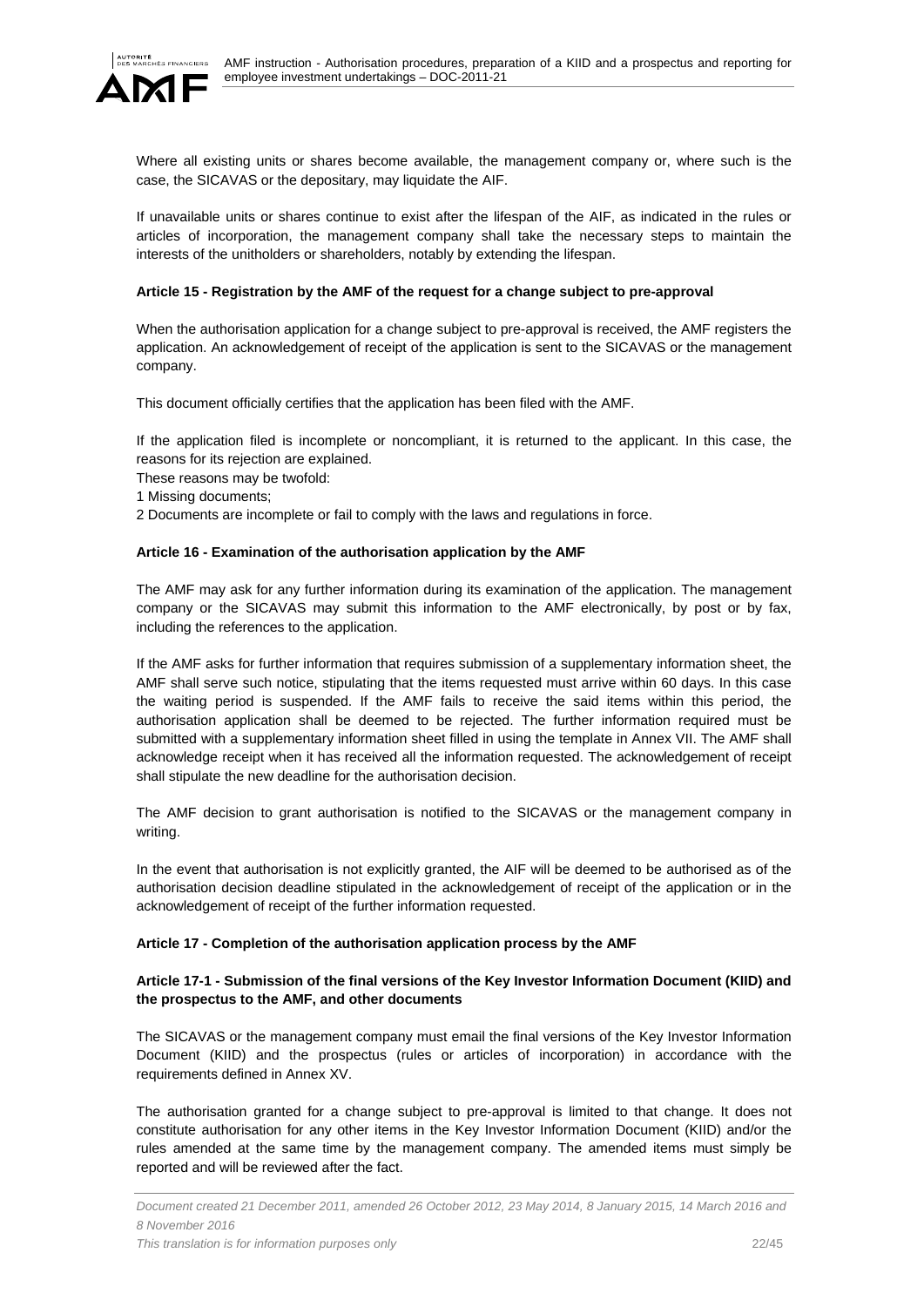Where all existing units or shares become available, the management company or, where such is the case, the SICAVAS or the depositary, may liquidate the AIF.

If unavailable units or shares continue to exist after the lifespan of the AIF, as indicated in the rules or articles of incorporation, the management company shall take the necessary steps to maintain the interests of the unitholders or shareholders, notably by extending the lifespan.

**Article 15 - Registration by the AMF of the request for a change subject to pre-approval**

When the authorisation application for a change subject to pre-approval is received, the AMF registers the application. An acknowledgement of receipt of the application is sent to the SICAVAS or the management company.

This document officially certifies that the application has been filed with the AMF.

If the application filed is incomplete or noncompliant, it is returned to the applicant. In this case, the reasons for its rejection are explained.

These reasons may be twofold:

1 Missing documents;

2 Documents are incomplete or fail to comply with the laws and regulations in force.

**Article 16 - Examination of the authorisation application by the AMF**

The AMF may ask for any further information during its examination of the application. The management company or the SICAVAS may submit this information to the AMF electronically, by post or by fax, including the references to the application.

If the AMF asks for further information that requires submission of a supplementary information sheet, the AMF shall serve such notice, stipulating that the items requested must arrive within 60 days. In this case the waiting period is suspended. If the AMF fails to receive the said items within this period, the authorisation application shall be deemed to be rejected. The further information required must be submitted with a supplementary information sheet filled in using the template in Annex VII. The AMF shall acknowledge receipt when it has received all the information requested. The acknowledgement of receipt shall stipulate the new deadline for the authorisation decision.

The AMF decision to grant authorisation is notified to the SICAVAS or the management company in writing.

In the event that authorisation is not explicitly granted, the AIF will be deemed to be authorised as of the authorisation decision deadline stipulated in the acknowledgement of receipt of the application or in the acknowledgement of receipt of the further information requested.

**Article 17 - Completion of the authorisation application process by the AMF**

**Article 17-1 - Submission of the final versions of the Key Investor Information Document (KIID) and the prospectus to the AMF, and other documents**

The SICAVAS or the management company must email the final versions of the Key Investor Information Document (KIID) and the prospectus (rules or articles of incorporation) in accordance with the requirements defined in Annex XV.

The authorisation granted for a change subject to pre-approval is limited to that change. It does not constitute authorisation for any other items in the Key Investor Information Document (KIID) and/or the rules amended at the same time by the management company. The amended items must simply be reported and will be reviewed after the fact.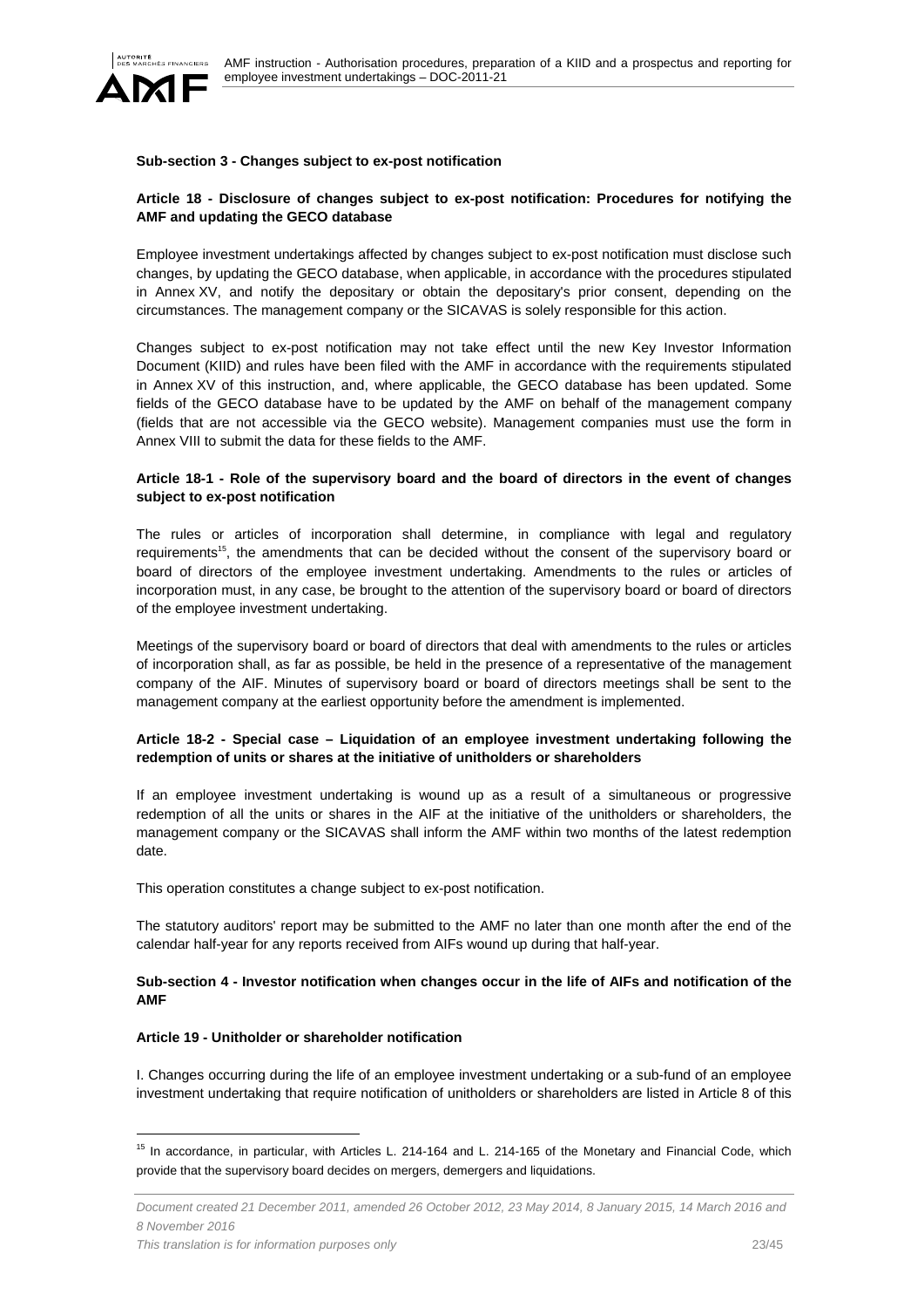**Sub-section 3 - Changes subject to ex-post notification**

**Article 18 - Disclosure of changes subject to ex-post notification: Procedures for notifying the AMF and updating the GECO database**

Employee investment undertakings affected by changes subject to ex-post notification must disclose such changes, by updating the GECO database, when applicable, in accordance with the procedures stipulated in Annex XV, and notify the depositary or obtain the depositary's prior consent, depending on the circumstances. The management company or the SICAVAS is solely responsible for this action.

Changes subject to ex-post notification may not take effect until the new Key Investor Information Document (KIID) and rules have been filed with the AMF in accordance with the requirements stipulated in Annex XV of this instruction, and, where applicable, the GECO database has been updated. Some fields of the GECO database have to be updated by the AMF on behalf of the management company (fields that are not accessible via the GECO website). Management companies must use the form in Annex VIII to submit the data for these fields to the AMF.

**Article 18-1 - Role of the supervisory board and the board of directors in the event of changes subject to ex-post notification**

The rules or articles of incorporation shall determine, in compliance with legal and regulatory requirements[15], the amendments that can be decided without the consent of the supervisory board or board of directors of the employee investment undertaking. Amendments to the rules or articles of incorporation must, in any case, be brought to the attention of the supervisory board or board of directors of the employee investment undertaking.

Meetings of the supervisory board or board of directors that deal with amendments to the rules or articles of incorporation shall, as far as possible, be held in the presence of a representative of the management company of the AIF. Minutes of supervisory board or board of directors meetings shall be sent to the management company at the earliest opportunity before the amendment is implemented.

**Article 18-2 - Special case – Liquidation of an employee investment undertaking following the redemption of units or shares at the initiative of unitholders or shareholders**

If an employee investment undertaking is wound up as a result of a simultaneous or progressive redemption of all the units or shares in the AIF at the initiative of the unitholders or shareholders, the management company or the SICAVAS shall inform the AMF within two months of the latest redemption date.

This operation constitutes a change subject to ex-post notification.

The statutory auditors' report may be submitted to the AMF no later than one month after the end of the calendar half-year for any reports received from AIFs wound up during that half-year.

**Sub-section 4 - Investor notification when changes occur in the life of AIFs and notification of the AMF**

**Article 19 - Unitholder or shareholder notification**

I. Changes occurring during the life of an employee investment undertaking or a sub-fund of an employee investment undertaking that require notification of unitholders or shareholders are listed in Article 8 of this

[15] In accordance, in particular, with Articles L. 214-164 and L. 214-165 of the Monetary and Financial Code, which provide that the supervisory board decides on mergers, demergers and liquidations.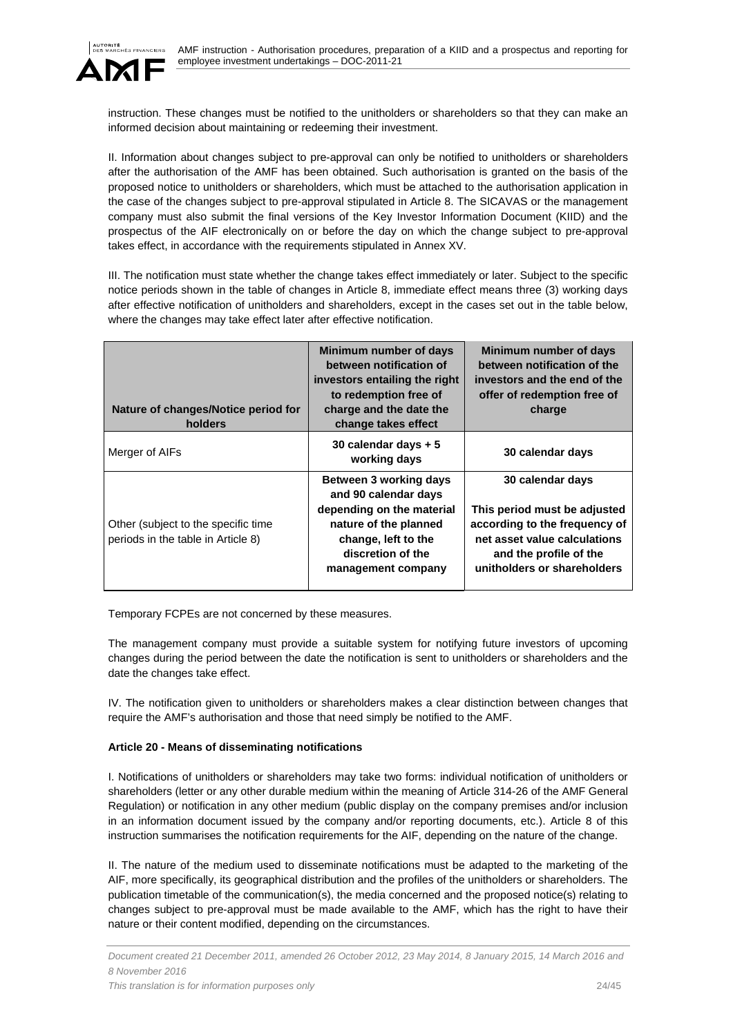instruction. These changes must be notified to the unitholders or shareholders so that they can make an informed decision about maintaining or redeeming their investment.

II. Information about changes subject to pre-approval can only be notified to unitholders or shareholders after the authorisation of the AMF has been obtained. Such authorisation is granted on the basis of the proposed notice to unitholders or shareholders, which must be attached to the authorisation application in the case of the changes subject to pre-approval stipulated in Article 8. The SICAVAS or the management company must also submit the final versions of the Key Investor Information Document (KIID) and the prospectus of the AIF electronically on or before the day on which the change subject to pre-approval takes effect, in accordance with the requirements stipulated in Annex XV.

III. The notification must state whether the change takes effect immediately or later. Subject to the specific notice periods shown in the table of changes in Article 8, immediate effect means three (3) working days after effective notification of unitholders and shareholders, except in the cases set out in the table below, where the changes may take effect later after effective notification.

| Nature of changes/Notice period for holders | Minimum number of days between notification of investors entailing the right to redemption free of charge and the date the change takes effect | Minimum number of days between notification of the investors and the end of the offer of redemption free of charge |
|---|---|---|
| Merger of AIFs | **30 calendar days + 5 working days** | **30 calendar days** |
| Other (subject to the specific time periods in the table in Article 8) | **Between 3 working days and 90 calendar days depending on the material nature of the planned change, left to the discretion of the management company** | **30 calendar days**<br><br>**This period must be adjusted according to the frequency of net asset value calculations and the profile of the unitholders or shareholders** |

Temporary FCPEs are not concerned by these measures.

The management company must provide a suitable system for notifying future investors of upcoming changes during the period between the date the notification is sent to unitholders or shareholders and the date the changes take effect.

IV. The notification given to unitholders or shareholders makes a clear distinction between changes that require the AMF's authorisation and those that need simply be notified to the AMF.

**Article 20 - Means of disseminating notifications**

I. Notifications of unitholders or shareholders may take two forms: individual notification of unitholders or shareholders (letter or any other durable medium within the meaning of Article 314-26 of the AMF General Regulation) or notification in any other medium (public display on the company premises and/or inclusion in an information document issued by the company and/or reporting documents, etc.). Article 8 of this instruction summarises the notification requirements for the AIF, depending on the nature of the change.

II. The nature of the medium used to disseminate notifications must be adapted to the marketing of the AIF, more specifically, its geographical distribution and the profiles of the unitholders or shareholders. The publication timetable of the communication(s), the media concerned and the proposed notice(s) relating to changes subject to pre-approval must be made available to the AMF, which has the right to have their nature or their content modified, depending on the circumstances.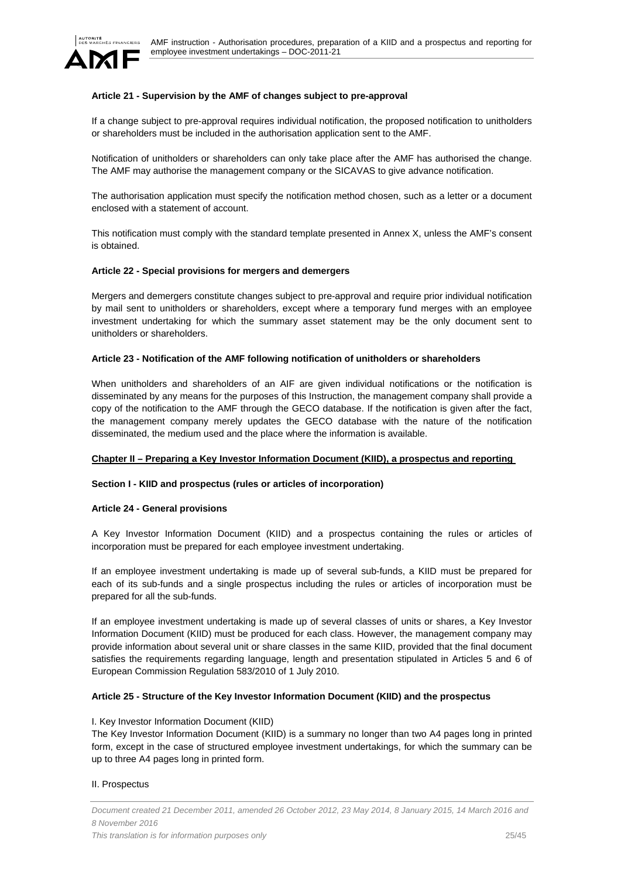**Article 21 - Supervision by the AMF of changes subject to pre-approval**

If a change subject to pre-approval requires individual notification, the proposed notification to unitholders or shareholders must be included in the authorisation application sent to the AMF.

Notification of unitholders or shareholders can only take place after the AMF has authorised the change. The AMF may authorise the management company or the SICAVAS to give advance notification.

The authorisation application must specify the notification method chosen, such as a letter or a document enclosed with a statement of account.

This notification must comply with the standard template presented in Annex X, unless the AMF's consent is obtained.

**Article 22 - Special provisions for mergers and demergers**

Mergers and demergers constitute changes subject to pre-approval and require prior individual notification by mail sent to unitholders or shareholders, except where a temporary fund merges with an employee investment undertaking for which the summary asset statement may be the only document sent to unitholders or shareholders.

**Article 23 - Notification of the AMF following notification of unitholders or shareholders**

When unitholders and shareholders of an AIF are given individual notifications or the notification is disseminated by any means for the purposes of this Instruction, the management company shall provide a copy of the notification to the AMF through the GECO database. If the notification is given after the fact, the management company merely updates the GECO database with the nature of the notification disseminated, the medium used and the place where the information is available.

## Chapter II – Preparing a Key Investor Information Document (KIID), a prospectus and reporting

### Section I - KIID and prospectus (rules or articles of incorporation)

**Article 24 - General provisions**

A Key Investor Information Document (KIID) and a prospectus containing the rules or articles of incorporation must be prepared for each employee investment undertaking.

If an employee investment undertaking is made up of several sub-funds, a KIID must be prepared for each of its sub-funds and a single prospectus including the rules or articles of incorporation must be prepared for all the sub-funds.

If an employee investment undertaking is made up of several classes of units or shares, a Key Investor Information Document (KIID) must be produced for each class. However, the management company may provide information about several unit or share classes in the same KIID, provided that the final document satisfies the requirements regarding language, length and presentation stipulated in Articles 5 and 6 of European Commission Regulation 583/2010 of 1 July 2010.

**Article 25 - Structure of the Key Investor Information Document (KIID) and the prospectus**

I. Key Investor Information Document (KIID)

The Key Investor Information Document (KIID) is a summary no longer than two A4 pages long in printed form, except in the case of structured employee investment undertakings, for which the summary can be up to three A4 pages long in printed form.

II. Prospectus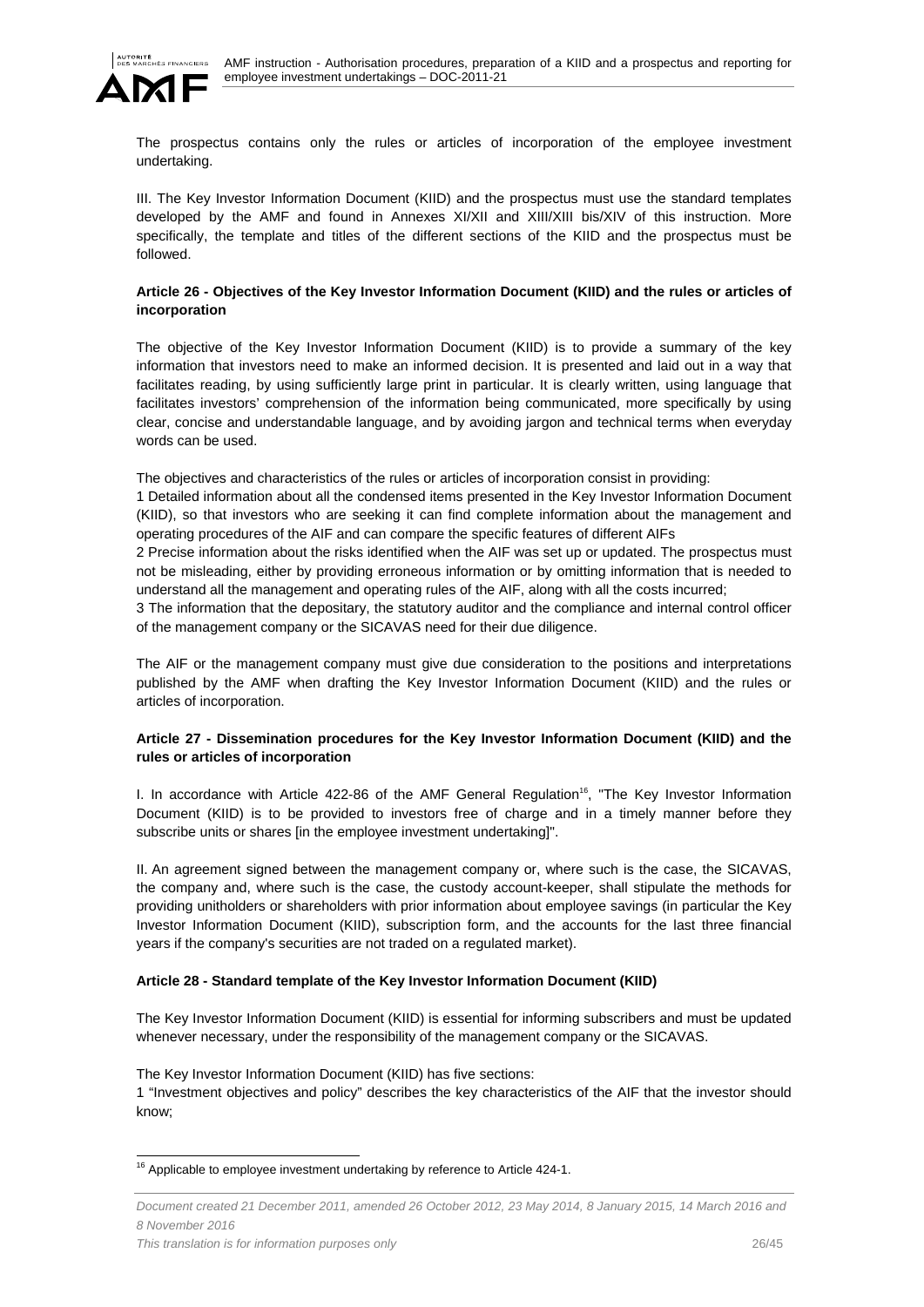The prospectus contains only the rules or articles of incorporation of the employee investment undertaking.

III. The Key Investor Information Document (KIID) and the prospectus must use the standard templates developed by the AMF and found in Annexes XI/XII and XIII/XIII bis/XIV of this instruction. More specifically, the template and titles of the different sections of the KIID and the prospectus must be followed.

**Article 26 - Objectives of the Key Investor Information Document (KIID) and the rules or articles of incorporation**

The objective of the Key Investor Information Document (KIID) is to provide a summary of the key information that investors need to make an informed decision. It is presented and laid out in a way that facilitates reading, by using sufficiently large print in particular. It is clearly written, using language that facilitates investors' comprehension of the information being communicated, more specifically by using clear, concise and understandable language, and by avoiding jargon and technical terms when everyday words can be used.

The objectives and characteristics of the rules or articles of incorporation consist in providing:
1 Detailed information about all the condensed items presented in the Key Investor Information Document (KIID), so that investors who are seeking it can find complete information about the management and operating procedures of the AIF and can compare the specific features of different AIFs
2 Precise information about the risks identified when the AIF was set up or updated. The prospectus must not be misleading, either by providing erroneous information or by omitting information that is needed to understand all the management and operating rules of the AIF, along with all the costs incurred;
3 The information that the depositary, the statutory auditor and the compliance and internal control officer of the management company or the SICAVAS need for their due diligence.

The AIF or the management company must give due consideration to the positions and interpretations published by the AMF when drafting the Key Investor Information Document (KIID) and the rules or articles of incorporation.

**Article 27 - Dissemination procedures for the Key Investor Information Document (KIID) and the rules or articles of incorporation**

I. In accordance with Article 422-86 of the AMF General Regulation[16], "The Key Investor Information Document (KIID) is to be provided to investors free of charge and in a timely manner before they subscribe units or shares [in the employee investment undertaking]".

II. An agreement signed between the management company or, where such is the case, the SICAVAS, the company and, where such is the case, the custody account-keeper, shall stipulate the methods for providing unitholders or shareholders with prior information about employee savings (in particular the Key Investor Information Document (KIID), subscription form, and the accounts for the last three financial years if the company's securities are not traded on a regulated market).

**Article 28 - Standard template of the Key Investor Information Document (KIID)**

The Key Investor Information Document (KIID) is essential for informing subscribers and must be updated whenever necessary, under the responsibility of the management company or the SICAVAS.

The Key Investor Information Document (KIID) has five sections:
1 "Investment objectives and policy" describes the key characteristics of the AIF that the investor should know;

[16] Applicable to employee investment undertaking by reference to Article 424-1.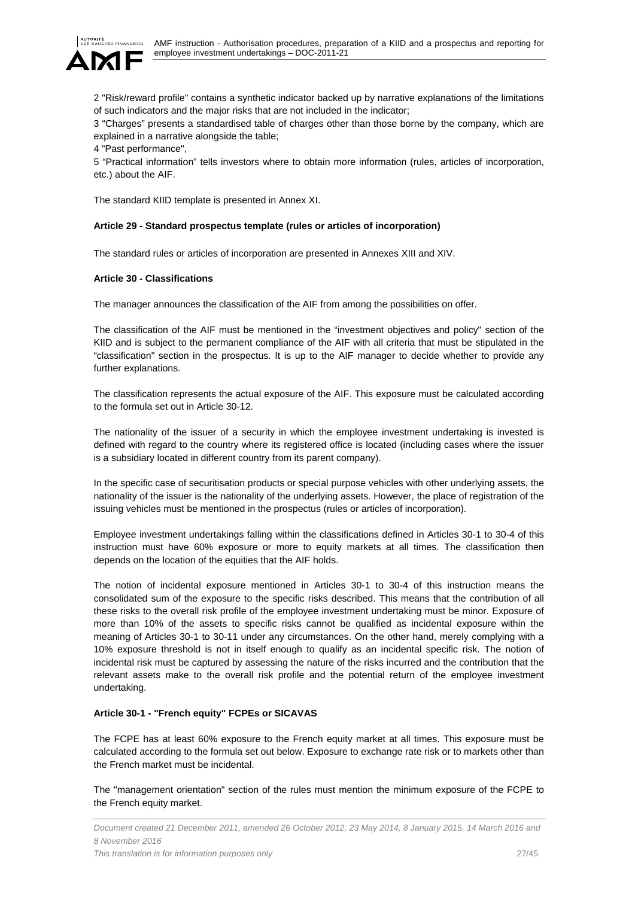2 "Risk/reward profile" contains a synthetic indicator backed up by narrative explanations of the limitations of such indicators and the major risks that are not included in the indicator;

3 “Charges” presents a standardised table of charges other than those borne by the company, which are explained in a narrative alongside the table;

4 "Past performance",

5 “Practical information” tells investors where to obtain more information (rules, articles of incorporation, etc.) about the AIF.

The standard KIID template is presented in Annex XI.

**Article 29 - Standard prospectus template (rules or articles of incorporation)**

The standard rules or articles of incorporation are presented in Annexes XIII and XIV.

**Article 30 - Classifications**

The manager announces the classification of the AIF from among the possibilities on offer.

The classification of the AIF must be mentioned in the "investment objectives and policy" section of the KIID and is subject to the permanent compliance of the AIF with all criteria that must be stipulated in the “classification" section in the prospectus. It is up to the AIF manager to decide whether to provide any further explanations.

The classification represents the actual exposure of the AIF. This exposure must be calculated according to the formula set out in Article 30-12.

The nationality of the issuer of a security in which the employee investment undertaking is invested is defined with regard to the country where its registered office is located (including cases where the issuer is a subsidiary located in different country from its parent company).

In the specific case of securitisation products or special purpose vehicles with other underlying assets, the nationality of the issuer is the nationality of the underlying assets. However, the place of registration of the issuing vehicles must be mentioned in the prospectus (rules or articles of incorporation).

Employee investment undertakings falling within the classifications defined in Articles 30-1 to 30-4 of this instruction must have 60% exposure or more to equity markets at all times. The classification then depends on the location of the equities that the AIF holds.

The notion of incidental exposure mentioned in Articles 30-1 to 30-4 of this instruction means the consolidated sum of the exposure to the specific risks described. This means that the contribution of all these risks to the overall risk profile of the employee investment undertaking must be minor. Exposure of more than 10% of the assets to specific risks cannot be qualified as incidental exposure within the meaning of Articles 30-1 to 30-11 under any circumstances. On the other hand, merely complying with a 10% exposure threshold is not in itself enough to qualify as an incidental specific risk. The notion of incidental risk must be captured by assessing the nature of the risks incurred and the contribution that the relevant assets make to the overall risk profile and the potential return of the employee investment undertaking.

**Article 30-1 - "French equity" FCPEs or SICAVAS**

The FCPE has at least 60% exposure to the French equity market at all times. This exposure must be calculated according to the formula set out below. Exposure to exchange rate risk or to markets other than the French market must be incidental.

The "management orientation" section of the rules must mention the minimum exposure of the FCPE to the French equity market.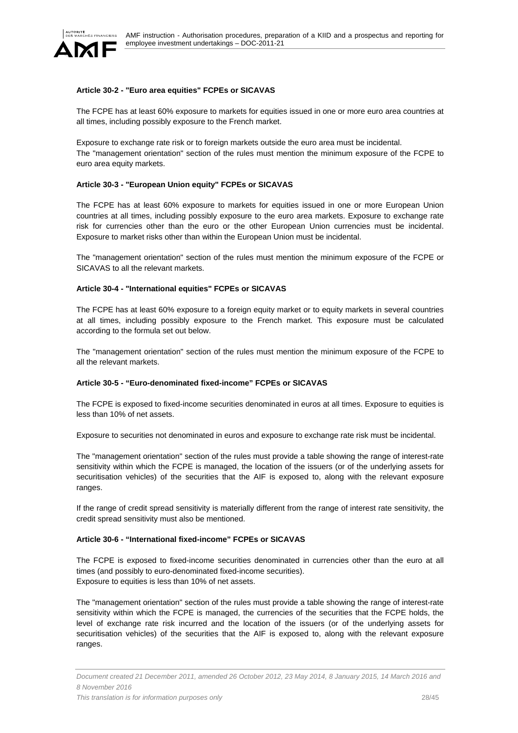**Article 30-2 - "Euro area equities" FCPEs or SICAVAS**

The FCPE has at least 60% exposure to markets for equities issued in one or more euro area countries at all times, including possibly exposure to the French market.

Exposure to exchange rate risk or to foreign markets outside the euro area must be incidental.
The "management orientation" section of the rules must mention the minimum exposure of the FCPE to euro area equity markets.

**Article 30-3 - "European Union equity" FCPEs or SICAVAS**

The FCPE has at least 60% exposure to markets for equities issued in one or more European Union countries at all times, including possibly exposure to the euro area markets. Exposure to exchange rate risk for currencies other than the euro or the other European Union currencies must be incidental. Exposure to market risks other than within the European Union must be incidental.

The "management orientation" section of the rules must mention the minimum exposure of the FCPE or SICAVAS to all the relevant markets.

**Article 30-4 - "International equities" FCPEs or SICAVAS**

The FCPE has at least 60% exposure to a foreign equity market or to equity markets in several countries at all times, including possibly exposure to the French market. This exposure must be calculated according to the formula set out below.

The "management orientation" section of the rules must mention the minimum exposure of the FCPE to all the relevant markets.

**Article 30-5 - "Euro-denominated fixed-income" FCPEs or SICAVAS**

The FCPE is exposed to fixed-income securities denominated in euros at all times. Exposure to equities is less than 10% of net assets.

Exposure to securities not denominated in euros and exposure to exchange rate risk must be incidental.

The "management orientation" section of the rules must provide a table showing the range of interest-rate sensitivity within which the FCPE is managed, the location of the issuers (or of the underlying assets for securitisation vehicles) of the securities that the AIF is exposed to, along with the relevant exposure ranges.

If the range of credit spread sensitivity is materially different from the range of interest rate sensitivity, the credit spread sensitivity must also be mentioned.

**Article 30-6 - "International fixed-income" FCPEs or SICAVAS**

The FCPE is exposed to fixed-income securities denominated in currencies other than the euro at all times (and possibly to euro-denominated fixed-income securities).
Exposure to equities is less than 10% of net assets.

The "management orientation" section of the rules must provide a table showing the range of interest-rate sensitivity within which the FCPE is managed, the currencies of the securities that the FCPE holds, the level of exchange rate risk incurred and the location of the issuers (or of the underlying assets for securitisation vehicles) of the securities that the AIF is exposed to, along with the relevant exposure ranges.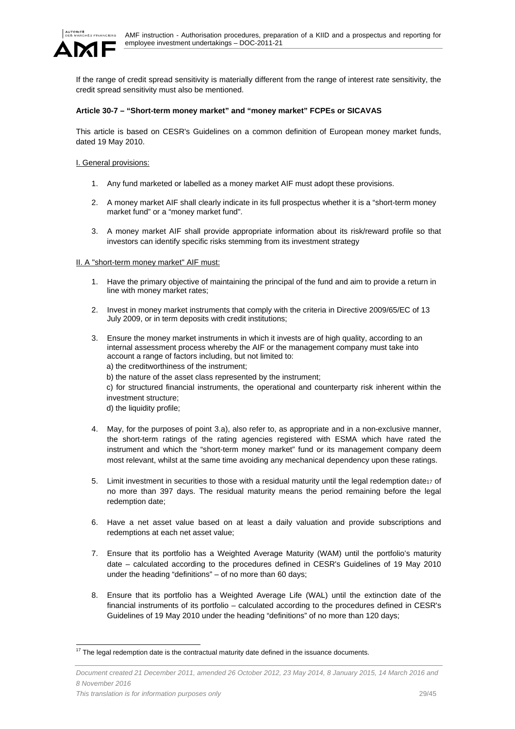If the range of credit spread sensitivity is materially different from the range of interest rate sensitivity, the credit spread sensitivity must also be mentioned.

**Article 30-7 – "Short-term money market" and "money market" FCPEs or SICAVAS**

This article is based on CESR's Guidelines on a common definition of European money market funds, dated 19 May 2010.

I. General provisions:

1. Any fund marketed or labelled as a money market AIF must adopt these provisions.
2. A money market AIF shall clearly indicate in its full prospectus whether it is a "short-term money market fund" or a "money market fund".
3. A money market AIF shall provide appropriate information about its risk/reward profile so that investors can identify specific risks stemming from its investment strategy

II. A "short-term money market" AIF must:

1. Have the primary objective of maintaining the principal of the fund and aim to provide a return in line with money market rates;
2. Invest in money market instruments that comply with the criteria in Directive 2009/65/EC of 13 July 2009, or in term deposits with credit institutions;
3. Ensure the money market instruments in which it invests are of high quality, according to an internal assessment process whereby the AIF or the management company must take into account a range of factors including, but not limited to:
   a) the creditworthiness of the instrument;
   b) the nature of the asset class represented by the instrument;
   c) for structured financial instruments, the operational and counterparty risk inherent within the investment structure;
   d) the liquidity profile;
4. May, for the purposes of point 3.a), also refer to, as appropriate and in a non-exclusive manner, the short-term ratings of the rating agencies registered with ESMA which have rated the instrument and which the "short-term money market" fund or its management company deem most relevant, whilst at the same time avoiding any mechanical dependency upon these ratings.
5. Limit investment in securities to those with a residual maturity until the legal redemption date[17] of no more than 397 days. The residual maturity means the period remaining before the legal redemption date;
6. Have a net asset value based on at least a daily valuation and provide subscriptions and redemptions at each net asset value;
7. Ensure that its portfolio has a Weighted Average Maturity (WAM) until the portfolio's maturity date – calculated according to the procedures defined in CESR's Guidelines of 19 May 2010 under the heading "definitions" – of no more than 60 days;
8. Ensure that its portfolio has a Weighted Average Life (WAL) until the extinction date of the financial instruments of its portfolio – calculated according to the procedures defined in CESR's Guidelines of 19 May 2010 under the heading "definitions" of no more than 120 days;

[17] The legal redemption date is the contractual maturity date defined in the issuance documents.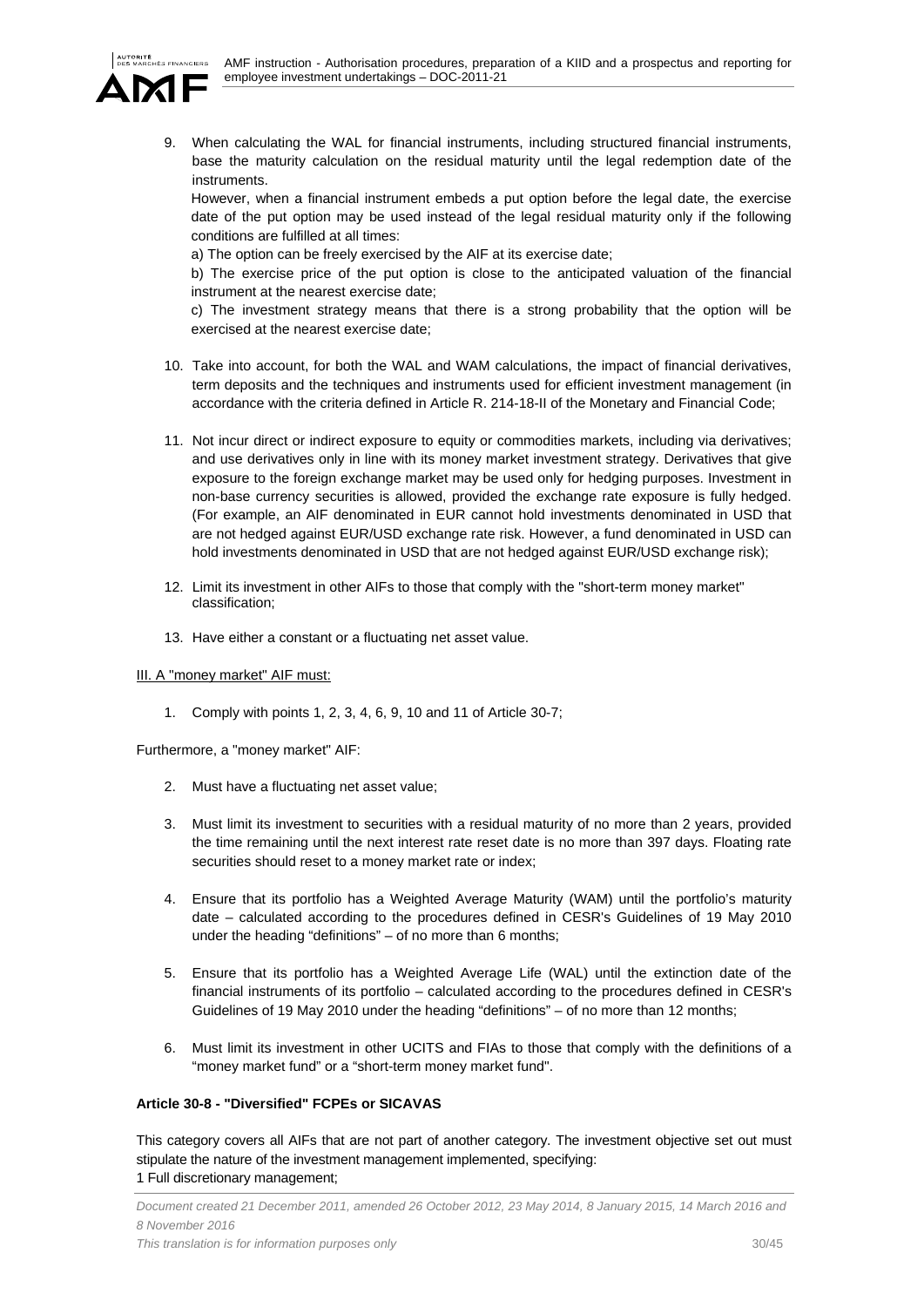9. When calculating the WAL for financial instruments, including structured financial instruments, base the maturity calculation on the residual maturity until the legal redemption date of the instruments.

   However, when a financial instrument embeds a put option before the legal date, the exercise date of the put option may be used instead of the legal residual maturity only if the following conditions are fulfilled at all times:

   a) The option can be freely exercised by the AIF at its exercise date;

   b) The exercise price of the put option is close to the anticipated valuation of the financial instrument at the nearest exercise date;

   c) The investment strategy means that there is a strong probability that the option will be exercised at the nearest exercise date;

10. Take into account, for both the WAL and WAM calculations, the impact of financial derivatives, term deposits and the techniques and instruments used for efficient investment management (in accordance with the criteria defined in Article R. 214-18-II of the Monetary and Financial Code;

11. Not incur direct or indirect exposure to equity or commodities markets, including via derivatives; and use derivatives only in line with its money market investment strategy. Derivatives that give exposure to the foreign exchange market may be used only for hedging purposes. Investment in non-base currency securities is allowed, provided the exchange rate exposure is fully hedged. (For example, an AIF denominated in EUR cannot hold investments denominated in USD that are not hedged against EUR/USD exchange rate risk. However, a fund denominated in USD can hold investments denominated in USD that are not hedged against EUR/USD exchange risk);

12. Limit its investment in other AIFs to those that comply with the "short-term money market" classification;

13. Have either a constant or a fluctuating net asset value.

III. A "money market" AIF must:

1. Comply with points 1, 2, 3, 4, 6, 9, 10 and 11 of Article 30-7;

Furthermore, a "money market" AIF:

2. Must have a fluctuating net asset value;

3. Must limit its investment to securities with a residual maturity of no more than 2 years, provided the time remaining until the next interest rate reset date is no more than 397 days. Floating rate securities should reset to a money market rate or index;

4. Ensure that its portfolio has a Weighted Average Maturity (WAM) until the portfolio's maturity date – calculated according to the procedures defined in CESR's Guidelines of 19 May 2010 under the heading "definitions" – of no more than 6 months;

5. Ensure that its portfolio has a Weighted Average Life (WAL) until the extinction date of the financial instruments of its portfolio – calculated according to the procedures defined in CESR's Guidelines of 19 May 2010 under the heading "definitions" – of no more than 12 months;

6. Must limit its investment in other UCITS and FIAs to those that comply with the definitions of a "money market fund" or a "short-term money market fund".

**Article 30-8 - "Diversified" FCPEs or SICAVAS**

This category covers all AIFs that are not part of another category. The investment objective set out must stipulate the nature of the investment management implemented, specifying:

1 Full discretionary management;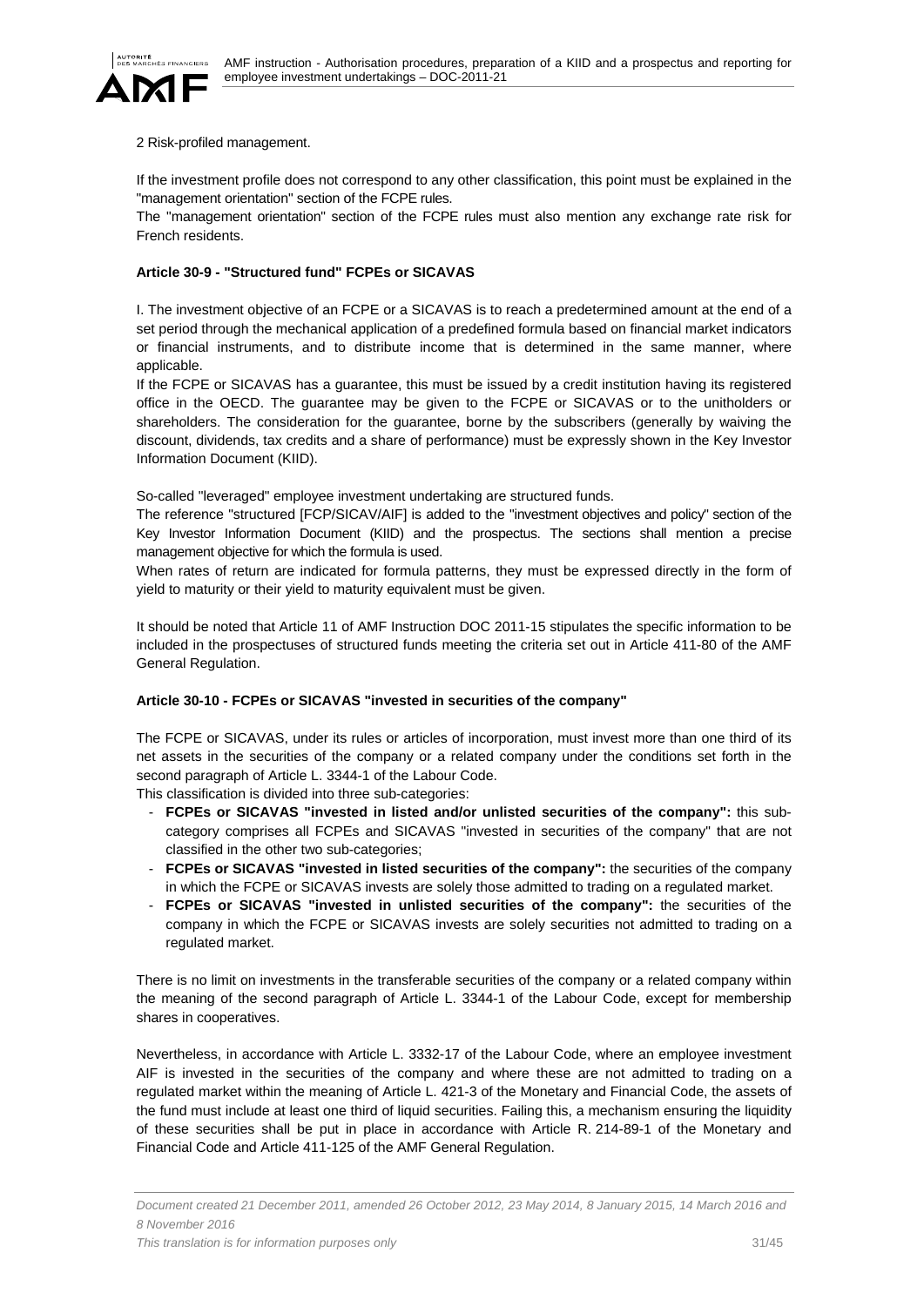2 Risk-profiled management.

If the investment profile does not correspond to any other classification, this point must be explained in the "management orientation" section of the FCPE rules.
The "management orientation" section of the FCPE rules must also mention any exchange rate risk for French residents.

**Article 30-9 - "Structured fund" FCPEs or SICAVAS**

I. The investment objective of an FCPE or a SICAVAS is to reach a predetermined amount at the end of a set period through the mechanical application of a predefined formula based on financial market indicators or financial instruments, and to distribute income that is determined in the same manner, where applicable.
If the FCPE or SICAVAS has a guarantee, this must be issued by a credit institution having its registered office in the OECD. The guarantee may be given to the FCPE or SICAVAS or to the unitholders or shareholders. The consideration for the guarantee, borne by the subscribers (generally by waiving the discount, dividends, tax credits and a share of performance) must be expressly shown in the Key Investor Information Document (KIID).

So-called "leveraged" employee investment undertaking are structured funds.
The reference "structured [FCP/SICAV/AIF] is added to the "investment objectives and policy" section of the Key Investor Information Document (KIID) and the prospectus. The sections shall mention a precise management objective for which the formula is used.
When rates of return are indicated for formula patterns, they must be expressed directly in the form of yield to maturity or their yield to maturity equivalent must be given.

It should be noted that Article 11 of AMF Instruction DOC 2011-15 stipulates the specific information to be included in the prospectuses of structured funds meeting the criteria set out in Article 411-80 of the AMF General Regulation.

**Article 30-10 - FCPEs or SICAVAS "invested in securities of the company"**

The FCPE or SICAVAS, under its rules or articles of incorporation, must invest more than one third of its net assets in the securities of the company or a related company under the conditions set forth in the second paragraph of Article L. 3344-1 of the Labour Code.
This classification is divided into three sub-categories:

- **FCPEs or SICAVAS "invested in listed and/or unlisted securities of the company":** this sub-category comprises all FCPEs and SICAVAS "invested in securities of the company" that are not classified in the other two sub-categories;
- **FCPEs or SICAVAS "invested in listed securities of the company":** the securities of the company in which the FCPE or SICAVAS invests are solely those admitted to trading on a regulated market.
- **FCPEs or SICAVAS "invested in unlisted securities of the company":** the securities of the company in which the FCPE or SICAVAS invests are solely securities not admitted to trading on a regulated market.

There is no limit on investments in the transferable securities of the company or a related company within the meaning of the second paragraph of Article L. 3344-1 of the Labour Code, except for membership shares in cooperatives.

Nevertheless, in accordance with Article L. 3332-17 of the Labour Code, where an employee investment AIF is invested in the securities of the company and where these are not admitted to trading on a regulated market within the meaning of Article L. 421-3 of the Monetary and Financial Code, the assets of the fund must include at least one third of liquid securities. Failing this, a mechanism ensuring the liquidity of these securities shall be put in place in accordance with Article R. 214-89-1 of the Monetary and Financial Code and Article 411-125 of the AMF General Regulation.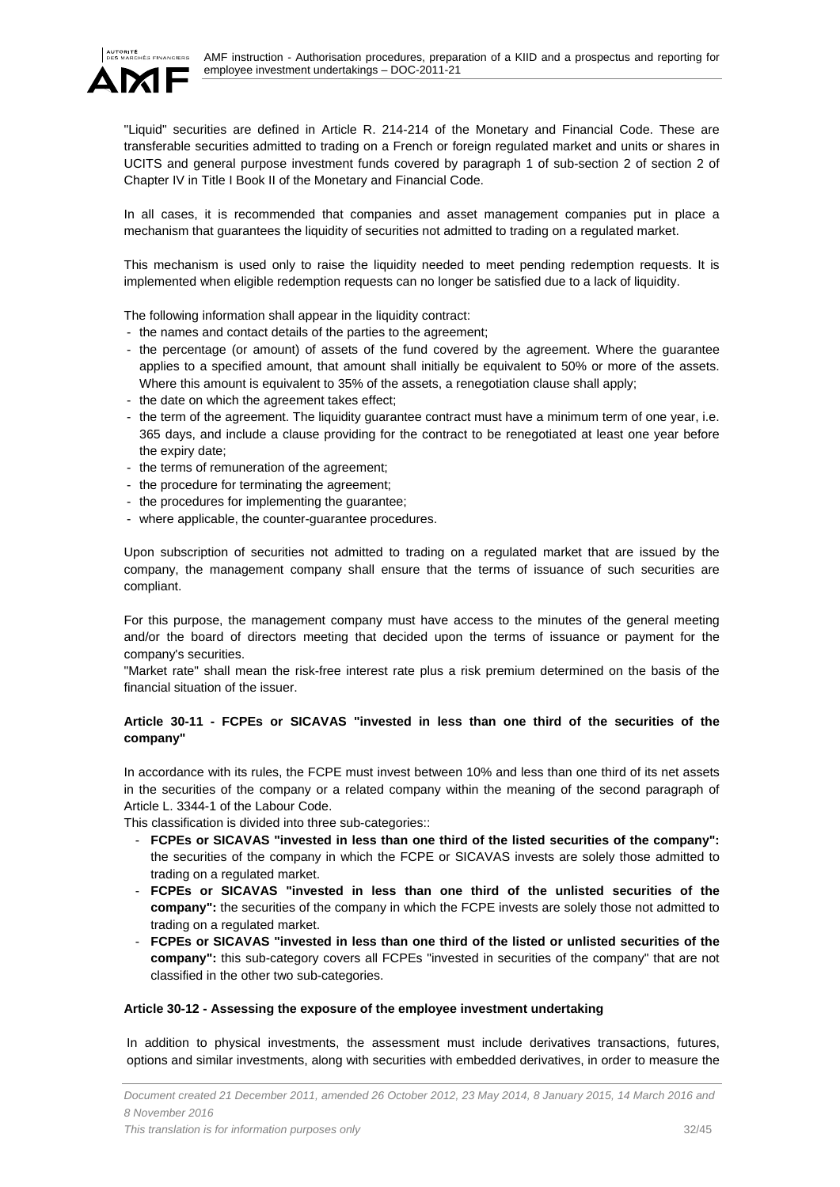"Liquid" securities are defined in Article R. 214-214 of the Monetary and Financial Code. These are transferable securities admitted to trading on a French or foreign regulated market and units or shares in UCITS and general purpose investment funds covered by paragraph 1 of sub-section 2 of section 2 of Chapter IV in Title I Book II of the Monetary and Financial Code.

In all cases, it is recommended that companies and asset management companies put in place a mechanism that guarantees the liquidity of securities not admitted to trading on a regulated market.

This mechanism is used only to raise the liquidity needed to meet pending redemption requests. It is implemented when eligible redemption requests can no longer be satisfied due to a lack of liquidity.

The following information shall appear in the liquidity contract:

- the names and contact details of the parties to the agreement;
- the percentage (or amount) of assets of the fund covered by the agreement. Where the guarantee applies to a specified amount, that amount shall initially be equivalent to 50% or more of the assets. Where this amount is equivalent to 35% of the assets, a renegotiation clause shall apply;
- the date on which the agreement takes effect;
- the term of the agreement. The liquidity guarantee contract must have a minimum term of one year, i.e. 365 days, and include a clause providing for the contract to be renegotiated at least one year before the expiry date;
- the terms of remuneration of the agreement;
- the procedure for terminating the agreement;
- the procedures for implementing the guarantee;
- where applicable, the counter-guarantee procedures.

Upon subscription of securities not admitted to trading on a regulated market that are issued by the company, the management company shall ensure that the terms of issuance of such securities are compliant.

For this purpose, the management company must have access to the minutes of the general meeting and/or the board of directors meeting that decided upon the terms of issuance or payment for the company's securities.

"Market rate" shall mean the risk-free interest rate plus a risk premium determined on the basis of the financial situation of the issuer.

#### Article 30-11 - FCPEs or SICAVAS "invested in less than one third of the securities of the company"

In accordance with its rules, the FCPE must invest between 10% and less than one third of its net assets in the securities of the company or a related company within the meaning of the second paragraph of Article L. 3344-1 of the Labour Code.

This classification is divided into three sub-categories::

- **FCPEs or SICAVAS "invested in less than one third of the listed securities of the company":** the securities of the company in which the FCPE or SICAVAS invests are solely those admitted to trading on a regulated market.
- **FCPEs or SICAVAS "invested in less than one third of the unlisted securities of the company":** the securities of the company in which the FCPE invests are solely those not admitted to trading on a regulated market.
- **FCPEs or SICAVAS "invested in less than one third of the listed or unlisted securities of the company":** this sub-category covers all FCPEs "invested in securities of the company" that are not classified in the other two sub-categories.

#### Article 30-12 - Assessing the exposure of the employee investment undertaking

In addition to physical investments, the assessment must include derivatives transactions, futures, options and similar investments, along with securities with embedded derivatives, in order to measure the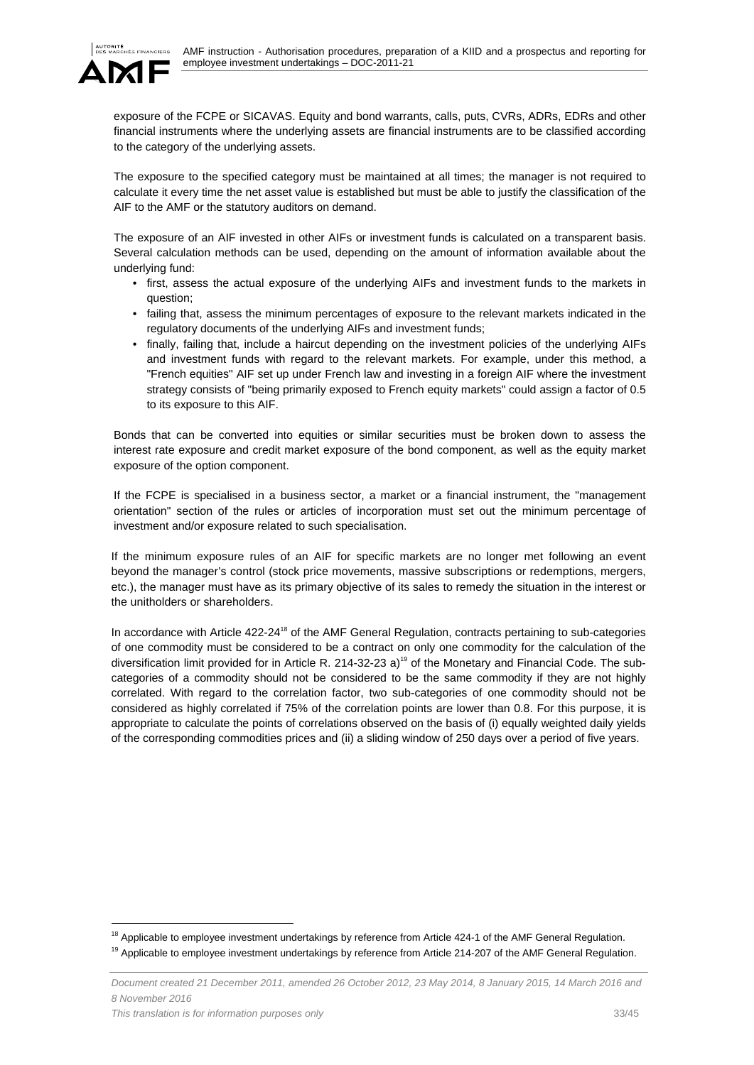exposure of the FCPE or SICAVAS. Equity and bond warrants, calls, puts, CVRs, ADRs, EDRs and other financial instruments where the underlying assets are financial instruments are to be classified according to the category of the underlying assets.

The exposure to the specified category must be maintained at all times; the manager is not required to calculate it every time the net asset value is established but must be able to justify the classification of the AIF to the AMF or the statutory auditors on demand.

The exposure of an AIF invested in other AIFs or investment funds is calculated on a transparent basis. Several calculation methods can be used, depending on the amount of information available about the underlying fund:

- first, assess the actual exposure of the underlying AIFs and investment funds to the markets in question;
- failing that, assess the minimum percentages of exposure to the relevant markets indicated in the regulatory documents of the underlying AIFs and investment funds;
- finally, failing that, include a haircut depending on the investment policies of the underlying AIFs and investment funds with regard to the relevant markets. For example, under this method, a "French equities" AIF set up under French law and investing in a foreign AIF where the investment strategy consists of "being primarily exposed to French equity markets" could assign a factor of 0.5 to its exposure to this AIF.

Bonds that can be converted into equities or similar securities must be broken down to assess the interest rate exposure and credit market exposure of the bond component, as well as the equity market exposure of the option component.

If the FCPE is specialised in a business sector, a market or a financial instrument, the "management orientation" section of the rules or articles of incorporation must set out the minimum percentage of investment and/or exposure related to such specialisation.

If the minimum exposure rules of an AIF for specific markets are no longer met following an event beyond the manager's control (stock price movements, massive subscriptions or redemptions, mergers, etc.), the manager must have as its primary objective of its sales to remedy the situation in the interest or the unitholders or shareholders.

In accordance with Article 422-24[18] of the AMF General Regulation, contracts pertaining to sub-categories of one commodity must be considered to be a contract on only one commodity for the calculation of the diversification limit provided for in Article R. 214-32-23 a)[19] of the Monetary and Financial Code. The sub-categories of a commodity should not be considered to be the same commodity if they are not highly correlated. With regard to the correlation factor, two sub-categories of one commodity should not be considered as highly correlated if 75% of the correlation points are lower than 0.8. For this purpose, it is appropriate to calculate the points of correlations observed on the basis of (i) equally weighted daily yields of the corresponding commodities prices and (ii) a sliding window of 250 days over a period of five years.

---

[18] Applicable to employee investment undertakings by reference from Article 424-1 of the AMF General Regulation.

[19] Applicable to employee investment undertakings by reference from Article 214-207 of the AMF General Regulation.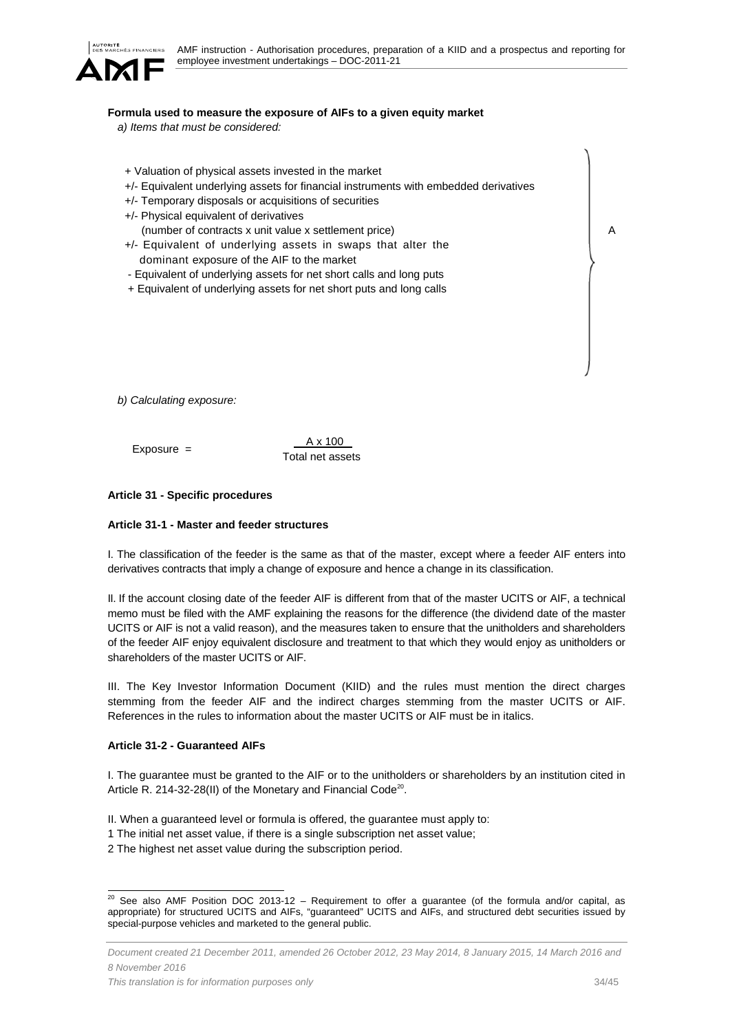**Formula used to measure the exposure of AIFs to a given equity market**

*a) Items that must be considered:*

+ Valuation of physical assets invested in the market
+/- Equivalent underlying assets for financial instruments with embedded derivatives
+/- Temporary disposals or acquisitions of securities
+/- Physical equivalent of derivatives
(number of contracts x unit value x settlement price)
+/- Equivalent of underlying assets in swaps that alter the dominant exposure of the AIF to the market
- Equivalent of underlying assets for net short calls and long puts
+ Equivalent of underlying assets for net short puts and long calls

} A

*b) Calculating exposure:*

$$\text{Exposure} = \frac{A \times 100}{\text{Total net assets}}$$

**Article 31 - Specific procedures**

**Article 31-1 - Master and feeder structures**

I. The classification of the feeder is the same as that of the master, except where a feeder AIF enters into derivatives contracts that imply a change of exposure and hence a change in its classification.

II. If the account closing date of the feeder AIF is different from that of the master UCITS or AIF, a technical memo must be filed with the AMF explaining the reasons for the difference (the dividend date of the master UCITS or AIF is not a valid reason), and the measures taken to ensure that the unitholders and shareholders of the feeder AIF enjoy equivalent disclosure and treatment to that which they would enjoy as unitholders or shareholders of the master UCITS or AIF.

III. The Key Investor Information Document (KIID) and the rules must mention the direct charges stemming from the feeder AIF and the indirect charges stemming from the master UCITS or AIF. References in the rules to information about the master UCITS or AIF must be in italics.

**Article 31-2 - Guaranteed AIFs**

I. The guarantee must be granted to the AIF or to the unitholders or shareholders by an institution cited in Article R. 214-32-28(II) of the Monetary and Financial Code[20].

II. When a guaranteed level or formula is offered, the guarantee must apply to:
1 The initial net asset value, if there is a single subscription net asset value;
2 The highest net asset value during the subscription period.

---

[20] See also AMF Position DOC 2013-12 – Requirement to offer a guarantee (of the formula and/or capital, as appropriate) for structured UCITS and AIFs, "guaranteed" UCITS and AIFs, and structured debt securities issued by special-purpose vehicles and marketed to the general public.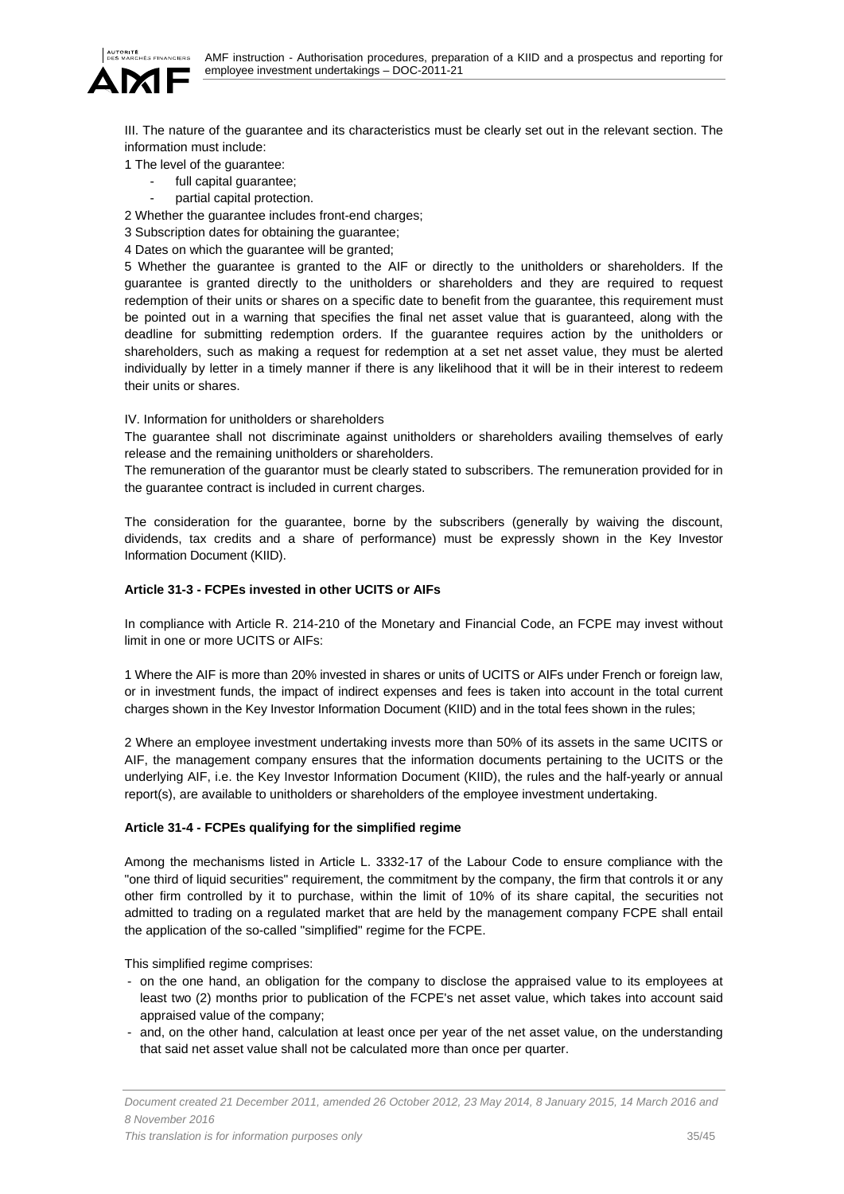III. The nature of the guarantee and its characteristics must be clearly set out in the relevant section. The information must include:

1 The level of the guarantee:

- full capital guarantee;
- partial capital protection.

2 Whether the guarantee includes front-end charges;

3 Subscription dates for obtaining the guarantee;

4 Dates on which the guarantee will be granted;

5 Whether the guarantee is granted to the AIF or directly to the unitholders or shareholders. If the guarantee is granted directly to the unitholders or shareholders and they are required to request redemption of their units or shares on a specific date to benefit from the guarantee, this requirement must be pointed out in a warning that specifies the final net asset value that is guaranteed, along with the deadline for submitting redemption orders. If the guarantee requires action by the unitholders or shareholders, such as making a request for redemption at a set net asset value, they must be alerted individually by letter in a timely manner if there is any likelihood that it will be in their interest to redeem their units or shares.

IV. Information for unitholders or shareholders

The guarantee shall not discriminate against unitholders or shareholders availing themselves of early release and the remaining unitholders or shareholders.

The remuneration of the guarantor must be clearly stated to subscribers. The remuneration provided for in the guarantee contract is included in current charges.

The consideration for the guarantee, borne by the subscribers (generally by waiving the discount, dividends, tax credits and a share of performance) must be expressly shown in the Key Investor Information Document (KIID).

**Article 31-3 - FCPEs invested in other UCITS or AIFs**

In compliance with Article R. 214-210 of the Monetary and Financial Code, an FCPE may invest without limit in one or more UCITS or AIFs:

1 Where the AIF is more than 20% invested in shares or units of UCITS or AIFs under French or foreign law, or in investment funds, the impact of indirect expenses and fees is taken into account in the total current charges shown in the Key Investor Information Document (KIID) and in the total fees shown in the rules;

2 Where an employee investment undertaking invests more than 50% of its assets in the same UCITS or AIF, the management company ensures that the information documents pertaining to the UCITS or the underlying AIF, i.e. the Key Investor Information Document (KIID), the rules and the half-yearly or annual report(s), are available to unitholders or shareholders of the employee investment undertaking.

**Article 31-4 - FCPEs qualifying for the simplified regime**

Among the mechanisms listed in Article L. 3332-17 of the Labour Code to ensure compliance with the "one third of liquid securities" requirement, the commitment by the company, the firm that controls it or any other firm controlled by it to purchase, within the limit of 10% of its share capital, the securities not admitted to trading on a regulated market that are held by the management company FCPE shall entail the application of the so-called "simplified" regime for the FCPE.

This simplified regime comprises:

- on the one hand, an obligation for the company to disclose the appraised value to its employees at least two (2) months prior to publication of the FCPE's net asset value, which takes into account said appraised value of the company;
- and, on the other hand, calculation at least once per year of the net asset value, on the understanding that said net asset value shall not be calculated more than once per quarter.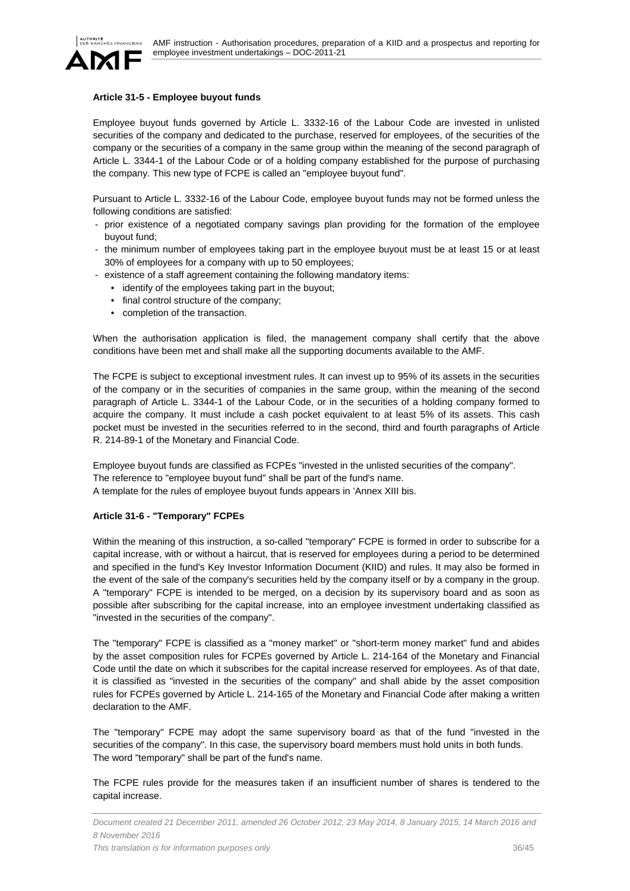**Article 31-5 - Employee buyout funds**

Employee buyout funds governed by Article L. 3332-16 of the Labour Code are invested in unlisted securities of the company and dedicated to the purchase, reserved for employees, of the securities of the company or the securities of a company in the same group within the meaning of the second paragraph of Article L. 3344-1 of the Labour Code or of a holding company established for the purpose of purchasing the company. This new type of FCPE is called an "employee buyout fund".

Pursuant to Article L. 3332-16 of the Labour Code, employee buyout funds may not be formed unless the following conditions are satisfied:

- prior existence of a negotiated company savings plan providing for the formation of the employee buyout fund;
- the minimum number of employees taking part in the employee buyout must be at least 15 or at least 30% of employees for a company with up to 50 employees;
- existence of a staff agreement containing the following mandatory items:
  - identify of the employees taking part in the buyout;
  - final control structure of the company;
  - completion of the transaction.

When the authorisation application is filed, the management company shall certify that the above conditions have been met and shall make all the supporting documents available to the AMF.

The FCPE is subject to exceptional investment rules. It can invest up to 95% of its assets in the securities of the company or in the securities of companies in the same group, within the meaning of the second paragraph of Article L. 3344-1 of the Labour Code, or in the securities of a holding company formed to acquire the company. It must include a cash pocket equivalent to at least 5% of its assets. This cash pocket must be invested in the securities referred to in the second, third and fourth paragraphs of Article R. 214-89-1 of the Monetary and Financial Code.

Employee buyout funds are classified as FCPEs "invested in the unlisted securities of the company".
The reference to "employee buyout fund" shall be part of the fund's name.
A template for the rules of employee buyout funds appears in 'Annex XIII bis.

**Article 31-6 - "Temporary" FCPEs**

Within the meaning of this instruction, a so-called "temporary" FCPE is formed in order to subscribe for a capital increase, with or without a haircut, that is reserved for employees during a period to be determined and specified in the fund's Key Investor Information Document (KIID) and rules. It may also be formed in the event of the sale of the company's securities held by the company itself or by a company in the group. A "temporary" FCPE is intended to be merged, on a decision by its supervisory board and as soon as possible after subscribing for the capital increase, into an employee investment undertaking classified as "invested in the securities of the company".

The "temporary" FCPE is classified as a "money market" or "short-term money market" fund and abides by the asset composition rules for FCPEs governed by Article L. 214-164 of the Monetary and Financial Code until the date on which it subscribes for the capital increase reserved for employees. As of that date, it is classified as "invested in the securities of the company" and shall abide by the asset composition rules for FCPEs governed by Article L. 214-165 of the Monetary and Financial Code after making a written declaration to the AMF.

The "temporary" FCPE may adopt the same supervisory board as that of the fund "invested in the securities of the company". In this case, the supervisory board members must hold units in both funds.
The word "temporary" shall be part of the fund's name.

The FCPE rules provide for the measures taken if an insufficient number of shares is tendered to the capital increase.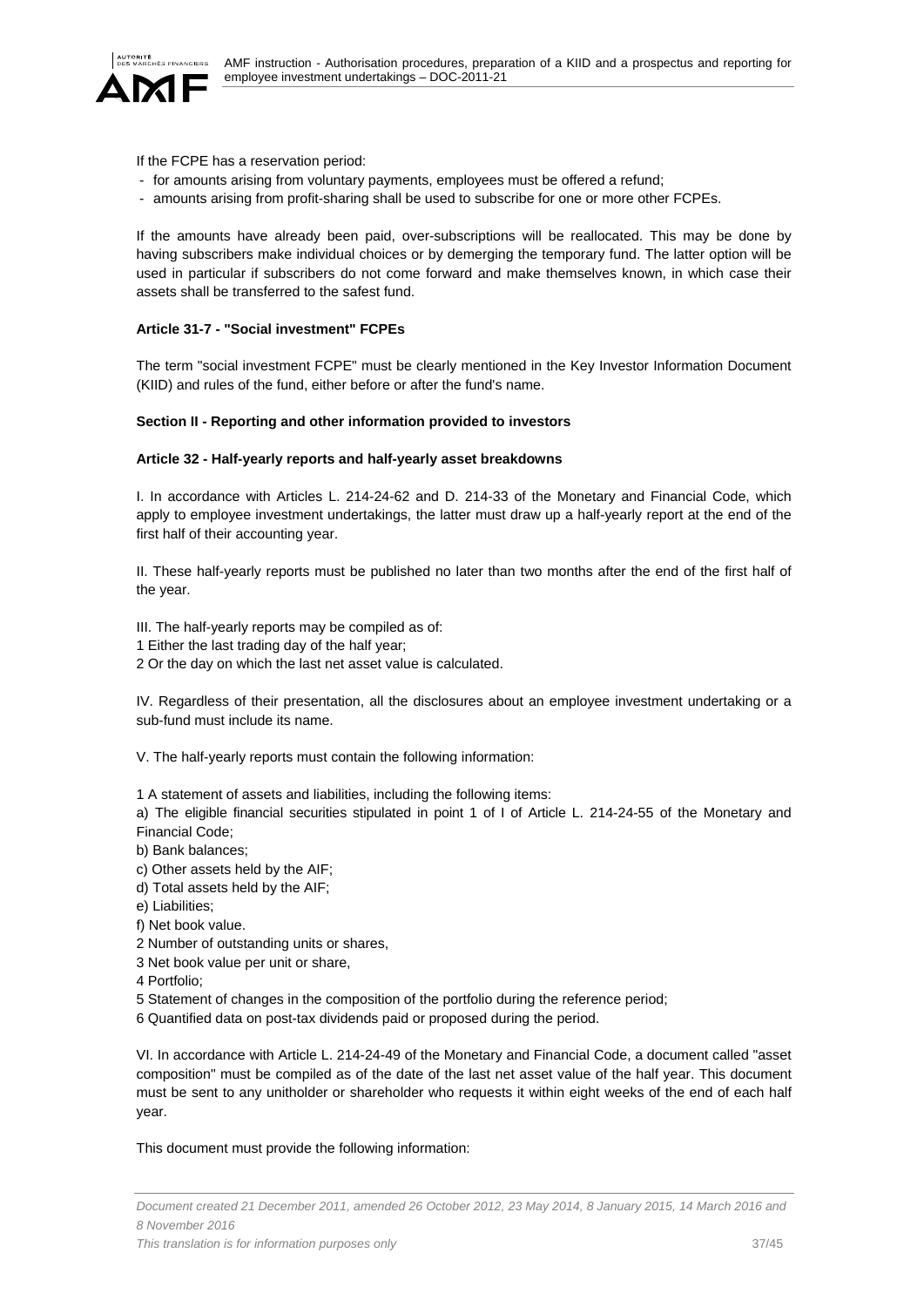If the FCPE has a reservation period:

- for amounts arising from voluntary payments, employees must be offered a refund;
- amounts arising from profit-sharing shall be used to subscribe for one or more other FCPEs.

If the amounts have already been paid, over-subscriptions will be reallocated. This may be done by having subscribers make individual choices or by demerging the temporary fund. The latter option will be used in particular if subscribers do not come forward and make themselves known, in which case their assets shall be transferred to the safest fund.

**Article 31-7 - "Social investment" FCPEs**

The term "social investment FCPE" must be clearly mentioned in the Key Investor Information Document (KIID) and rules of the fund, either before or after the fund's name.

**Section II - Reporting and other information provided to investors**

**Article 32 - Half-yearly reports and half-yearly asset breakdowns**

I. In accordance with Articles L. 214-24-62 and D. 214-33 of the Monetary and Financial Code, which apply to employee investment undertakings, the latter must draw up a half-yearly report at the end of the first half of their accounting year.

II. These half-yearly reports must be published no later than two months after the end of the first half of the year.

III. The half-yearly reports may be compiled as of:

1 Either the last trading day of the half year;

2 Or the day on which the last net asset value is calculated.

IV. Regardless of their presentation, all the disclosures about an employee investment undertaking or a sub-fund must include its name.

V. The half-yearly reports must contain the following information:

1 A statement of assets and liabilities, including the following items:

a) The eligible financial securities stipulated in point 1 of I of Article L. 214-24-55 of the Monetary and Financial Code;

b) Bank balances;

c) Other assets held by the AIF;

d) Total assets held by the AIF;

e) Liabilities;

f) Net book value.

2 Number of outstanding units or shares,

3 Net book value per unit or share,

4 Portfolio;

5 Statement of changes in the composition of the portfolio during the reference period;

6 Quantified data on post-tax dividends paid or proposed during the period.

VI. In accordance with Article L. 214-24-49 of the Monetary and Financial Code, a document called "asset composition" must be compiled as of the date of the last net asset value of the half year. This document must be sent to any unitholder or shareholder who requests it within eight weeks of the end of each half year.

This document must provide the following information: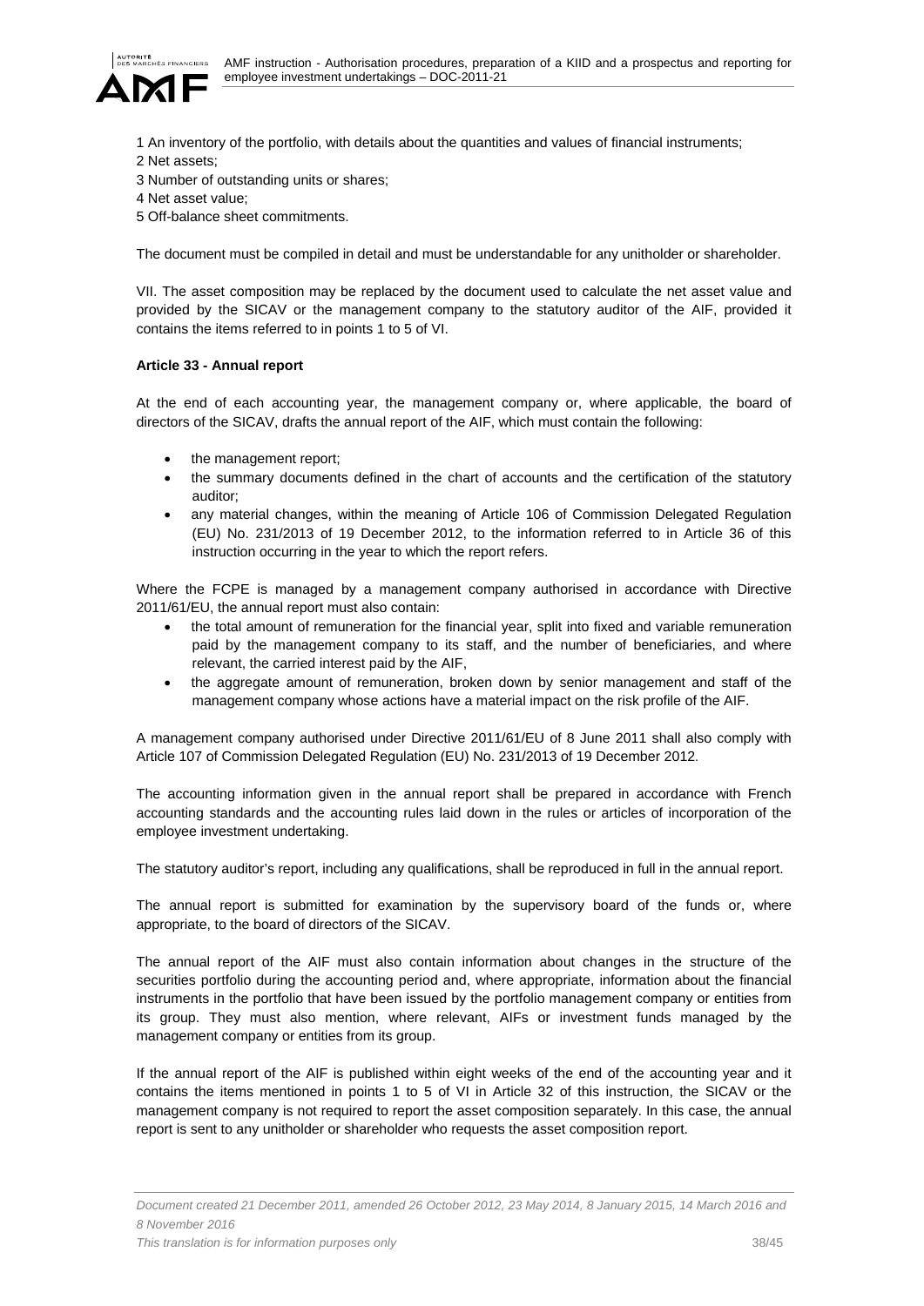1 An inventory of the portfolio, with details about the quantities and values of financial instruments;
2 Net assets;
3 Number of outstanding units or shares;
4 Net asset value;
5 Off-balance sheet commitments.

The document must be compiled in detail and must be understandable for any unitholder or shareholder.

VII. The asset composition may be replaced by the document used to calculate the net asset value and provided by the SICAV or the management company to the statutory auditor of the AIF, provided it contains the items referred to in points 1 to 5 of VI.

**Article 33 - Annual report**

At the end of each accounting year, the management company or, where applicable, the board of directors of the SICAV, drafts the annual report of the AIF, which must contain the following:

- the management report;
- the summary documents defined in the chart of accounts and the certification of the statutory auditor;
- any material changes, within the meaning of Article 106 of Commission Delegated Regulation (EU) No. 231/2013 of 19 December 2012, to the information referred to in Article 36 of this instruction occurring in the year to which the report refers.

Where the FCPE is managed by a management company authorised in accordance with Directive 2011/61/EU, the annual report must also contain:

- the total amount of remuneration for the financial year, split into fixed and variable remuneration paid by the management company to its staff, and the number of beneficiaries, and where relevant, the carried interest paid by the AIF,
- the aggregate amount of remuneration, broken down by senior management and staff of the management company whose actions have a material impact on the risk profile of the AIF.

A management company authorised under Directive 2011/61/EU of 8 June 2011 shall also comply with Article 107 of Commission Delegated Regulation (EU) No. 231/2013 of 19 December 2012.

The accounting information given in the annual report shall be prepared in accordance with French accounting standards and the accounting rules laid down in the rules or articles of incorporation of the employee investment undertaking.

The statutory auditor's report, including any qualifications, shall be reproduced in full in the annual report.

The annual report is submitted for examination by the supervisory board of the funds or, where appropriate, to the board of directors of the SICAV.

The annual report of the AIF must also contain information about changes in the structure of the securities portfolio during the accounting period and, where appropriate, information about the financial instruments in the portfolio that have been issued by the portfolio management company or entities from its group. They must also mention, where relevant, AIFs or investment funds managed by the management company or entities from its group.

If the annual report of the AIF is published within eight weeks of the end of the accounting year and it contains the items mentioned in points 1 to 5 of VI in Article 32 of this instruction, the SICAV or the management company is not required to report the asset composition separately. In this case, the annual report is sent to any unitholder or shareholder who requests the asset composition report.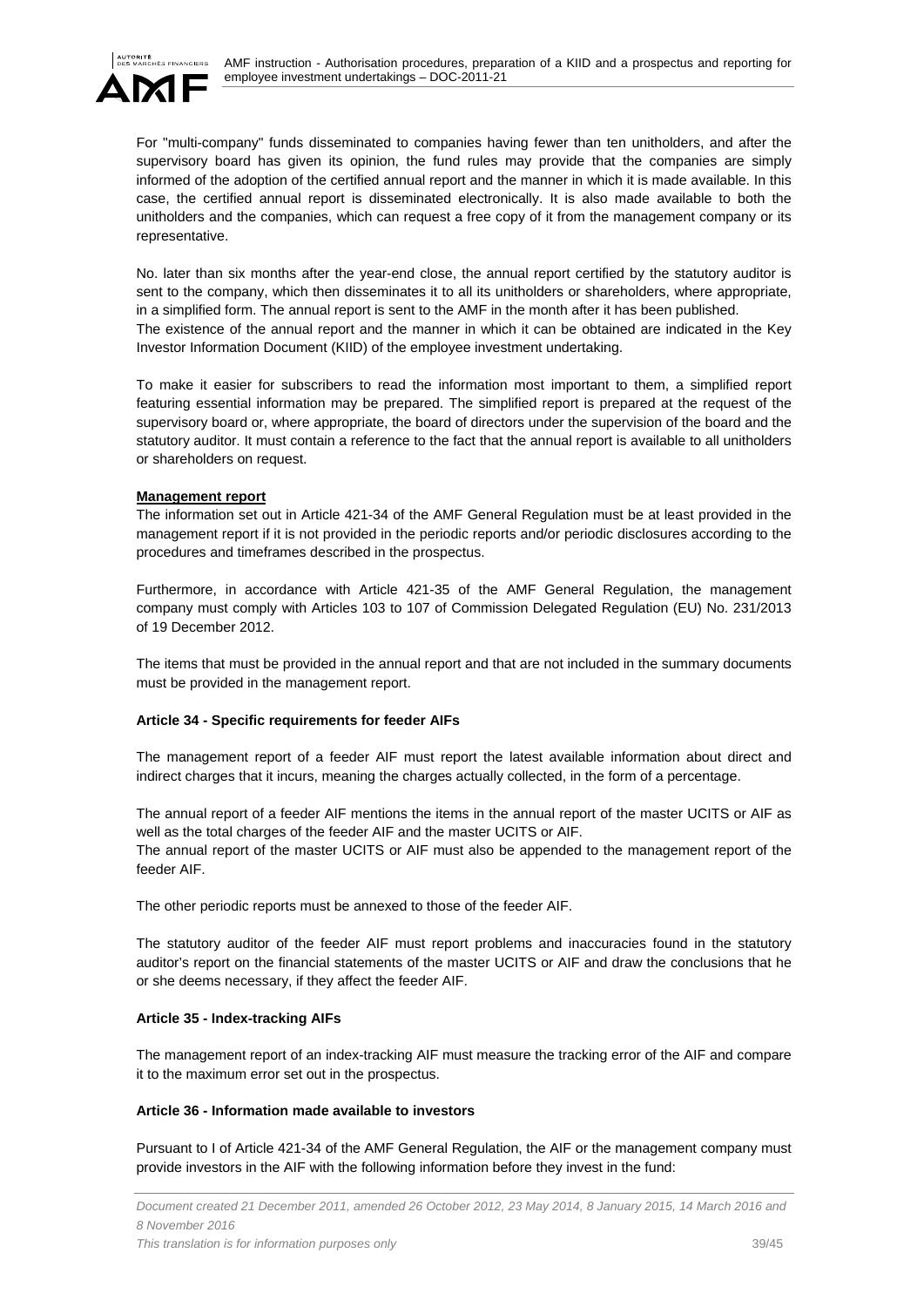For "multi-company" funds disseminated to companies having fewer than ten unitholders, and after the supervisory board has given its opinion, the fund rules may provide that the companies are simply informed of the adoption of the certified annual report and the manner in which it is made available. In this case, the certified annual report is disseminated electronically. It is also made available to both the unitholders and the companies, which can request a free copy of it from the management company or its representative.

No. later than six months after the year-end close, the annual report certified by the statutory auditor is sent to the company, which then disseminates it to all its unitholders or shareholders, where appropriate, in a simplified form. The annual report is sent to the AMF in the month after it has been published.
The existence of the annual report and the manner in which it can be obtained are indicated in the Key Investor Information Document (KIID) of the employee investment undertaking.

To make it easier for subscribers to read the information most important to them, a simplified report featuring essential information may be prepared. The simplified report is prepared at the request of the supervisory board or, where appropriate, the board of directors under the supervision of the board and the statutory auditor. It must contain a reference to the fact that the annual report is available to all unitholders or shareholders on request.

**Management report**

The information set out in Article 421-34 of the AMF General Regulation must be at least provided in the management report if it is not provided in the periodic reports and/or periodic disclosures according to the procedures and timeframes described in the prospectus.

Furthermore, in accordance with Article 421-35 of the AMF General Regulation, the management company must comply with Articles 103 to 107 of Commission Delegated Regulation (EU) No. 231/2013 of 19 December 2012.

The items that must be provided in the annual report and that are not included in the summary documents must be provided in the management report.

### Article 34 - Specific requirements for feeder AIFs

The management report of a feeder AIF must report the latest available information about direct and indirect charges that it incurs, meaning the charges actually collected, in the form of a percentage.

The annual report of a feeder AIF mentions the items in the annual report of the master UCITS or AIF as well as the total charges of the feeder AIF and the master UCITS or AIF.
The annual report of the master UCITS or AIF must also be appended to the management report of the feeder AIF.

The other periodic reports must be annexed to those of the feeder AIF.

The statutory auditor of the feeder AIF must report problems and inaccuracies found in the statutory auditor's report on the financial statements of the master UCITS or AIF and draw the conclusions that he or she deems necessary, if they affect the feeder AIF.

### Article 35 - Index-tracking AIFs

The management report of an index-tracking AIF must measure the tracking error of the AIF and compare it to the maximum error set out in the prospectus.

### Article 36 - Information made available to investors

Pursuant to I of Article 421-34 of the AMF General Regulation, the AIF or the management company must provide investors in the AIF with the following information before they invest in the fund: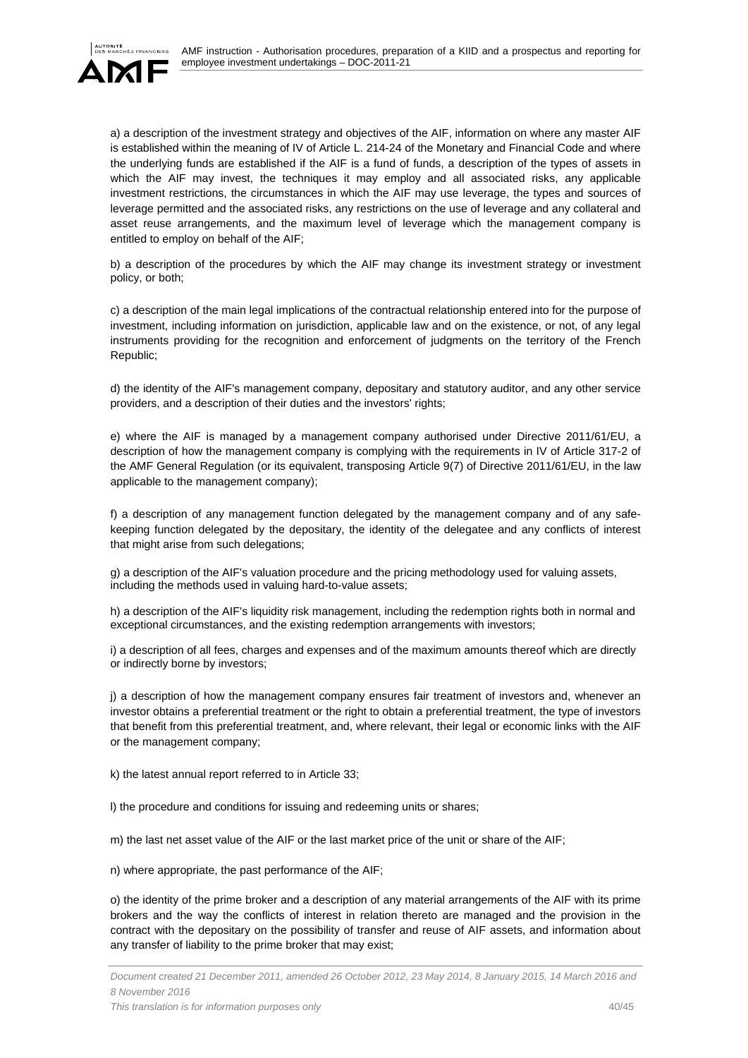a) a description of the investment strategy and objectives of the AIF, information on where any master AIF is established within the meaning of IV of Article L. 214-24 of the Monetary and Financial Code and where the underlying funds are established if the AIF is a fund of funds, a description of the types of assets in which the AIF may invest, the techniques it may employ and all associated risks, any applicable investment restrictions, the circumstances in which the AIF may use leverage, the types and sources of leverage permitted and the associated risks, any restrictions on the use of leverage and any collateral and asset reuse arrangements, and the maximum level of leverage which the management company is entitled to employ on behalf of the AIF;

b) a description of the procedures by which the AIF may change its investment strategy or investment policy, or both;

c) a description of the main legal implications of the contractual relationship entered into for the purpose of investment, including information on jurisdiction, applicable law and on the existence, or not, of any legal instruments providing for the recognition and enforcement of judgments on the territory of the French Republic;

d) the identity of the AIF's management company, depositary and statutory auditor, and any other service providers, and a description of their duties and the investors' rights;

e) where the AIF is managed by a management company authorised under Directive 2011/61/EU, a description of how the management company is complying with the requirements in IV of Article 317-2 of the AMF General Regulation (or its equivalent, transposing Article 9(7) of Directive 2011/61/EU, in the law applicable to the management company);

f) a description of any management function delegated by the management company and of any safe-keeping function delegated by the depositary, the identity of the delegatee and any conflicts of interest that might arise from such delegations;

g) a description of the AIF's valuation procedure and the pricing methodology used for valuing assets, including the methods used in valuing hard-to-value assets;

h) a description of the AIF's liquidity risk management, including the redemption rights both in normal and exceptional circumstances, and the existing redemption arrangements with investors;

i) a description of all fees, charges and expenses and of the maximum amounts thereof which are directly or indirectly borne by investors;

j) a description of how the management company ensures fair treatment of investors and, whenever an investor obtains a preferential treatment or the right to obtain a preferential treatment, the type of investors that benefit from this preferential treatment, and, where relevant, their legal or economic links with the AIF or the management company;

k) the latest annual report referred to in Article 33;

l) the procedure and conditions for issuing and redeeming units or shares;

m) the last net asset value of the AIF or the last market price of the unit or share of the AIF;

n) where appropriate, the past performance of the AIF;

o) the identity of the prime broker and a description of any material arrangements of the AIF with its prime brokers and the way the conflicts of interest in relation thereto are managed and the provision in the contract with the depositary on the possibility of transfer and reuse of AIF assets, and information about any transfer of liability to the prime broker that may exist;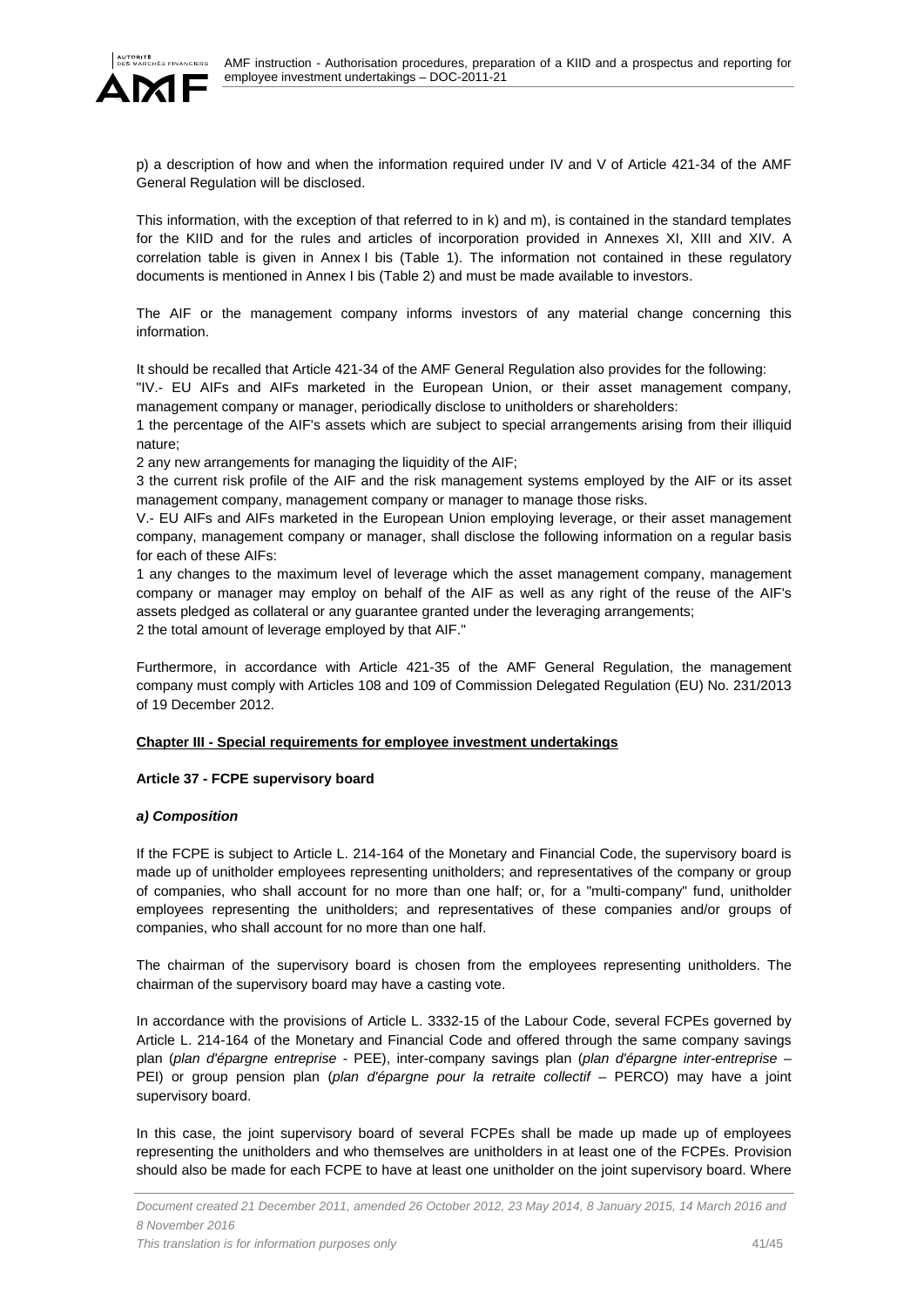p) a description of how and when the information required under IV and V of Article 421-34 of the AMF General Regulation will be disclosed.

This information, with the exception of that referred to in k) and m), is contained in the standard templates for the KIID and for the rules and articles of incorporation provided in Annexes XI, XIII and XIV. A correlation table is given in Annex I bis (Table 1). The information not contained in these regulatory documents is mentioned in Annex I bis (Table 2) and must be made available to investors.

The AIF or the management company informs investors of any material change concerning this information.

It should be recalled that Article 421-34 of the AMF General Regulation also provides for the following:
"IV.- EU AIFs and AIFs marketed in the European Union, or their asset management company, management company or manager, periodically disclose to unitholders or shareholders:
1 the percentage of the AIF's assets which are subject to special arrangements arising from their illiquid nature;
2 any new arrangements for managing the liquidity of the AIF;
3 the current risk profile of the AIF and the risk management systems employed by the AIF or its asset management company, management company or manager to manage those risks.
V.- EU AIFs and AIFs marketed in the European Union employing leverage, or their asset management company, management company or manager, shall disclose the following information on a regular basis for each of these AIFs:
1 any changes to the maximum level of leverage which the asset management company, management company or manager may employ on behalf of the AIF as well as any right of the reuse of the AIF's assets pledged as collateral or any guarantee granted under the leveraging arrangements;
2 the total amount of leverage employed by that AIF."

Furthermore, in accordance with Article 421-35 of the AMF General Regulation, the management company must comply with Articles 108 and 109 of Commission Delegated Regulation (EU) No. 231/2013 of 19 December 2012.

## Chapter III - Special requirements for employee investment undertakings

### Article 37 - FCPE supervisory board

#### *a) Composition*

If the FCPE is subject to Article L. 214-164 of the Monetary and Financial Code, the supervisory board is made up of unitholder employees representing unitholders; and representatives of the company or group of companies, who shall account for no more than one half; or, for a "multi-company" fund, unitholder employees representing the unitholders; and representatives of these companies and/or groups of companies, who shall account for no more than one half.

The chairman of the supervisory board is chosen from the employees representing unitholders. The chairman of the supervisory board may have a casting vote.

In accordance with the provisions of Article L. 3332-15 of the Labour Code, several FCPEs governed by Article L. 214-164 of the Monetary and Financial Code and offered through the same company savings plan (*plan d'épargne entreprise* - PEE), inter-company savings plan (*plan d'épargne inter-entreprise* – PEI) or group pension plan (*plan d'épargne pour la retraite collectif* – PERCO) may have a joint supervisory board.

In this case, the joint supervisory board of several FCPEs shall be made up made up of employees representing the unitholders and who themselves are unitholders in at least one of the FCPEs. Provision should also be made for each FCPE to have at least one unitholder on the joint supervisory board. Where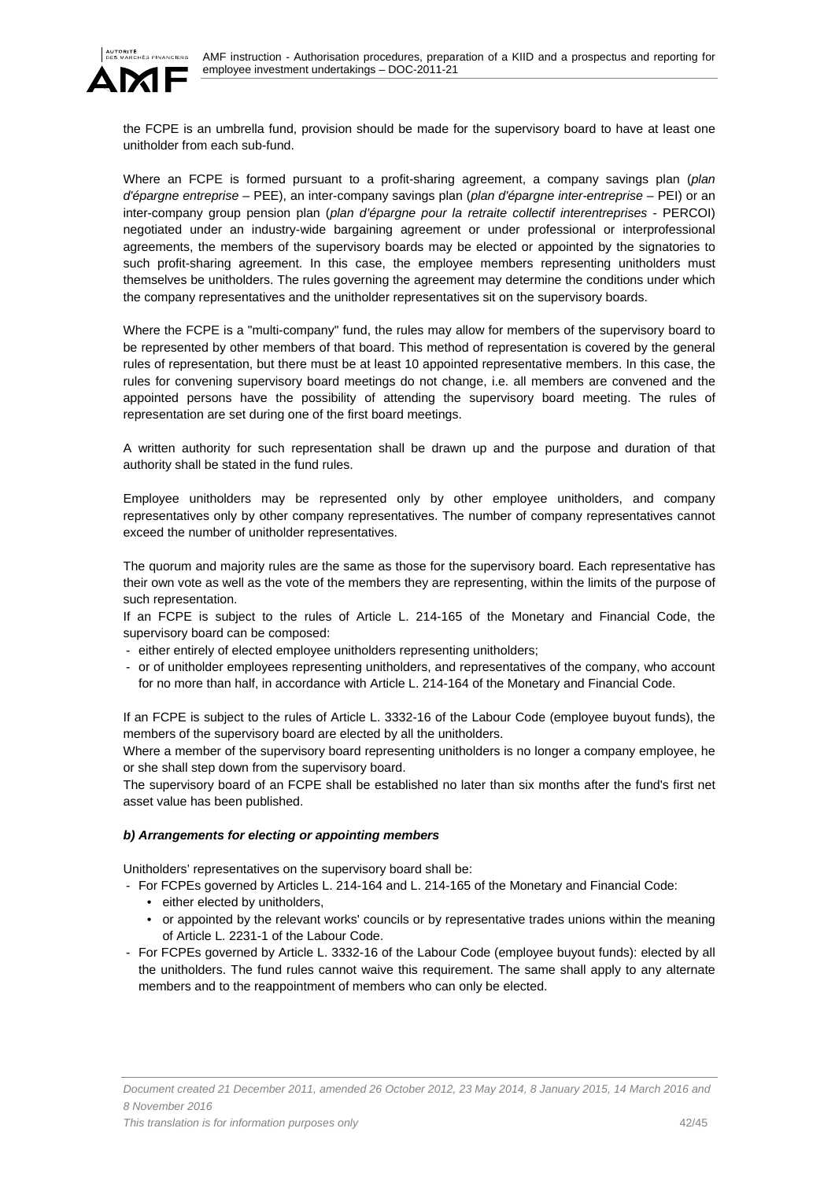the FCPE is an umbrella fund, provision should be made for the supervisory board to have at least one unitholder from each sub-fund.

Where an FCPE is formed pursuant to a profit-sharing agreement, a company savings plan (*plan d'épargne entreprise* – PEE), an inter-company savings plan (*plan d'épargne inter-entreprise* – PEI) or an inter-company group pension plan (*plan d'épargne pour la retraite collectif interentreprises* - PERCOI) negotiated under an industry-wide bargaining agreement or under professional or interprofessional agreements, the members of the supervisory boards may be elected or appointed by the signatories to such profit-sharing agreement. In this case, the employee members representing unitholders must themselves be unitholders. The rules governing the agreement may determine the conditions under which the company representatives and the unitholder representatives sit on the supervisory boards.

Where the FCPE is a "multi-company" fund, the rules may allow for members of the supervisory board to be represented by other members of that board. This method of representation is covered by the general rules of representation, but there must be at least 10 appointed representative members. In this case, the rules for convening supervisory board meetings do not change, i.e. all members are convened and the appointed persons have the possibility of attending the supervisory board meeting. The rules of representation are set during one of the first board meetings.

A written authority for such representation shall be drawn up and the purpose and duration of that authority shall be stated in the fund rules.

Employee unitholders may be represented only by other employee unitholders, and company representatives only by other company representatives. The number of company representatives cannot exceed the number of unitholder representatives.

The quorum and majority rules are the same as those for the supervisory board. Each representative has their own vote as well as the vote of the members they are representing, within the limits of the purpose of such representation.
If an FCPE is subject to the rules of Article L. 214-165 of the Monetary and Financial Code, the supervisory board can be composed:

- either entirely of elected employee unitholders representing unitholders;
- or of unitholder employees representing unitholders, and representatives of the company, who account for no more than half, in accordance with Article L. 214-164 of the Monetary and Financial Code.

If an FCPE is subject to the rules of Article L. 3332-16 of the Labour Code (employee buyout funds), the members of the supervisory board are elected by all the unitholders.
Where a member of the supervisory board representing unitholders is no longer a company employee, he or she shall step down from the supervisory board.
The supervisory board of an FCPE shall be established no later than six months after the fund's first net asset value has been published.

***b) Arrangements for electing or appointing members***

Unitholders' representatives on the supervisory board shall be:

- For FCPEs governed by Articles L. 214-164 and L. 214-165 of the Monetary and Financial Code:
  - either elected by unitholders,
  - or appointed by the relevant works' councils or by representative trades unions within the meaning of Article L. 2231-1 of the Labour Code.
- For FCPEs governed by Article L. 3332-16 of the Labour Code (employee buyout funds): elected by all the unitholders. The fund rules cannot waive this requirement. The same shall apply to any alternate members and to the reappointment of members who can only be elected.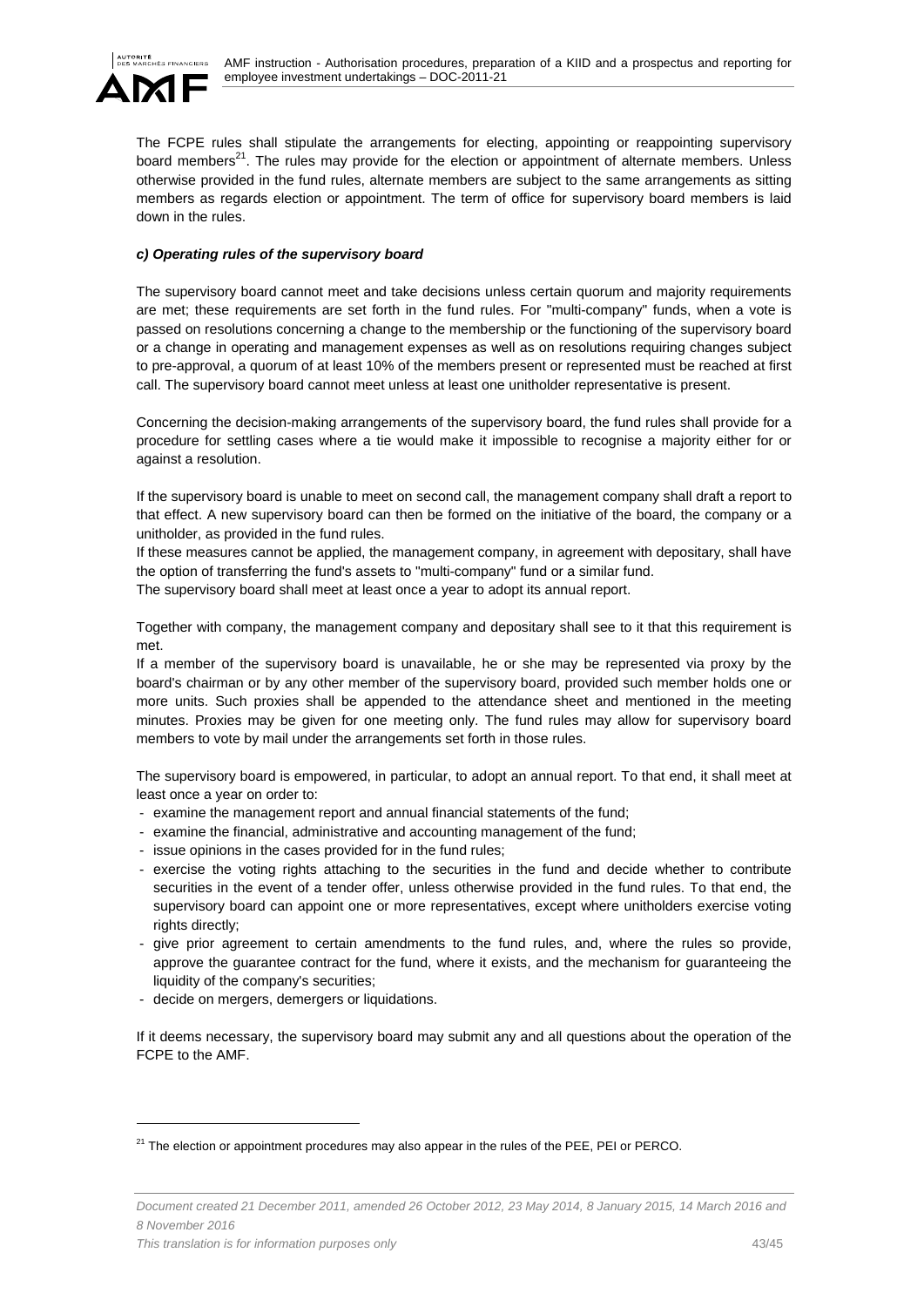The FCPE rules shall stipulate the arrangements for electing, appointing or reappointing supervisory board members[21]. The rules may provide for the election or appointment of alternate members. Unless otherwise provided in the fund rules, alternate members are subject to the same arrangements as sitting members as regards election or appointment. The term of office for supervisory board members is laid down in the rules.

***c) Operating rules of the supervisory board***

The supervisory board cannot meet and take decisions unless certain quorum and majority requirements are met; these requirements are set forth in the fund rules. For "multi-company" funds, when a vote is passed on resolutions concerning a change to the membership or the functioning of the supervisory board or a change in operating and management expenses as well as on resolutions requiring changes subject to pre-approval, a quorum of at least 10% of the members present or represented must be reached at first call. The supervisory board cannot meet unless at least one unitholder representative is present.

Concerning the decision-making arrangements of the supervisory board, the fund rules shall provide for a procedure for settling cases where a tie would make it impossible to recognise a majority either for or against a resolution.

If the supervisory board is unable to meet on second call, the management company shall draft a report to that effect. A new supervisory board can then be formed on the initiative of the board, the company or a unitholder, as provided in the fund rules.
If these measures cannot be applied, the management company, in agreement with depositary, shall have the option of transferring the fund's assets to "multi-company" fund or a similar fund.
The supervisory board shall meet at least once a year to adopt its annual report.

Together with company, the management company and depositary shall see to it that this requirement is met.
If a member of the supervisory board is unavailable, he or she may be represented via proxy by the board's chairman or by any other member of the supervisory board, provided such member holds one or more units. Such proxies shall be appended to the attendance sheet and mentioned in the meeting minutes. Proxies may be given for one meeting only. The fund rules may allow for supervisory board members to vote by mail under the arrangements set forth in those rules.

The supervisory board is empowered, in particular, to adopt an annual report. To that end, it shall meet at least once a year on order to:

- examine the management report and annual financial statements of the fund;
- examine the financial, administrative and accounting management of the fund;
- issue opinions in the cases provided for in the fund rules;
- exercise the voting rights attaching to the securities in the fund and decide whether to contribute securities in the event of a tender offer, unless otherwise provided in the fund rules. To that end, the supervisory board can appoint one or more representatives, except where unitholders exercise voting rights directly;
- give prior agreement to certain amendments to the fund rules, and, where the rules so provide, approve the guarantee contract for the fund, where it exists, and the mechanism for guaranteeing the liquidity of the company's securities;
- decide on mergers, demergers or liquidations.

If it deems necessary, the supervisory board may submit any and all questions about the operation of the FCPE to the AMF.

[21] The election or appointment procedures may also appear in the rules of the PEE, PEI or PERCO.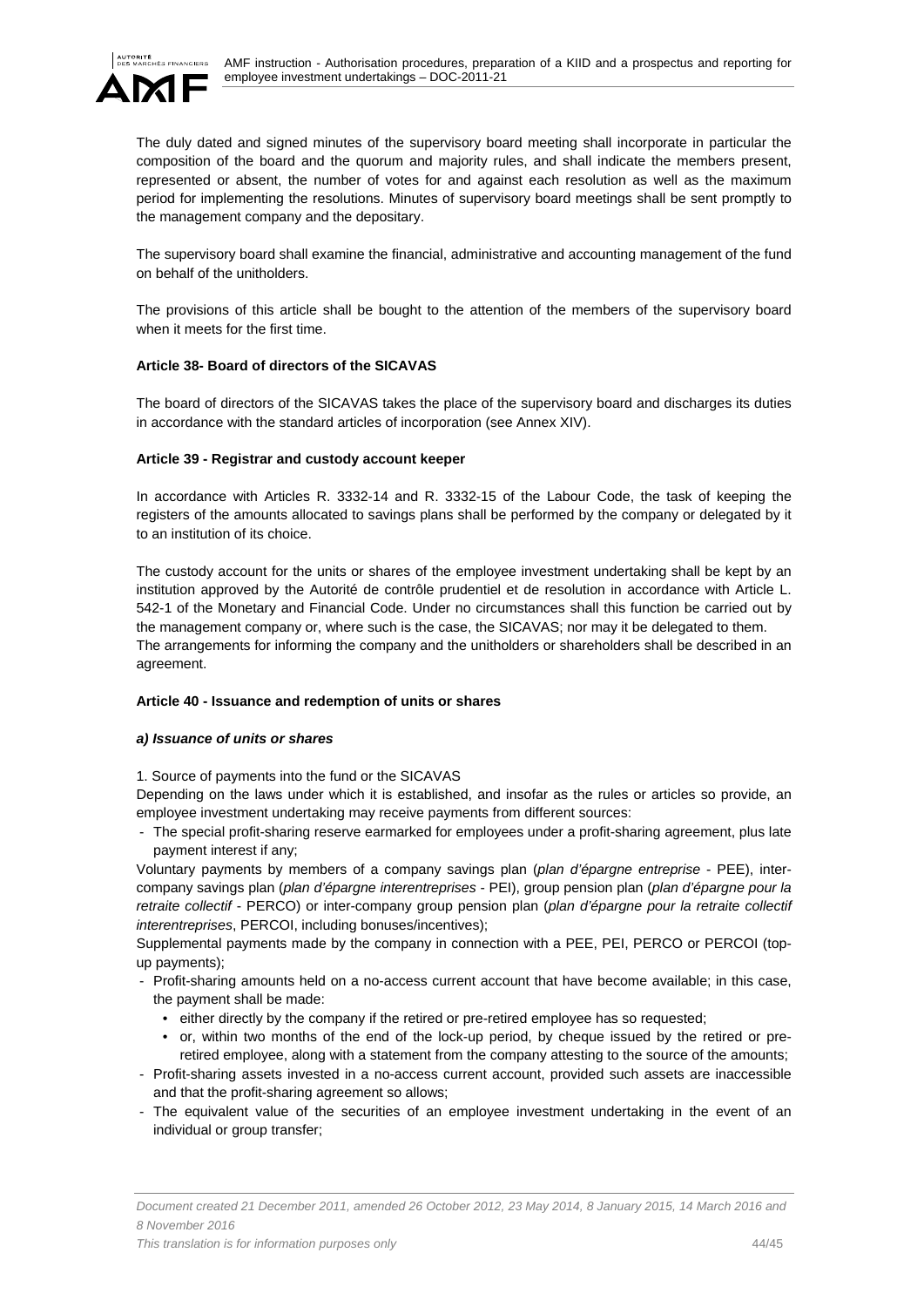The duly dated and signed minutes of the supervisory board meeting shall incorporate in particular the composition of the board and the quorum and majority rules, and shall indicate the members present, represented or absent, the number of votes for and against each resolution as well as the maximum period for implementing the resolutions. Minutes of supervisory board meetings shall be sent promptly to the management company and the depositary.

The supervisory board shall examine the financial, administrative and accounting management of the fund on behalf of the unitholders.

The provisions of this article shall be bought to the attention of the members of the supervisory board when it meets for the first time.

**Article 38- Board of directors of the SICAVAS**

The board of directors of the SICAVAS takes the place of the supervisory board and discharges its duties in accordance with the standard articles of incorporation (see Annex XIV).

**Article 39 - Registrar and custody account keeper**

In accordance with Articles R. 3332-14 and R. 3332-15 of the Labour Code, the task of keeping the registers of the amounts allocated to savings plans shall be performed by the company or delegated by it to an institution of its choice.

The custody account for the units or shares of the employee investment undertaking shall be kept by an institution approved by the Autorité de contrôle prudentiel et de resolution in accordance with Article L. 542-1 of the Monetary and Financial Code. Under no circumstances shall this function be carried out by the management company or, where such is the case, the SICAVAS; nor may it be delegated to them.
The arrangements for informing the company and the unitholders or shareholders shall be described in an agreement.

**Article 40 - Issuance and redemption of units or shares**

***a) Issuance of units or shares***

1. Source of payments into the fund or the SICAVAS
Depending on the laws under which it is established, and insofar as the rules or articles so provide, an employee investment undertaking may receive payments from different sources:

- The special profit-sharing reserve earmarked for employees under a profit-sharing agreement, plus late payment interest if any;

Voluntary payments by members of a company savings plan (*plan d'épargne entreprise* - PEE), inter-company savings plan (*plan d'épargne interentreprises* - PEI), group pension plan (*plan d'épargne pour la retraite collectif* - PERCO) or inter-company group pension plan (*plan d'épargne pour la retraite collectif interentreprises*, PERCOI, including bonuses/incentives);

Supplemental payments made by the company in connection with a PEE, PEI, PERCO or PERCOI (top-up payments);

- Profit-sharing amounts held on a no-access current account that have become available; in this case, the payment shall be made:
  - either directly by the company if the retired or pre-retired employee has so requested;
  - or, within two months of the end of the lock-up period, by cheque issued by the retired or pre-retired employee, along with a statement from the company attesting to the source of the amounts;
- Profit-sharing assets invested in a no-access current account, provided such assets are inaccessible and that the profit-sharing agreement so allows;
- The equivalent value of the securities of an employee investment undertaking in the event of an individual or group transfer;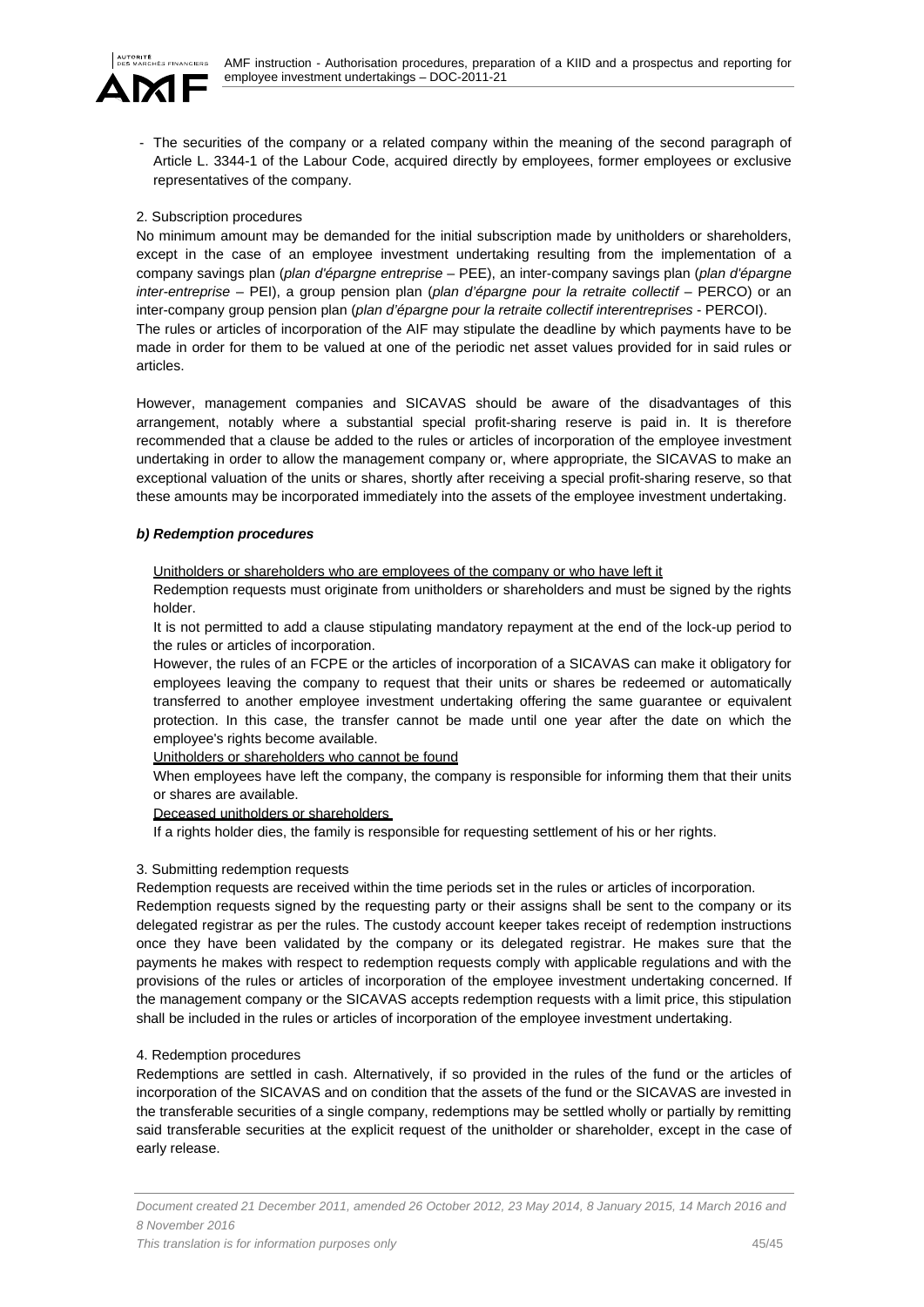- The securities of the company or a related company within the meaning of the second paragraph of Article L. 3344-1 of the Labour Code, acquired directly by employees, former employees or exclusive representatives of the company.

2. Subscription procedures

No minimum amount may be demanded for the initial subscription made by unitholders or shareholders, except in the case of an employee investment undertaking resulting from the implementation of a company savings plan (*plan d'épargne entreprise* – PEE), an inter-company savings plan (*plan d'épargne inter-entreprise* – PEI), a group pension plan (*plan d'épargne pour la retraite collectif* – PERCO) or an inter-company group pension plan (*plan d'épargne pour la retraite collectif interentreprises* - PERCOI).

The rules or articles of incorporation of the AIF may stipulate the deadline by which payments have to be made in order for them to be valued at one of the periodic net asset values provided for in said rules or articles.

However, management companies and SICAVAS should be aware of the disadvantages of this arrangement, notably where a substantial special profit-sharing reserve is paid in. It is therefore recommended that a clause be added to the rules or articles of incorporation of the employee investment undertaking in order to allow the management company or, where appropriate, the SICAVAS to make an exceptional valuation of the units or shares, shortly after receiving a special profit-sharing reserve, so that these amounts may be incorporated immediately into the assets of the employee investment undertaking.

***b) Redemption procedures***

Unitholders or shareholders who are employees of the company or who have left it

Redemption requests must originate from unitholders or shareholders and must be signed by the rights holder.

It is not permitted to add a clause stipulating mandatory repayment at the end of the lock-up period to the rules or articles of incorporation.

However, the rules of an FCPE or the articles of incorporation of a SICAVAS can make it obligatory for employees leaving the company to request that their units or shares be redeemed or automatically transferred to another employee investment undertaking offering the same guarantee or equivalent protection. In this case, the transfer cannot be made until one year after the date on which the employee's rights become available.

Unitholders or shareholders who cannot be found

When employees have left the company, the company is responsible for informing them that their units or shares are available.

Deceased unitholders or shareholders

If a rights holder dies, the family is responsible for requesting settlement of his or her rights.

3. Submitting redemption requests

Redemption requests are received within the time periods set in the rules or articles of incorporation.

Redemption requests signed by the requesting party or their assigns shall be sent to the company or its delegated registrar as per the rules. The custody account keeper takes receipt of redemption instructions once they have been validated by the company or its delegated registrar. He makes sure that the payments he makes with respect to redemption requests comply with applicable regulations and with the provisions of the rules or articles of incorporation of the employee investment undertaking concerned. If the management company or the SICAVAS accepts redemption requests with a limit price, this stipulation shall be included in the rules or articles of incorporation of the employee investment undertaking.

4. Redemption procedures

Redemptions are settled in cash. Alternatively, if so provided in the rules of the fund or the articles of incorporation of the SICAVAS and on condition that the assets of the fund or the SICAVAS are invested in the transferable securities of a single company, redemptions may be settled wholly or partially by remitting said transferable securities at the explicit request of the unitholder or shareholder, except in the case of early release.